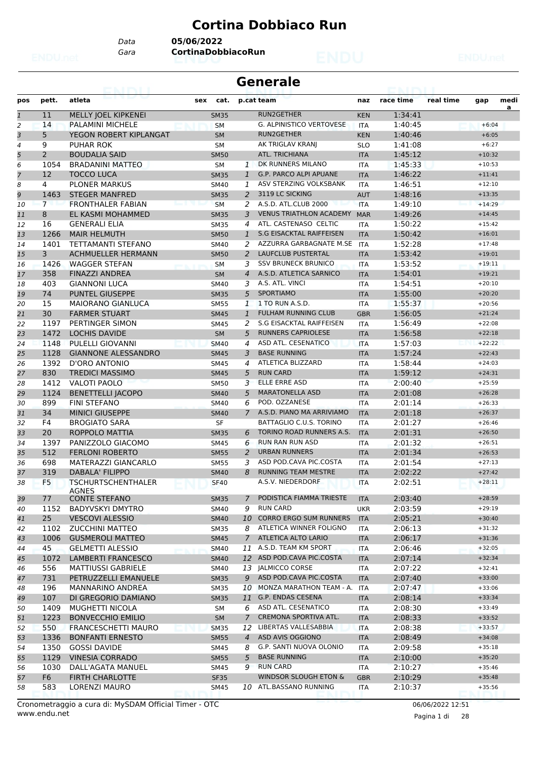# Cortina Dobbiaco Run

Data **05/06/2022**
Gara **CortinaDobbiacoRun**

## Generale

| pos | pett. | atleta | sex | cat. | p.cat | team | naz | race time | real time | gap | media |
|---|---|---|---|---|---|---|---|---|---|---|---|
| 1 | 11 | MELLY JOEL KIPKENEI | | SM35 | | RUN2GETHER | KEN | 1:34:41 | | | |
| 2 | 14 | PALAMINI MICHELE | | SM | | G. ALPINISTICO VERTOVESE | ITA | 1:40:45 | | +6:04 | |
| 3 | 5 | YEGON ROBERT KIPLANGAT | | SM | | RUN2GETHER | KEN | 1:40:46 | | +6:05 | |
| 4 | 9 | PUHAR ROK | | SM | | AK TRIGLAV KRANJ | SLO | 1:41:08 | | +6:27 | |
| 5 | 2 | BOUDALIA SAID | | SM50 | | ATL. TRICHIANA | ITA | 1:45:12 | | +10:32 | |
| 6 | 1054 | BRADANINI MATTEO | | SM | 1 | DK RUNNERS MILANO | ITA | 1:45:33 | | +10:53 | |
| 7 | 12 | TOCCO LUCA | | SM35 | 1 | G.P. PARCO ALPI APUANE | ITA | 1:46:22 | | +11:41 | |
| 8 | 4 | PLONER MARKUS | | SM40 | 1 | ASV STERZING VOLKSBANK | ITA | 1:46:51 | | +12:10 | |
| 9 | 1463 | STEGER MANFRED | | SM35 | 2 | 3119 LC SICKING | AUT | 1:48:16 | | +13:35 | |
| 10 | 7 | FRONTHALER FABIAN | | SM | 2 | A.S.D. ATL.CLUB 2000 | ITA | 1:49:10 | | +14:29 | |
| 11 | 8 | EL KASMI MOHAMMED | | SM35 | 3 | VENUS TRIATHLON ACADEMY | MAR | 1:49:26 | | +14:45 | |
| 12 | 16 | GENERALI ELIA | | SM35 | 4 | ATL. CASTENASO CELTIC | ITA | 1:50:22 | | +15:42 | |
| 13 | 1266 | MAIR HELMUTH | | SM50 | 1 | S.G EISACKTAL RAIFFEISEN | ITA | 1:50:42 | | +16:01 | |
| 14 | 1401 | TETTAMANTI STEFANO | | SM40 | 2 | AZZURRA GARBAGNATE M.SE | ITA | 1:52:28 | | +17:48 | |
| 15 | 3 | ACHMUELLER HERMANN | | SM50 | 2 | LAUFCLUB PUSTERTAL | ITA | 1:53:42 | | +19:01 | |
| 16 | 1426 | WAGGER STEFAN | | SM | 3 | SSV BRUNECK BRUNICO | ITA | 1:53:52 | | +19:11 | |
| 17 | 358 | FINAZZI ANDREA | | SM | 4 | A.S.D. ATLETICA SARNICO | ITA | 1:54:01 | | +19:21 | |
| 18 | 403 | GIANNONI LUCA | | SM40 | 3 | A.S. ATL. VINCI | ITA | 1:54:51 | | +20:10 | |
| 19 | 74 | PUNTEL GIUSEPPE | | SM35 | 5 | SPORTIAMO | ITA | 1:55:00 | | +20:20 | |
| 20 | 15 | MAIORANO GIANLUCA | | SM55 | 1 | 1 TO RUN A.S.D. | ITA | 1:55:37 | | +20:56 | |
| 21 | 30 | FARMER STUART | | SM45 | 1 | FULHAM RUNNING CLUB | GBR | 1:56:05 | | +21:24 | |
| 22 | 1197 | PERTINGER SIMON | | SM45 | 2 | S.G EISACKTAL RAIFFEISEN | ITA | 1:56:49 | | +22:08 | |
| 23 | 1472 | LOCHIS DAVIDE | | SM | 5 | RUNNERS CAPRIOLESE | ITA | 1:56:58 | | +22:18 | |
| 24 | 1148 | PULELLI GIOVANNI | | SM40 | 4 | ASD ATL. CESENATICO | ITA | 1:57:03 | | +22:22 | |
| 25 | 1128 | GIANNONE ALESSANDRO | | SM45 | 3 | BASE RUNNING | ITA | 1:57:24 | | +22:43 | |
| 26 | 1392 | D'ORO ANTONIO | | SM45 | 4 | ATLETICA BLIZZARD | ITA | 1:58:44 | | +24:03 | |
| 27 | 830 | TREDICI MASSIMO | | SM45 | 5 | RUN CARD | ITA | 1:59:12 | | +24:31 | |
| 28 | 1412 | VALOTI PAOLO | | SM50 | 3 | ELLE ERRE ASD | ITA | 2:00:40 | | +25:59 | |
| 29 | 1124 | BENETTELLI JACOPO | | SM40 | 5 | MARATONELLA ASD | ITA | 2:01:08 | | +26:28 | |
| 30 | 899 | FINI STEFANO | | SM40 | 6 | POD. OZZANESE | ITA | 2:01:14 | | +26:33 | |
| 31 | 34 | MINICI GIUSEPPE | | SM40 | 7 | A.S.D. PIANO MA ARRIVIAMO | ITA | 2:01:18 | | +26:37 | |
| 32 | F4 | BROGIATO SARA | | SF | | BATTAGLIO C.U.S. TORINO | ITA | 2:01:27 | | +26:46 | |
| 33 | 20 | ROPPOLO MATTIA | | SM35 | 6 | TORINO ROAD RUNNERS A.S. | ITA | 2:01:31 | | +26:50 | |
| 34 | 1397 | PANIZZOLO GIACOMO | | SM45 | 6 | RUN RAN RUN ASD | ITA | 2:01:32 | | +26:51 | |
| 35 | 512 | FERLONI ROBERTO | | SM55 | 2 | URBAN RUNNERS | ITA | 2:01:34 | | +26:53 | |
| 36 | 698 | MATERAZZI GIANCARLO | | SM55 | 3 | ASD POD.CAVA PIC.COSTA | ITA | 2:01:54 | | +27:13 | |
| 37 | 319 | DABALA' FILIPPO | | SM40 | 8 | RUNNING TEAM MESTRE | ITA | 2:02:22 | | +27:42 | |
| 38 | F5 | TSCHURTSCHENTHALER AGNES | | SF40 | | A.S.V. NIEDERDORF | ITA | 2:02:51 | | +28:11 | |
| 39 | 77 | CONTE STEFANO | | SM35 | 7 | PODISTICA FIAMMA TRIESTE | ITA | 2:03:40 | | +28:59 | |
| 40 | 1152 | BADYVSKYI DMYTRO | | SM40 | 9 | RUN CARD | UKR | 2:03:59 | | +29:19 | |
| 41 | 25 | VESCOVI ALESSIO | | SM40 | 10 | CORRO ERGO SUM RUNNERS | ITA | 2:05:21 | | +30:40 | |
| 42 | 1102 | ZUCCHINI MATTEO | | SM35 | 8 | ATLETICA WINNER FOLIGNO | ITA | 2:06:13 | | +31:32 | |
| 43 | 1006 | GUSMEROLI MATTEO | | SM45 | 7 | ATLETICA ALTO LARIO | ITA | 2:06:17 | | +31:36 | |
| 44 | 45 | GELMETTI ALESSIO | | SM40 | 11 | A.S.D. TEAM KM SPORT | ITA | 2:06:46 | | +32:05 | |
| 45 | 1072 | LAMBERTI FRANCESCO | | SM40 | 12 | ASD POD.CAVA PIC.COSTA | ITA | 2:07:14 | | +32:34 | |
| 46 | 556 | MATTIUSSI GABRIELE | | SM40 | 13 | JALMICCO CORSE | ITA | 2:07:22 | | +32:41 | |
| 47 | 731 | PETRUZZELLI EMANUELE | | SM35 | 9 | ASD POD.CAVA PIC.COSTA | ITA | 2:07:40 | | +33:00 | |
| 48 | 196 | MANNARINO ANDREA | | SM35 | 10 | MONZA MARATHON TEAM - A. | ITA | 2:07:47 | | +33:06 | |
| 49 | 107 | DI GREGORIO DAMIANO | | SM35 | 11 | G.P. ENDAS CESENA | ITA | 2:08:14 | | +33:34 | |
| 50 | 1409 | MUGHETTI NICOLA | | SM | 6 | ASD ATL. CESENATICO | ITA | 2:08:30 | | +33:49 | |
| 51 | 1223 | BONVECCHIO EMILIO | | SM | 7 | CREMONA SPORTIVA ATL. | ITA | 2:08:33 | | +33:52 | |
| 52 | 550 | FRANCESCHETTI MAURO | | SM35 | 12 | LIBERTAS VALLESABBIA | ITA | 2:08:38 | | +33:57 | |
| 53 | 1336 | BONFANTI ERNESTO | | SM55 | 4 | ASD AVIS OGGIONO | ITA | 2:08:49 | | +34:08 | |
| 54 | 1350 | GOSSI DAVIDE | | SM45 | 8 | G.P. SANTI NUOVA OLONIO | ITA | 2:09:58 | | +35:18 | |
| 55 | 1129 | VINESIA CORRADO | | SM55 | 5 | BASE RUNNING | ITA | 2:10:00 | | +35:20 | |
| 56 | 1030 | DALL'AGATA MANUEL | | SM45 | 9 | RUN CARD | ITA | 2:10:27 | | +35:46 | |
| 57 | F6 | FIRTH CHARLOTTE | | SF35 | | WINDSOR SLOUGH ETON & | GBR | 2:10:29 | | +35:48 | |
| 58 | 583 | LORENZI MAURO | | SM45 | 10 | ATL.BASSANO RUNNING | ITA | 2:10:37 | | +35:56 | |

Cronometraggio a cura di: MySDAM Official Timer - OTC
www.endu.net

06/06/2022 12:51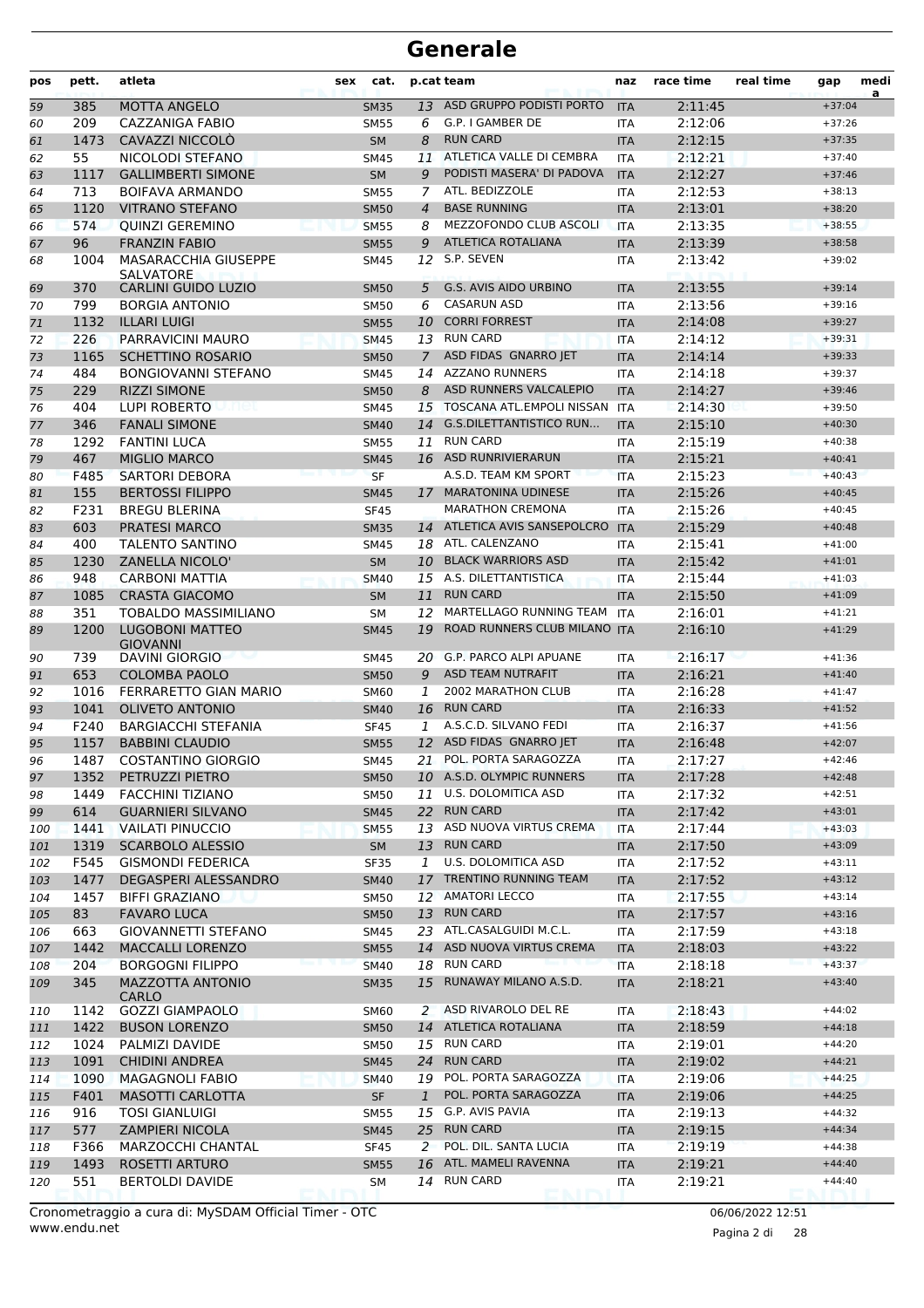# Generale

| pos | pett. | atleta | sex | cat. | p.cat | team | naz | race time | real time | gap | medi a |
|---|---|---|---|---|---|---|---|---|---|---|---|
| 59 | 385 | MOTTA ANGELO | | SM35 | 13 | ASD GRUPPO PODISTI PORTO | ITA | 2:11:45 | | +37:04 | |
| 60 | 209 | CAZZANIGA FABIO | | SM55 | 6 | G.P. I GAMBER DE | ITA | 2:12:06 | | +37:26 | |
| 61 | 1473 | CAVAZZI NICCOLÒ | | SM | 8 | RUN CARD | ITA | 2:12:15 | | +37:35 | |
| 62 | 55 | NICOLODI STEFANO | | SM45 | 11 | ATLETICA VALLE DI CEMBRA | ITA | 2:12:21 | | +37:40 | |
| 63 | 1117 | GALLIMBERTI SIMONE | | SM | 9 | PODISTI MASERA' DI PADOVA | ITA | 2:12:27 | | +37:46 | |
| 64 | 713 | BOIFAVA ARMANDO | | SM55 | 7 | ATL. BEDIZZOLE | ITA | 2:12:53 | | +38:13 | |
| 65 | 1120 | VITRANO STEFANO | | SM50 | 4 | BASE RUNNING | ITA | 2:13:01 | | +38:20 | |
| 66 | 574 | QUINZI GEREMINO | | SM55 | 8 | MEZZOFONDO CLUB ASCOLI | ITA | 2:13:35 | | +38:55 | |
| 67 | 96 | FRANZIN FABIO | | SM55 | 9 | ATLETICA ROTALIANA | ITA | 2:13:39 | | +38:58 | |
| 68 | 1004 | MASARACCHIA GIUSEPPE SALVATORE | | SM45 | 12 | S.P. SEVEN | ITA | 2:13:42 | | +39:02 | |
| 69 | 370 | CARLINI GUIDO LUZIO | | SM50 | 5 | G.S. AVIS AIDO URBINO | ITA | 2:13:55 | | +39:14 | |
| 70 | 799 | BORGIA ANTONIO | | SM50 | 6 | CASARUN ASD | ITA | 2:13:56 | | +39:16 | |
| 71 | 1132 | ILLARI LUIGI | | SM55 | 10 | CORRI FORREST | ITA | 2:14:08 | | +39:27 | |
| 72 | 226 | PARRAVICINI MAURO | | SM45 | 13 | RUN CARD | ITA | 2:14:12 | | +39:31 | |
| 73 | 1165 | SCHETTINO ROSARIO | | SM50 | 7 | ASD FIDAS GNARRO JET | ITA | 2:14:14 | | +39:33 | |
| 74 | 484 | BONGIOVANNI STEFANO | | SM45 | 14 | AZZANO RUNNERS | ITA | 2:14:18 | | +39:37 | |
| 75 | 229 | RIZZI SIMONE | | SM50 | 8 | ASD RUNNERS VALCALEPIO | ITA | 2:14:27 | | +39:46 | |
| 76 | 404 | LUPI ROBERTO | | SM45 | 15 | TOSCANA ATL.EMPOLI NISSAN | ITA | 2:14:30 | | +39:50 | |
| 77 | 346 | FANALI SIMONE | | SM40 | 14 | G.S.DILETTANTISTICO RUN... | ITA | 2:15:10 | | +40:30 | |
| 78 | 1292 | FANTINI LUCA | | SM55 | 11 | RUN CARD | ITA | 2:15:19 | | +40:38 | |
| 79 | 467 | MIGLIO MARCO | | SM45 | 16 | ASD RUNRIVIERARUN | ITA | 2:15:21 | | +40:41 | |
| 80 | F485 | SARTORI DEBORA | | SF | | A.S.D. TEAM KM SPORT | ITA | 2:15:23 | | +40:43 | |
| 81 | 155 | BERTOSSI FILIPPO | | SM45 | 17 | MARATONINA UDINESE | ITA | 2:15:26 | | +40:45 | |
| 82 | F231 | BREGU BLERINA | | SF45 | | MARATHON CREMONA | ITA | 2:15:26 | | +40:45 | |
| 83 | 603 | PRATESI MARCO | | SM35 | 14 | ATLETICA AVIS SANSEPOLCRO | ITA | 2:15:29 | | +40:48 | |
| 84 | 400 | TALENTO SANTINO | | SM45 | 18 | ATL. CALENZANO | ITA | 2:15:41 | | +41:00 | |
| 85 | 1230 | ZANELLA NICOLO' | | SM | 10 | BLACK WARRIORS ASD | ITA | 2:15:42 | | +41:01 | |
| 86 | 948 | CARBONI MATTIA | | SM40 | 15 | A.S. DILETTANTISTICA | ITA | 2:15:44 | | +41:03 | |
| 87 | 1085 | CRASTA GIACOMO | | SM | 11 | RUN CARD | ITA | 2:15:50 | | +41:09 | |
| 88 | 351 | TOBALDO MASSIMILIANO | | SM | 12 | MARTELLAGO RUNNING TEAM | ITA | 2:16:01 | | +41:21 | |
| 89 | 1200 | LUGOBONI MATTEO GIOVANNI | | SM45 | 19 | ROAD RUNNERS CLUB MILANO | ITA | 2:16:10 | | +41:29 | |
| 90 | 739 | DAVINI GIORGIO | | SM45 | 20 | G.P. PARCO ALPI APUANE | ITA | 2:16:17 | | +41:36 | |
| 91 | 653 | COLOMBA PAOLO | | SM50 | 9 | ASD TEAM NUTRAFIT | ITA | 2:16:21 | | +41:40 | |
| 92 | 1016 | FERRARETTO GIAN MARIO | | SM60 | 1 | 2002 MARATHON CLUB | ITA | 2:16:28 | | +41:47 | |
| 93 | 1041 | OLIVETO ANTONIO | | SM40 | 16 | RUN CARD | ITA | 2:16:33 | | +41:52 | |
| 94 | F240 | BARGIACCHI STEFANIA | | SF45 | 1 | A.S.C.D. SILVANO FEDI | ITA | 2:16:37 | | +41:56 | |
| 95 | 1157 | BABBINI CLAUDIO | | SM55 | 12 | ASD FIDAS GNARRO JET | ITA | 2:16:48 | | +42:07 | |
| 96 | 1487 | COSTANTINO GIORGIO | | SM45 | 21 | POL. PORTA SARAGOZZA | ITA | 2:17:27 | | +42:46 | |
| 97 | 1352 | PETRUZZI PIETRO | | SM50 | 10 | A.S.D. OLYMPIC RUNNERS | ITA | 2:17:28 | | +42:48 | |
| 98 | 1449 | FACCHINI TIZIANO | | SM50 | 11 | U.S. DOLOMITICA ASD | ITA | 2:17:32 | | +42:51 | |
| 99 | 614 | GUARNIERI SILVANO | | SM45 | 22 | RUN CARD | ITA | 2:17:42 | | +43:01 | |
| 100 | 1441 | VAILATI PINUCCIO | | SM55 | 13 | ASD NUOVA VIRTUS CREMA | ITA | 2:17:44 | | +43:03 | |
| 101 | 1319 | SCARBOLO ALESSIO | | SM | 13 | RUN CARD | ITA | 2:17:50 | | +43:09 | |
| 102 | F545 | GISMONDI FEDERICA | | SF35 | 1 | U.S. DOLOMITICA ASD | ITA | 2:17:52 | | +43:11 | |
| 103 | 1477 | DEGASPERI ALESSANDRO | | SM40 | 17 | TRENTINO RUNNING TEAM | ITA | 2:17:52 | | +43:12 | |
| 104 | 1457 | BIFFI GRAZIANO | | SM50 | 12 | AMATORI LECCO | ITA | 2:17:55 | | +43:14 | |
| 105 | 83 | FAVARO LUCA | | SM50 | 13 | RUN CARD | ITA | 2:17:57 | | +43:16 | |
| 106 | 663 | GIOVANNETTI STEFANO | | SM45 | 23 | ATL.CASALGUIDI M.C.L. | ITA | 2:17:59 | | +43:18 | |
| 107 | 1442 | MACCALLI LORENZO | | SM55 | 14 | ASD NUOVA VIRTUS CREMA | ITA | 2:18:03 | | +43:22 | |
| 108 | 204 | BORGOGNI FILIPPO | | SM40 | 18 | RUN CARD | ITA | 2:18:18 | | +43:37 | |
| 109 | 345 | MAZZOTTA ANTONIO CARLO | | SM35 | 15 | RUNAWAY MILANO A.S.D. | ITA | 2:18:21 | | +43:40 | |
| 110 | 1142 | GOZZI GIAMPAOLO | | SM60 | 2 | ASD RIVAROLO DEL RE | ITA | 2:18:43 | | +44:02 | |
| 111 | 1422 | BUSON LORENZO | | SM50 | 14 | ATLETICA ROTALIANA | ITA | 2:18:59 | | +44:18 | |
| 112 | 1024 | PALMIZI DAVIDE | | SM50 | 15 | RUN CARD | ITA | 2:19:01 | | +44:20 | |
| 113 | 1091 | CHIDINI ANDREA | | SM45 | 24 | RUN CARD | ITA | 2:19:02 | | +44:21 | |
| 114 | 1090 | MAGAGNOLI FABIO | | SM40 | 19 | POL. PORTA SARAGOZZA | ITA | 2:19:06 | | +44:25 | |
| 115 | F401 | MASOTTI CARLOTTA | | SF | 1 | POL. PORTA SARAGOZZA | ITA | 2:19:06 | | +44:25 | |
| 116 | 916 | TOSI GIANLUIGI | | SM55 | 15 | G.P. AVIS PAVIA | ITA | 2:19:13 | | +44:32 | |
| 117 | 577 | ZAMPIERI NICOLA | | SM45 | 25 | RUN CARD | ITA | 2:19:15 | | +44:34 | |
| 118 | F366 | MARZOCCHI CHANTAL | | SF45 | 2 | POL. DIL. SANTA LUCIA | ITA | 2:19:19 | | +44:38 | |
| 119 | 1493 | ROSETTI ARTURO | | SM55 | 16 | ATL. MAMELI RAVENNA | ITA | 2:19:21 | | +44:40 | |
| 120 | 551 | BERTOLDI DAVIDE | | SM | 14 | RUN CARD | ITA | 2:19:21 | | +44:40 | |

Cronometraggio a cura di: MySDAM Official Timer - OTC
www.endu.net

06/06/2022 12:51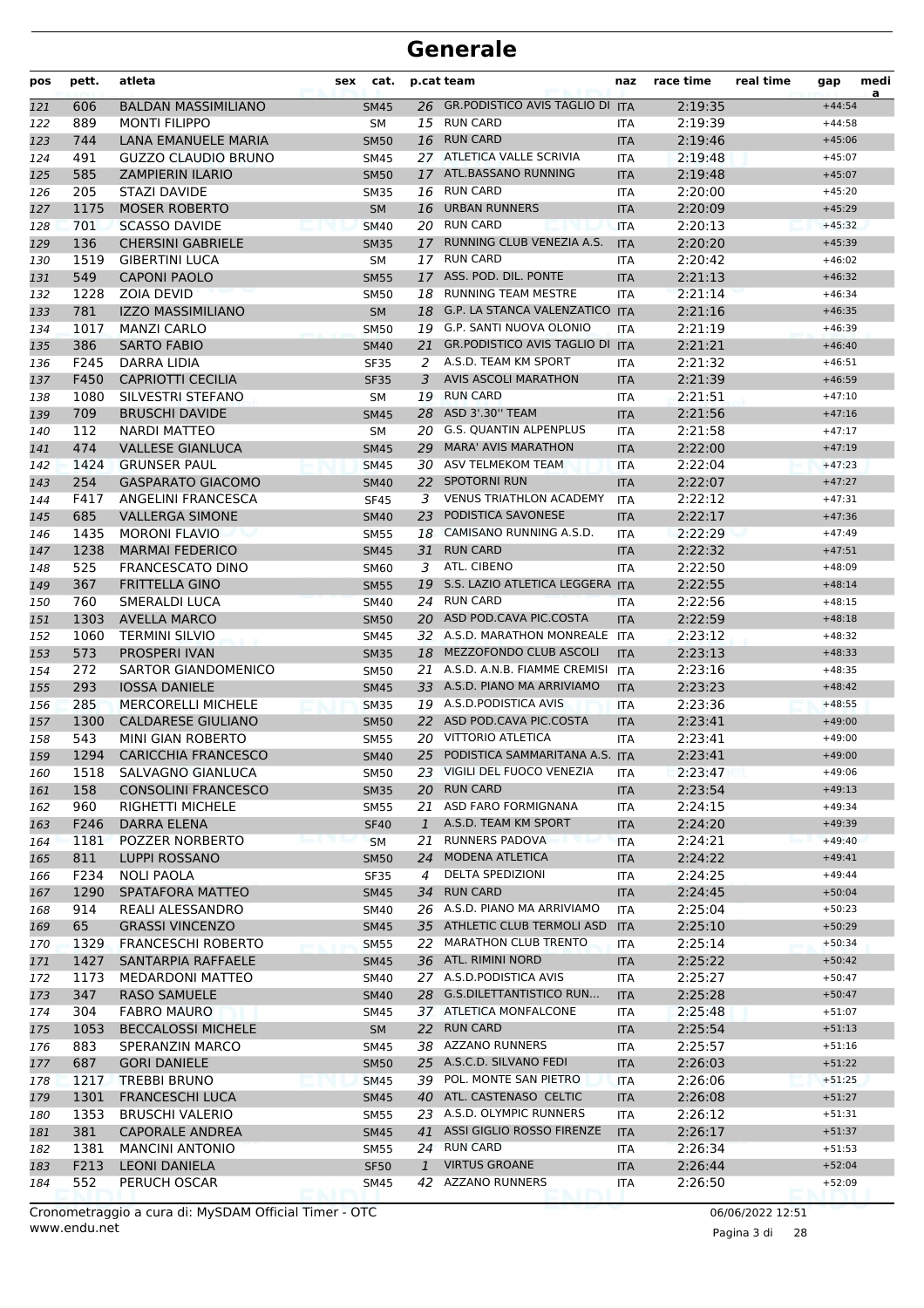# Generale

| pos | pett. | atleta | sex | cat. | p.cat | team | naz | race time | real time | gap | medi a |
|---|---|---|---|---|---|---|---|---|---|---|---|
| 121 | 606 | BALDAN MASSIMILIANO | | SM45 | 26 | GR.PODISTICO AVIS TAGLIO DI | ITA | 2:19:35 | | +44:54 | |
| 122 | 889 | MONTI FILIPPO | | SM | 15 | RUN CARD | ITA | 2:19:39 | | +44:58 | |
| 123 | 744 | LANA EMANUELE MARIA | | SM50 | 16 | RUN CARD | ITA | 2:19:46 | | +45:06 | |
| 124 | 491 | GUZZO CLAUDIO BRUNO | | SM45 | 27 | ATLETICA VALLE SCRIVIA | ITA | 2:19:48 | | +45:07 | |
| 125 | 585 | ZAMPIERIN ILARIO | | SM50 | 17 | ATL.BASSANO RUNNING | ITA | 2:19:48 | | +45:07 | |
| 126 | 205 | STAZI DAVIDE | | SM35 | 16 | RUN CARD | ITA | 2:20:00 | | +45:20 | |
| 127 | 1175 | MOSER ROBERTO | | SM | 16 | URBAN RUNNERS | ITA | 2:20:09 | | +45:29 | |
| 128 | 701 | SCASSO DAVIDE | | SM40 | 20 | RUN CARD | ITA | 2:20:13 | | +45:32 | |
| 129 | 136 | CHERSINI GABRIELE | | SM35 | 17 | RUNNING CLUB VENEZIA A.S. | ITA | 2:20:20 | | +45:39 | |
| 130 | 1519 | GIBERTINI LUCA | | SM | 17 | RUN CARD | ITA | 2:20:42 | | +46:02 | |
| 131 | 549 | CAPONI PAOLO | | SM55 | 17 | ASS. POD. DIL. PONTE | ITA | 2:21:13 | | +46:32 | |
| 132 | 1228 | ZOIA DEVID | | SM50 | 18 | RUNNING TEAM MESTRE | ITA | 2:21:14 | | +46:34 | |
| 133 | 781 | IZZO MASSIMILIANO | | SM | 18 | G.P. LA STANCA VALENZATICO | ITA | 2:21:16 | | +46:35 | |
| 134 | 1017 | MANZI CARLO | | SM50 | 19 | G.P. SANTI NUOVA OLONIO | ITA | 2:21:19 | | +46:39 | |
| 135 | 386 | SARTO FABIO | | SM40 | 21 | GR.PODISTICO AVIS TAGLIO DI | ITA | 2:21:21 | | +46:40 | |
| 136 | F245 | DARRA LIDIA | | SF35 | 2 | A.S.D. TEAM KM SPORT | ITA | 2:21:32 | | +46:51 | |
| 137 | F450 | CAPRIOTTI CECILIA | | SF35 | 3 | AVIS ASCOLI MARATHON | ITA | 2:21:39 | | +46:59 | |
| 138 | 1080 | SILVESTRI STEFANO | | SM | 19 | RUN CARD | ITA | 2:21:51 | | +47:10 | |
| 139 | 709 | BRUSCHI DAVIDE | | SM45 | 28 | ASD 3'.30'' TEAM | ITA | 2:21:56 | | +47:16 | |
| 140 | 112 | NARDI MATTEO | | SM | 20 | G.S. QUANTIN ALPENPLUS | ITA | 2:21:58 | | +47:17 | |
| 141 | 474 | VALLESE GIANLUCA | | SM45 | 29 | MARA' AVIS MARATHON | ITA | 2:22:00 | | +47:19 | |
| 142 | 1424 | GRUNSER PAUL | | SM45 | 30 | ASV TELMEKOM TEAM | ITA | 2:22:04 | | +47:23 | |
| 143 | 254 | GASPARATO GIACOMO | | SM40 | 22 | SPOTORNI RUN | ITA | 2:22:07 | | +47:27 | |
| 144 | F417 | ANGELINI FRANCESCA | | SF45 | 3 | VENUS TRIATHLON ACADEMY | ITA | 2:22:12 | | +47:31 | |
| 145 | 685 | VALLERGA SIMONE | | SM40 | 23 | PODISTICA SAVONESE | ITA | 2:22:17 | | +47:36 | |
| 146 | 1435 | MORONI FLAVIO | | SM55 | 18 | CAMISANO RUNNING A.S.D. | ITA | 2:22:29 | | +47:49 | |
| 147 | 1238 | MARMAI FEDERICO | | SM45 | 31 | RUN CARD | ITA | 2:22:32 | | +47:51 | |
| 148 | 525 | FRANCESCATO DINO | | SM60 | 3 | ATL. CIBENO | ITA | 2:22:50 | | +48:09 | |
| 149 | 367 | FRITTELLA GINO | | SM55 | 19 | S.S. LAZIO ATLETICA LEGGERA | ITA | 2:22:55 | | +48:14 | |
| 150 | 760 | SMERALDI LUCA | | SM40 | 24 | RUN CARD | ITA | 2:22:56 | | +48:15 | |
| 151 | 1303 | AVELLA MARCO | | SM50 | 20 | ASD POD.CAVA PIC.COSTA | ITA | 2:22:59 | | +48:18 | |
| 152 | 1060 | TERMINI SILVIO | | SM45 | 32 | A.S.D. MARATHON MONREALE | ITA | 2:23:12 | | +48:32 | |
| 153 | 573 | PROSPERI IVAN | | SM35 | 18 | MEZZOFONDO CLUB ASCOLI | ITA | 2:23:13 | | +48:33 | |
| 154 | 272 | SARTOR GIANDOMENICO | | SM50 | 21 | A.S.D. A.N.B. FIAMME CREMISI | ITA | 2:23:16 | | +48:35 | |
| 155 | 293 | IOSSA DANIELE | | SM45 | 33 | A.S.D. PIANO MA ARRIVIAMO | ITA | 2:23:23 | | +48:42 | |
| 156 | 285 | MERCORELLI MICHELE | | SM35 | 19 | A.S.D.PODISTICA AVIS | ITA | 2:23:36 | | +48:55 | |
| 157 | 1300 | CALDARESE GIULIANO | | SM50 | 22 | ASD POD.CAVA PIC.COSTA | ITA | 2:23:41 | | +49:00 | |
| 158 | 543 | MINI GIAN ROBERTO | | SM55 | 20 | VITTORIO ATLETICA | ITA | 2:23:41 | | +49:00 | |
| 159 | 1294 | CARICCHIA FRANCESCO | | SM40 | 25 | PODISTICA SAMMARITANA A.S. | ITA | 2:23:41 | | +49:00 | |
| 160 | 1518 | SALVAGNO GIANLUCA | | SM50 | 23 | VIGILI DEL FUOCO VENEZIA | ITA | 2:23:47 | | +49:06 | |
| 161 | 158 | CONSOLINI FRANCESCO | | SM35 | 20 | RUN CARD | ITA | 2:23:54 | | +49:13 | |
| 162 | 960 | RIGHETTI MICHELE | | SM55 | 21 | ASD FARO FORMIGNANA | ITA | 2:24:15 | | +49:34 | |
| 163 | F246 | DARRA ELENA | | SF40 | 1 | A.S.D. TEAM KM SPORT | ITA | 2:24:20 | | +49:39 | |
| 164 | 1181 | POZZER NORBERTO | | SM | 21 | RUNNERS PADOVA | ITA | 2:24:21 | | +49:40 | |
| 165 | 811 | LUPPI ROSSANO | | SM50 | 24 | MODENA ATLETICA | ITA | 2:24:22 | | +49:41 | |
| 166 | F234 | NOLI PAOLA | | SF35 | 4 | DELTA SPEDIZIONI | ITA | 2:24:25 | | +49:44 | |
| 167 | 1290 | SPATAFORA MATTEO | | SM45 | 34 | RUN CARD | ITA | 2:24:45 | | +50:04 | |
| 168 | 914 | REALI ALESSANDRO | | SM40 | 26 | A.S.D. PIANO MA ARRIVIAMO | ITA | 2:25:04 | | +50:23 | |
| 169 | 65 | GRASSI VINCENZO | | SM45 | 35 | ATHLETIC CLUB TERMOLI ASD | ITA | 2:25:10 | | +50:29 | |
| 170 | 1329 | FRANCESCHI ROBERTO | | SM55 | 22 | MARATHON CLUB TRENTO | ITA | 2:25:14 | | +50:34 | |
| 171 | 1427 | SANTARPIA RAFFAELE | | SM45 | 36 | ATL. RIMINI NORD | ITA | 2:25:22 | | +50:42 | |
| 172 | 1173 | MEDARDONI MATTEO | | SM40 | 27 | A.S.D.PODISTICA AVIS | ITA | 2:25:27 | | +50:47 | |
| 173 | 347 | RASO SAMUELE | | SM40 | 28 | G.S.DILETTANTISTICO RUN... | ITA | 2:25:28 | | +50:47 | |
| 174 | 304 | FABRO MAURO | | SM45 | 37 | ATLETICA MONFALCONE | ITA | 2:25:48 | | +51:07 | |
| 175 | 1053 | BECCALOSSI MICHELE | | SM | 22 | RUN CARD | ITA | 2:25:54 | | +51:13 | |
| 176 | 883 | SPERANZIN MARCO | | SM45 | 38 | AZZANO RUNNERS | ITA | 2:25:57 | | +51:16 | |
| 177 | 687 | GORI DANIELE | | SM50 | 25 | A.S.C.D. SILVANO FEDI | ITA | 2:26:03 | | +51:22 | |
| 178 | 1217 | TREBBI BRUNO | | SM45 | 39 | POL. MONTE SAN PIETRO | ITA | 2:26:06 | | +51:25 | |
| 179 | 1301 | FRANCESCHI LUCA | | SM45 | 40 | ATL. CASTENASO CELTIC | ITA | 2:26:08 | | +51:27 | |
| 180 | 1353 | BRUSCHI VALERIO | | SM55 | 23 | A.S.D. OLYMPIC RUNNERS | ITA | 2:26:12 | | +51:31 | |
| 181 | 381 | CAPORALE ANDREA | | SM45 | 41 | ASSI GIGLIO ROSSO FIRENZE | ITA | 2:26:17 | | +51:37 | |
| 182 | 1381 | MANCINI ANTONIO | | SM55 | 24 | RUN CARD | ITA | 2:26:34 | | +51:53 | |
| 183 | F213 | LEONI DANIELA | | SF50 | 1 | VIRTUS GROANE | ITA | 2:26:44 | | +52:04 | |
| 184 | 552 | PERUCH OSCAR | | SM45 | 42 | AZZANO RUNNERS | ITA | 2:26:50 | | +52:09 | |

Cronometraggio a cura di: MySDAM Official Timer - OTC
www.endu.net

06/06/2022 12:51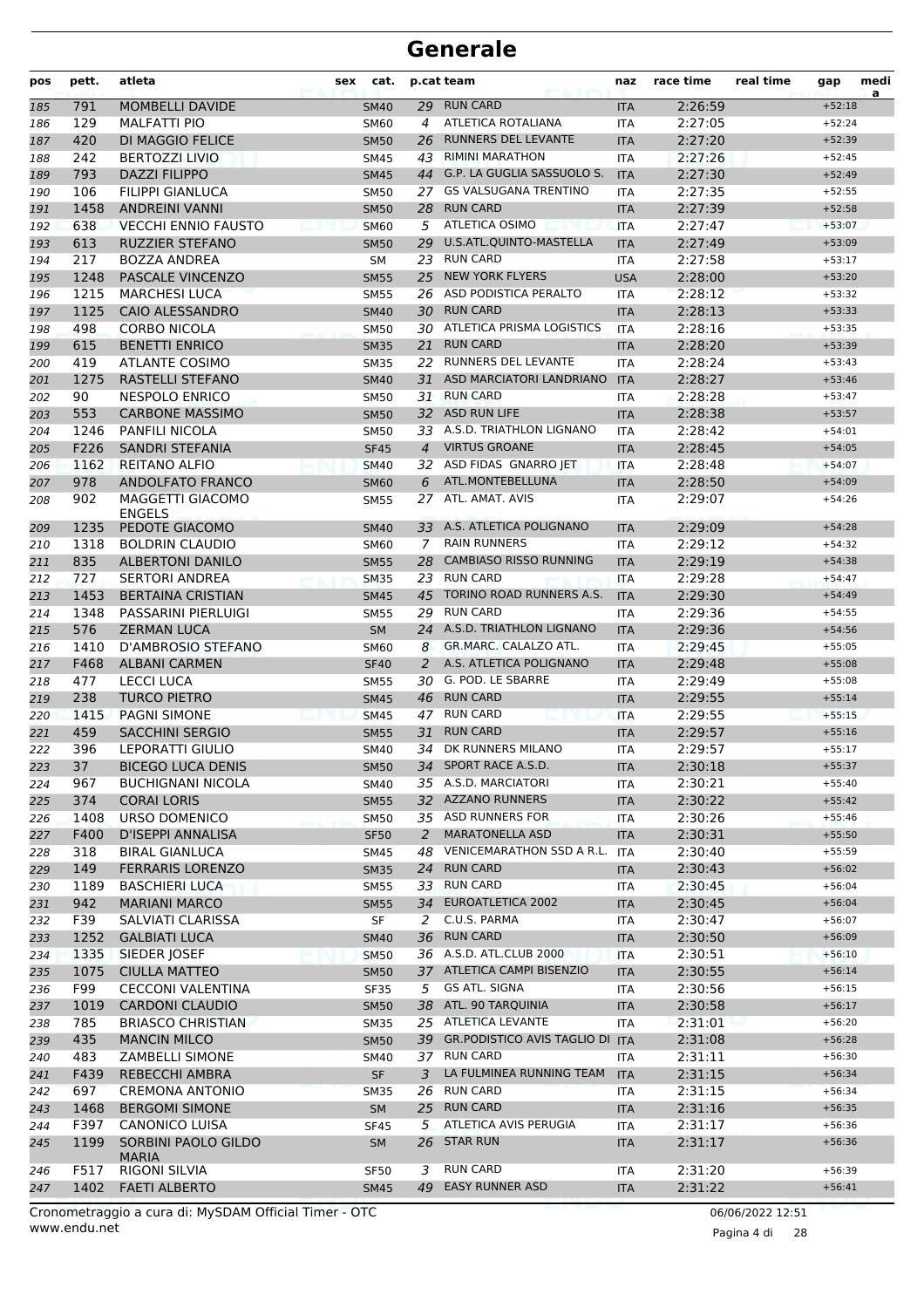# Generale

| pos | pett. | atleta | sex | cat. | p.cat | team | naz | race time | real time | gap | media |
|---|---|---|---|---|---|---|---|---|---|---|---|
| 185 | 791 | MOMBELLI DAVIDE | | SM40 | 29 | RUN CARD | ITA | 2:26:59 | | +52:18 | |
| 186 | 129 | MALFATTI PIO | | SM60 | 4 | ATLETICA ROTALIANA | ITA | 2:27:05 | | +52:24 | |
| 187 | 420 | DI MAGGIO FELICE | | SM50 | 26 | RUNNERS DEL LEVANTE | ITA | 2:27:20 | | +52:39 | |
| 188 | 242 | BERTOZZI LIVIO | | SM45 | 43 | RIMINI MARATHON | ITA | 2:27:26 | | +52:45 | |
| 189 | 793 | DAZZI FILIPPO | | SM45 | 44 | G.P. LA GUGLIA SASSUOLO S. | ITA | 2:27:30 | | +52:49 | |
| 190 | 106 | FILIPPI GIANLUCA | | SM50 | 27 | GS VALSUGANA TRENTINO | ITA | 2:27:35 | | +52:55 | |
| 191 | 1458 | ANDREINI VANNI | | SM50 | 28 | RUN CARD | ITA | 2:27:39 | | +52:58 | |
| 192 | 638 | VECCHI ENNIO FAUSTO | | SM60 | 5 | ATLETICA OSIMO | ITA | 2:27:47 | | +53:07 | |
| 193 | 613 | RUZZIER STEFANO | | SM50 | 29 | U.S.ATL.QUINTO-MASTELLA | ITA | 2:27:49 | | +53:09 | |
| 194 | 217 | BOZZA ANDREA | | SM | 23 | RUN CARD | ITA | 2:27:58 | | +53:17 | |
| 195 | 1248 | PASCALE VINCENZO | | SM55 | 25 | NEW YORK FLYERS | USA | 2:28:00 | | +53:20 | |
| 196 | 1215 | MARCHESI LUCA | | SM55 | 26 | ASD PODISTICA PERALTO | ITA | 2:28:12 | | +53:32 | |
| 197 | 1125 | CAIO ALESSANDRO | | SM40 | 30 | RUN CARD | ITA | 2:28:13 | | +53:33 | |
| 198 | 498 | CORBO NICOLA | | SM50 | 30 | ATLETICA PRISMA LOGISTICS | ITA | 2:28:16 | | +53:35 | |
| 199 | 615 | BENETTI ENRICO | | SM35 | 21 | RUN CARD | ITA | 2:28:20 | | +53:39 | |
| 200 | 419 | ATLANTE COSIMO | | SM35 | 22 | RUNNERS DEL LEVANTE | ITA | 2:28:24 | | +53:43 | |
| 201 | 1275 | RASTELLI STEFANO | | SM40 | 31 | ASD MARCIATORI LANDRIANO | ITA | 2:28:27 | | +53:46 | |
| 202 | 90 | NESPOLO ENRICO | | SM50 | 31 | RUN CARD | ITA | 2:28:28 | | +53:47 | |
| 203 | 553 | CARBONE MASSIMO | | SM50 | 32 | ASD RUN LIFE | ITA | 2:28:38 | | +53:57 | |
| 204 | 1246 | PANFILI NICOLA | | SM50 | 33 | A.S.D. TRIATHLON LIGNANO | ITA | 2:28:42 | | +54:01 | |
| 205 | F226 | SANDRI STEFANIA | | SF45 | 4 | VIRTUS GROANE | ITA | 2:28:45 | | +54:05 | |
| 206 | 1162 | REITANO ALFIO | | SM40 | 32 | ASD FIDAS GNARRO JET | ITA | 2:28:48 | | +54:07 | |
| 207 | 978 | ANDOLFATO FRANCO | | SM60 | 6 | ATL.MONTEBELLUNA | ITA | 2:28:50 | | +54:09 | |
| 208 | 902 | MAGGETTI GIACOMO ENGELS | | SM55 | 27 | ATL. AMAT. AVIS | ITA | 2:29:07 | | +54:26 | |
| 209 | 1235 | PEDOTE GIACOMO | | SM40 | 33 | A.S. ATLETICA POLIGNANO | ITA | 2:29:09 | | +54:28 | |
| 210 | 1318 | BOLDRIN CLAUDIO | | SM60 | 7 | RAIN RUNNERS | ITA | 2:29:12 | | +54:32 | |
| 211 | 835 | ALBERTONI DANILO | | SM55 | 28 | CAMBIASO RISSO RUNNING | ITA | 2:29:19 | | +54:38 | |
| 212 | 727 | SERTORI ANDREA | | SM35 | 23 | RUN CARD | ITA | 2:29:28 | | +54:47 | |
| 213 | 1453 | BERTAINA CRISTIAN | | SM45 | 45 | TORINO ROAD RUNNERS A.S. | ITA | 2:29:30 | | +54:49 | |
| 214 | 1348 | PASSARINI PIERLUIGI | | SM55 | 29 | RUN CARD | ITA | 2:29:36 | | +54:55 | |
| 215 | 576 | ZERMAN LUCA | | SM | 24 | A.S.D. TRIATHLON LIGNANO | ITA | 2:29:36 | | +54:56 | |
| 216 | 1410 | D'AMBROSIO STEFANO | | SM60 | 8 | GR.MARC. CALALZO ATL. | ITA | 2:29:45 | | +55:05 | |
| 217 | F468 | ALBANI CARMEN | | SF40 | 2 | A.S. ATLETICA POLIGNANO | ITA | 2:29:48 | | +55:08 | |
| 218 | 477 | LECCI LUCA | | SM55 | 30 | G. POD. LE SBARRE | ITA | 2:29:49 | | +55:08 | |
| 219 | 238 | TURCO PIETRO | | SM45 | 46 | RUN CARD | ITA | 2:29:55 | | +55:14 | |
| 220 | 1415 | PAGNI SIMONE | | SM45 | 47 | RUN CARD | ITA | 2:29:55 | | +55:15 | |
| 221 | 459 | SACCHINI SERGIO | | SM55 | 31 | RUN CARD | ITA | 2:29:57 | | +55:16 | |
| 222 | 396 | LEPORATTI GIULIO | | SM40 | 34 | DK RUNNERS MILANO | ITA | 2:29:57 | | +55:17 | |
| 223 | 37 | BICEGO LUCA DENIS | | SM50 | 34 | SPORT RACE A.S.D. | ITA | 2:30:18 | | +55:37 | |
| 224 | 967 | BUCHIGNANI NICOLA | | SM40 | 35 | A.S.D. MARCIATORI | ITA | 2:30:21 | | +55:40 | |
| 225 | 374 | CORAI LORIS | | SM55 | 32 | AZZANO RUNNERS | ITA | 2:30:22 | | +55:42 | |
| 226 | 1408 | URSO DOMENICO | | SM50 | 35 | ASD RUNNERS FOR | ITA | 2:30:26 | | +55:46 | |
| 227 | F400 | D'ISEPPI ANNALISA | | SF50 | 2 | MARATONELLA ASD | ITA | 2:30:31 | | +55:50 | |
| 228 | 318 | BIRAL GIANLUCA | | SM45 | 48 | VENICEMARATHON SSD A R.L. | ITA | 2:30:40 | | +55:59 | |
| 229 | 149 | FERRARIS LORENZO | | SM35 | 24 | RUN CARD | ITA | 2:30:43 | | +56:02 | |
| 230 | 1189 | BASCHIERI LUCA | | SM55 | 33 | RUN CARD | ITA | 2:30:45 | | +56:04 | |
| 231 | 942 | MARIANI MARCO | | SM55 | 34 | EUROATLETICA 2002 | ITA | 2:30:45 | | +56:04 | |
| 232 | F39 | SALVIATI CLARISSA | | SF | 2 | C.U.S. PARMA | ITA | 2:30:47 | | +56:07 | |
| 233 | 1252 | GALBIATI LUCA | | SM40 | 36 | RUN CARD | ITA | 2:30:50 | | +56:09 | |
| 234 | 1335 | SIEDER JOSEF | | SM50 | 36 | A.S.D. ATL.CLUB 2000 | ITA | 2:30:51 | | +56:10 | |
| 235 | 1075 | CIULLA MATTEO | | SM50 | 37 | ATLETICA CAMPI BISENZIO | ITA | 2:30:55 | | +56:14 | |
| 236 | F99 | CECCONI VALENTINA | | SF35 | 5 | GS ATL. SIGNA | ITA | 2:30:56 | | +56:15 | |
| 237 | 1019 | CARDONI CLAUDIO | | SM50 | 38 | ATL. 90 TARQUINIA | ITA | 2:30:58 | | +56:17 | |
| 238 | 785 | BRIASCO CHRISTIAN | | SM35 | 25 | ATLETICA LEVANTE | ITA | 2:31:01 | | +56:20 | |
| 239 | 435 | MANCIN MILCO | | SM50 | 39 | GR.PODISTICO AVIS TAGLIO DI | ITA | 2:31:08 | | +56:28 | |
| 240 | 483 | ZAMBELLI SIMONE | | SM40 | 37 | RUN CARD | ITA | 2:31:11 | | +56:30 | |
| 241 | F439 | REBECCHI AMBRA | | SF | 3 | LA FULMINEA RUNNING TEAM | ITA | 2:31:15 | | +56:34 | |
| 242 | 697 | CREMONA ANTONIO | | SM35 | 26 | RUN CARD | ITA | 2:31:15 | | +56:34 | |
| 243 | 1468 | BERGOMI SIMONE | | SM | 25 | RUN CARD | ITA | 2:31:16 | | +56:35 | |
| 244 | F397 | CANONICO LUISA | | SF45 | 5 | ATLETICA AVIS PERUGIA | ITA | 2:31:17 | | +56:36 | |
| 245 | 1199 | SORBINI PAOLO GILDO MARIA | | SM | 26 | STAR RUN | ITA | 2:31:17 | | +56:36 | |
| 246 | F517 | RIGONI SILVIA | | SF50 | 3 | RUN CARD | ITA | 2:31:20 | | +56:39 | |
| 247 | 1402 | FAETI ALBERTO | | SM45 | 49 | EASY RUNNER ASD | ITA | 2:31:22 | | +56:41 | |

Cronometraggio a cura di: MySDAM Official Timer - OTC
www.endu.net

06/06/2022 12:51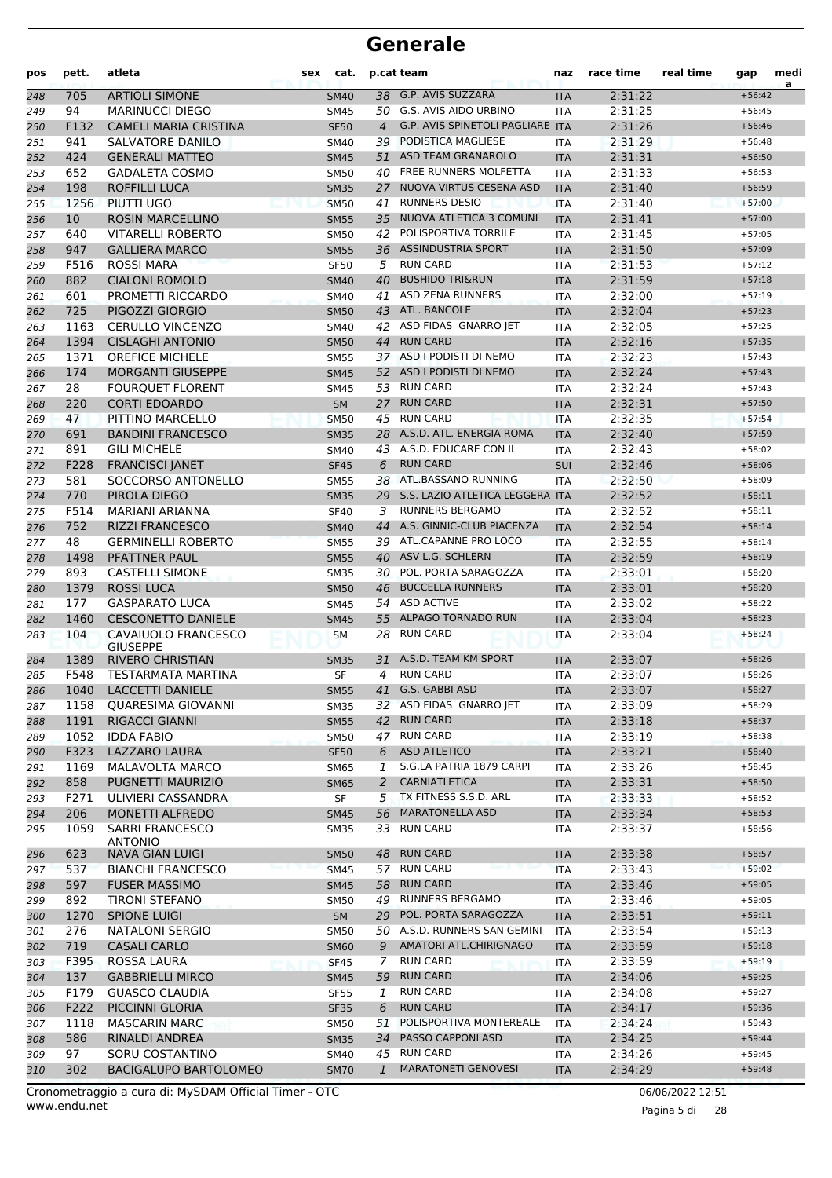# Generale

| pos | pett. | atleta | sex | cat. | p.cat | team | naz | race time | real time | gap | media |
|---|---|---|---|---|---|---|---|---|---|---|---|
| 248 | 705 | ARTIOLI SIMONE | | SM40 | 38 | G.P. AVIS SUZZARA | ITA | 2:31:22 | | +56:42 | |
| 249 | 94 | MARINUCCI DIEGO | | SM45 | 50 | G.S. AVIS AIDO URBINO | ITA | 2:31:25 | | +56:45 | |
| 250 | F132 | CAMELI MARIA CRISTINA | | SF50 | 4 | G.P. AVIS SPINETOLI PAGLIARE | ITA | 2:31:26 | | +56:46 | |
| 251 | 941 | SALVATORE DANILO | | SM40 | 39 | PODISTICA MAGLIESE | ITA | 2:31:29 | | +56:48 | |
| 252 | 424 | GENERALI MATTEO | | SM45 | 51 | ASD TEAM GRANAROLO | ITA | 2:31:31 | | +56:50 | |
| 253 | 652 | GADALETA COSMO | | SM50 | 40 | FREE RUNNERS MOLFETTA | ITA | 2:31:33 | | +56:53 | |
| 254 | 198 | ROFFILLI LUCA | | SM35 | 27 | NUOVA VIRTUS CESENA ASD | ITA | 2:31:40 | | +56:59 | |
| 255 | 1256 | PIUTTI UGO | | SM50 | 41 | RUNNERS DESIO | ITA | 2:31:40 | | +57:00 | |
| 256 | 10 | ROSIN MARCELLINO | | SM55 | 35 | NUOVA ATLETICA 3 COMUNI | ITA | 2:31:41 | | +57:00 | |
| 257 | 640 | VITARELLI ROBERTO | | SM50 | 42 | POLISPORTIVA TORRILE | ITA | 2:31:45 | | +57:05 | |
| 258 | 947 | GALLIERA MARCO | | SM55 | 36 | ASSINDUSTRIA SPORT | ITA | 2:31:50 | | +57:09 | |
| 259 | F516 | ROSSI MARA | | SF50 | 5 | RUN CARD | ITA | 2:31:53 | | +57:12 | |
| 260 | 882 | CIALONI ROMOLO | | SM40 | 40 | BUSHIDO TRI&RUN | ITA | 2:31:59 | | +57:18 | |
| 261 | 601 | PROMETTI RICCARDO | | SM40 | 41 | ASD ZENA RUNNERS | ITA | 2:32:00 | | +57:19 | |
| 262 | 725 | PIGOZZI GIORGIO | | SM50 | 43 | ATL. BANCOLE | ITA | 2:32:04 | | +57:23 | |
| 263 | 1163 | CERULLO VINCENZO | | SM40 | 42 | ASD FIDAS GNARRO JET | ITA | 2:32:05 | | +57:25 | |
| 264 | 1394 | CISLAGHI ANTONIO | | SM50 | 44 | RUN CARD | ITA | 2:32:16 | | +57:35 | |
| 265 | 1371 | OREFICE MICHELE | | SM55 | 37 | ASD I PODISTI DI NEMO | ITA | 2:32:23 | | +57:43 | |
| 266 | 174 | MORGANTI GIUSEPPE | | SM45 | 52 | ASD I PODISTI DI NEMO | ITA | 2:32:24 | | +57:43 | |
| 267 | 28 | FOURQUET FLORENT | | SM45 | 53 | RUN CARD | ITA | 2:32:24 | | +57:43 | |
| 268 | 220 | CORTI EDOARDO | | SM | 27 | RUN CARD | ITA | 2:32:31 | | +57:50 | |
| 269 | 47 | PITTINO MARCELLO | | SM50 | 45 | RUN CARD | ITA | 2:32:35 | | +57:54 | |
| 270 | 691 | BANDINI FRANCESCO | | SM35 | 28 | A.S.D. ATL. ENERGIA ROMA | ITA | 2:32:40 | | +57:59 | |
| 271 | 891 | GILI MICHELE | | SM40 | 43 | A.S.D. EDUCARE CON IL | ITA | 2:32:43 | | +58:02 | |
| 272 | F228 | FRANCISCI JANET | | SF45 | 6 | RUN CARD | SUI | 2:32:46 | | +58:06 | |
| 273 | 581 | SOCCORSO ANTONELLO | | SM55 | 38 | ATL.BASSANO RUNNING | ITA | 2:32:50 | | +58:09 | |
| 274 | 770 | PIROLA DIEGO | | SM35 | 29 | S.S. LAZIO ATLETICA LEGGERA | ITA | 2:32:52 | | +58:11 | |
| 275 | F514 | MARIANI ARIANNA | | SF40 | 3 | RUNNERS BERGAMO | ITA | 2:32:52 | | +58:11 | |
| 276 | 752 | RIZZI FRANCESCO | | SM40 | 44 | A.S. GINNIC-CLUB PIACENZA | ITA | 2:32:54 | | +58:14 | |
| 277 | 48 | GERMINELLI ROBERTO | | SM55 | 39 | ATL.CAPANNE PRO LOCO | ITA | 2:32:55 | | +58:14 | |
| 278 | 1498 | PFATTNER PAUL | | SM55 | 40 | ASV L.G. SCHLERN | ITA | 2:32:59 | | +58:19 | |
| 279 | 893 | CASTELLI SIMONE | | SM35 | 30 | POL. PORTA SARAGOZZA | ITA | 2:33:01 | | +58:20 | |
| 280 | 1379 | ROSSI LUCA | | SM50 | 46 | BUCCELLA RUNNERS | ITA | 2:33:01 | | +58:20 | |
| 281 | 177 | GASPARATO LUCA | | SM45 | 54 | ASD ACTIVE | ITA | 2:33:02 | | +58:22 | |
| 282 | 1460 | CESCONETTO DANIELE | | SM45 | 55 | ALPAGO TORNADO RUN | ITA | 2:33:04 | | +58:23 | |
| 283 | 104 | CAVAIUOLO FRANCESCO GIUSEPPE | | SM | 28 | RUN CARD | ITA | 2:33:04 | | +58:24 | |
| 284 | 1389 | RIVERO CHRISTIAN | | SM35 | 31 | A.S.D. TEAM KM SPORT | ITA | 2:33:07 | | +58:26 | |
| 285 | F548 | TESTARMATA MARTINA | | SF | 4 | RUN CARD | ITA | 2:33:07 | | +58:26 | |
| 286 | 1040 | LACCETTI DANIELE | | SM55 | 41 | G.S. GABBI ASD | ITA | 2:33:07 | | +58:27 | |
| 287 | 1158 | QUARESIMA GIOVANNI | | SM35 | 32 | ASD FIDAS GNARRO JET | ITA | 2:33:09 | | +58:29 | |
| 288 | 1191 | RIGACCI GIANNI | | SM55 | 42 | RUN CARD | ITA | 2:33:18 | | +58:37 | |
| 289 | 1052 | IDDA FABIO | | SM50 | 47 | RUN CARD | ITA | 2:33:19 | | +58:38 | |
| 290 | F323 | LAZZARO LAURA | | SF50 | 6 | ASD ATLETICO | ITA | 2:33:21 | | +58:40 | |
| 291 | 1169 | MALAVOLTA MARCO | | SM65 | 1 | S.G.LA PATRIA 1879 CARPI | ITA | 2:33:26 | | +58:45 | |
| 292 | 858 | PUGNETTI MAURIZIO | | SM65 | 2 | CARNIATLETICA | ITA | 2:33:31 | | +58:50 | |
| 293 | F271 | ULIVIERI CASSANDRA | | SF | 5 | TX FITNESS S.S.D. ARL | ITA | 2:33:33 | | +58:52 | |
| 294 | 206 | MONETTI ALFREDO | | SM45 | 56 | MARATONELLA ASD | ITA | 2:33:34 | | +58:53 | |
| 295 | 1059 | SARRI FRANCESCO ANTONIO | | SM35 | 33 | RUN CARD | ITA | 2:33:37 | | +58:56 | |
| 296 | 623 | NAVA GIAN LUIGI | | SM50 | 48 | RUN CARD | ITA | 2:33:38 | | +58:57 | |
| 297 | 537 | BIANCHI FRANCESCO | | SM45 | 57 | RUN CARD | ITA | 2:33:43 | | +59:02 | |
| 298 | 597 | FUSER MASSIMO | | SM45 | 58 | RUN CARD | ITA | 2:33:46 | | +59:05 | |
| 299 | 892 | TIRONI STEFANO | | SM50 | 49 | RUNNERS BERGAMO | ITA | 2:33:46 | | +59:05 | |
| 300 | 1270 | SPIONE LUIGI | | SM | 29 | POL. PORTA SARAGOZZA | ITA | 2:33:51 | | +59:11 | |
| 301 | 276 | NATALONI SERGIO | | SM50 | 50 | A.S.D. RUNNERS SAN GEMINI | ITA | 2:33:54 | | +59:13 | |
| 302 | 719 | CASALI CARLO | | SM60 | 9 | AMATORI ATL.CHIRIGNAGO | ITA | 2:33:59 | | +59:18 | |
| 303 | F395 | ROSSA LAURA | | SF45 | 7 | RUN CARD | ITA | 2:33:59 | | +59:19 | |
| 304 | 137 | GABBRIELLI MIRCO | | SM45 | 59 | RUN CARD | ITA | 2:34:06 | | +59:25 | |
| 305 | F179 | GUASCO CLAUDIA | | SF55 | 1 | RUN CARD | ITA | 2:34:08 | | +59:27 | |
| 306 | F222 | PICCINNI GLORIA | | SF35 | 6 | RUN CARD | ITA | 2:34:17 | | +59:36 | |
| 307 | 1118 | MASCARIN MARC | | SM50 | 51 | POLISPORTIVA MONTEREALE | ITA | 2:34:24 | | +59:43 | |
| 308 | 586 | RINALDI ANDREA | | SM35 | 34 | PASSO CAPPONI ASD | ITA | 2:34:25 | | +59:44 | |
| 309 | 97 | SORU COSTANTINO | | SM40 | 45 | RUN CARD | ITA | 2:34:26 | | +59:45 | |
| 310 | 302 | BACIGALUPO BARTOLOMEO | | SM70 | 1 | MARATONETI GENOVESI | ITA | 2:34:29 | | +59:48 | |

Cronometraggio a cura di: MySDAM Official Timer - OTC
www.endu.net

06/06/2022 12:51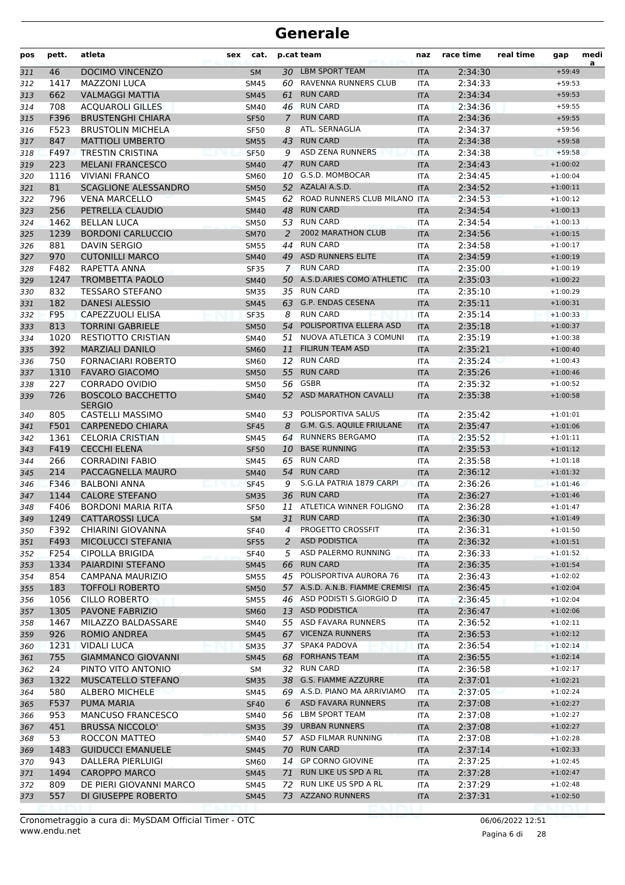# Generale

| pos | pett. | atleta | sex | cat. | p.cat | team | naz | race time | real time | gap | media |
|---|---|---|---|---|---|---|---|---|---|---|---|
| 311 | 46 | DOCIMO VINCENZO | | SM | 30 | LBM SPORT TEAM | ITA | 2:34:30 | | +59:49 | |
| 312 | 1417 | MAZZONI LUCA | | SM45 | 60 | RAVENNA RUNNERS CLUB | ITA | 2:34:33 | | +59:53 | |
| 313 | 662 | VALMAGGI MATTIA | | SM45 | 61 | RUN CARD | ITA | 2:34:34 | | +59:53 | |
| 314 | 708 | ACQUAROLI GILLES | | SM40 | 46 | RUN CARD | ITA | 2:34:36 | | +59:55 | |
| 315 | F396 | BRUSTENGHI CHIARA | | SF50 | 7 | RUN CARD | ITA | 2:34:36 | | +59:55 | |
| 316 | F523 | BRUSTOLIN MICHELA | | SF50 | 8 | ATL. SERNAGLIA | ITA | 2:34:37 | | +59:56 | |
| 317 | 847 | MATTIOLI UMBERTO | | SM55 | 43 | RUN CARD | ITA | 2:34:38 | | +59:58 | |
| 318 | F497 | TRESTIN CRISTINA | | SF50 | 9 | ASD ZENA RUNNERS | ITA | 2:34:38 | | +59:58 | |
| 319 | 223 | MELANI FRANCESCO | | SM40 | 47 | RUN CARD | ITA | 2:34:43 | | +1:00:02 | |
| 320 | 1116 | VIVIANI FRANCO | | SM60 | 10 | G.S.D. MOMBOCAR | ITA | 2:34:45 | | +1:00:04 | |
| 321 | 81 | SCAGLIONE ALESSANDRO | | SM50 | 52 | AZALAI A.S.D. | ITA | 2:34:52 | | +1:00:11 | |
| 322 | 796 | VENA MARCELLO | | SM45 | 62 | ROAD RUNNERS CLUB MILANO | ITA | 2:34:53 | | +1:00:12 | |
| 323 | 256 | PETRELLA CLAUDIO | | SM40 | 48 | RUN CARD | ITA | 2:34:54 | | +1:00:13 | |
| 324 | 1462 | BELLAN LUCA | | SM50 | 53 | RUN CARD | ITA | 2:34:54 | | +1:00:13 | |
| 325 | 1239 | BORDONI CARLUCCIO | | SM70 | 2 | 2002 MARATHON CLUB | ITA | 2:34:56 | | +1:00:15 | |
| 326 | 881 | DAVIN SERGIO | | SM55 | 44 | RUN CARD | ITA | 2:34:58 | | +1:00:17 | |
| 327 | 970 | CUTONILLI MARCO | | SM40 | 49 | ASD RUNNERS ELITE | ITA | 2:34:59 | | +1:00:19 | |
| 328 | F482 | RAPETTA ANNA | | SF35 | 7 | RUN CARD | ITA | 2:35:00 | | +1:00:19 | |
| 329 | 1247 | TROMBETTA PAOLO | | SM40 | 50 | A.S.D.ARIES COMO ATHLETIC | ITA | 2:35:03 | | +1:00:22 | |
| 330 | 832 | TESSARO STEFANO | | SM35 | 35 | RUN CARD | ITA | 2:35:10 | | +1:00:29 | |
| 331 | 182 | DANESI ALESSIO | | SM45 | 63 | G.P. ENDAS CESENA | ITA | 2:35:11 | | +1:00:31 | |
| 332 | F95 | CAPEZZUOLI ELISA | | SF35 | 8 | RUN CARD | ITA | 2:35:14 | | +1:00:33 | |
| 333 | 813 | TORRINI GABRIELE | | SM50 | 54 | POLISPORTIVA ELLERA ASD | ITA | 2:35:18 | | +1:00:37 | |
| 334 | 1020 | RESTIOTTO CRISTIAN | | SM40 | 51 | NUOVA ATLETICA 3 COMUNI | ITA | 2:35:19 | | +1:00:38 | |
| 335 | 392 | MARZIALI DANILO | | SM60 | 11 | FILIRUN TEAM ASD | ITA | 2:35:21 | | +1:00:40 | |
| 336 | 750 | FORNACIARI ROBERTO | | SM60 | 12 | RUN CARD | ITA | 2:35:24 | | +1:00:43 | |
| 337 | 1310 | FAVARO GIACOMO | | SM50 | 55 | RUN CARD | ITA | 2:35:26 | | +1:00:46 | |
| 338 | 227 | CORRADO OVIDIO | | SM50 | 56 | GSBR | ITA | 2:35:32 | | +1:00:52 | |
| 339 | 726 | BOSCOLO BACCHETTO SERGIO | | SM40 | 52 | ASD MARATHON CAVALLI | ITA | 2:35:38 | | +1:00:58 | |
| 340 | 805 | CASTELLI MASSIMO | | SM40 | 53 | POLISPORTIVA SALUS | ITA | 2:35:42 | | +1:01:01 | |
| 341 | F501 | CARPENEDO CHIARA | | SF45 | 8 | G.M. G.S. AQUILE FRIULANE | ITA | 2:35:47 | | +1:01:06 | |
| 342 | 1361 | CELORIA CRISTIAN | | SM45 | 64 | RUNNERS BERGAMO | ITA | 2:35:52 | | +1:01:11 | |
| 343 | F419 | CECCHI ELENA | | SF50 | 10 | BASE RUNNING | ITA | 2:35:53 | | +1:01:12 | |
| 344 | 266 | CORRADINI FABIO | | SM45 | 65 | RUN CARD | ITA | 2:35:58 | | +1:01:18 | |
| 345 | 214 | PACCAGNELLA MAURO | | SM40 | 54 | RUN CARD | ITA | 2:36:12 | | +1:01:32 | |
| 346 | F346 | BALBONI ANNA | | SF45 | 9 | S.G.LA PATRIA 1879 CARPI | ITA | 2:36:26 | | +1:01:46 | |
| 347 | 1144 | CALORE STEFANO | | SM35 | 36 | RUN CARD | ITA | 2:36:27 | | +1:01:46 | |
| 348 | F406 | BORDONI MARIA RITA | | SF50 | 11 | ATLETICA WINNER FOLIGNO | ITA | 2:36:28 | | +1:01:47 | |
| 349 | 1249 | CATTAROSSI LUCA | | SM | 31 | RUN CARD | ITA | 2:36:30 | | +1:01:49 | |
| 350 | F392 | CHIARINI GIOVANNA | | SF40 | 4 | PROGETTO CROSSFIT | ITA | 2:36:31 | | +1:01:50 | |
| 351 | F493 | MICOLUCCI STEFANIA | | SF55 | 2 | ASD PODISTICA | ITA | 2:36:32 | | +1:01:51 | |
| 352 | F254 | CIPOLLA BRIGIDA | | SF40 | 5 | ASD PALERMO RUNNING | ITA | 2:36:33 | | +1:01:52 | |
| 353 | 1334 | PAIARDINI STEFANO | | SM45 | 66 | RUN CARD | ITA | 2:36:35 | | +1:01:54 | |
| 354 | 854 | CAMPANA MAURIZIO | | SM55 | 45 | POLISPORTIVA AURORA 76 | ITA | 2:36:43 | | +1:02:02 | |
| 355 | 183 | TOFFOLI ROBERTO | | SM50 | 57 | A.S.D. A.N.B. FIAMME CREMISI | ITA | 2:36:45 | | +1:02:04 | |
| 356 | 1056 | CILLO ROBERTO | | SM55 | 46 | ASD PODISTI S.GIORGIO D | ITA | 2:36:45 | | +1:02:04 | |
| 357 | 1305 | PAVONE FABRIZIO | | SM60 | 13 | ASD PODISTICA | ITA | 2:36:47 | | +1:02:06 | |
| 358 | 1467 | MILAZZO BALDASSARE | | SM40 | 55 | ASD FAVARA RUNNERS | ITA | 2:36:52 | | +1:02:11 | |
| 359 | 926 | ROMIO ANDREA | | SM45 | 67 | VICENZA RUNNERS | ITA | 2:36:53 | | +1:02:12 | |
| 360 | 1231 | VIDALI LUCA | | SM35 | 37 | SPAK4 PADOVA | ITA | 2:36:54 | | +1:02:14 | |
| 361 | 755 | GIAMMANCO GIOVANNI | | SM45 | 68 | FORHANS TEAM | ITA | 2:36:55 | | +1:02:14 | |
| 362 | 24 | PINTO VITO ANTONIO | | SM | 32 | RUN CARD | ITA | 2:36:58 | | +1:02:17 | |
| 363 | 1322 | MUSCATELLO STEFANO | | SM35 | 38 | G.S. FIAMME AZZURRE | ITA | 2:37:01 | | +1:02:21 | |
| 364 | 580 | ALBERO MICHELE | | SM45 | 69 | A.S.D. PIANO MA ARRIVIAMO | ITA | 2:37:05 | | +1:02:24 | |
| 365 | F537 | PUMA MARIA | | SF40 | 6 | ASD FAVARA RUNNERS | ITA | 2:37:08 | | +1:02:27 | |
| 366 | 953 | MANCUSO FRANCESCO | | SM40 | 56 | LBM SPORT TEAM | ITA | 2:37:08 | | +1:02:27 | |
| 367 | 451 | BRUSSA NICCOLO' | | SM35 | 39 | URBAN RUNNERS | ITA | 2:37:08 | | +1:02:27 | |
| 368 | 53 | ROCCON MATTEO | | SM40 | 57 | ASD FILMAR RUNNING | ITA | 2:37:08 | | +1:02:28 | |
| 369 | 1483 | GUIDUCCI EMANUELE | | SM45 | 70 | RUN CARD | ITA | 2:37:14 | | +1:02:33 | |
| 370 | 943 | DALLERA PIERLUIGI | | SM60 | 14 | GP CORNO GIOVINE | ITA | 2:37:25 | | +1:02:45 | |
| 371 | 1494 | CAROPPO MARCO | | SM45 | 71 | RUN LIKE US SPD A RL | ITA | 2:37:28 | | +1:02:47 | |
| 372 | 809 | DE PIERI GIOVANNI MARCO | | SM45 | 72 | RUN LIKE US SPD A RL | ITA | 2:37:29 | | +1:02:48 | |
| 373 | 557 | DI GIUSEPPE ROBERTO | | SM45 | 73 | AZZANO RUNNERS | ITA | 2:37:31 | | +1:02:50 | |

Cronometraggio a cura di: MySDAM Official Timer - OTC
www.endu.net

06/06/2022 12:51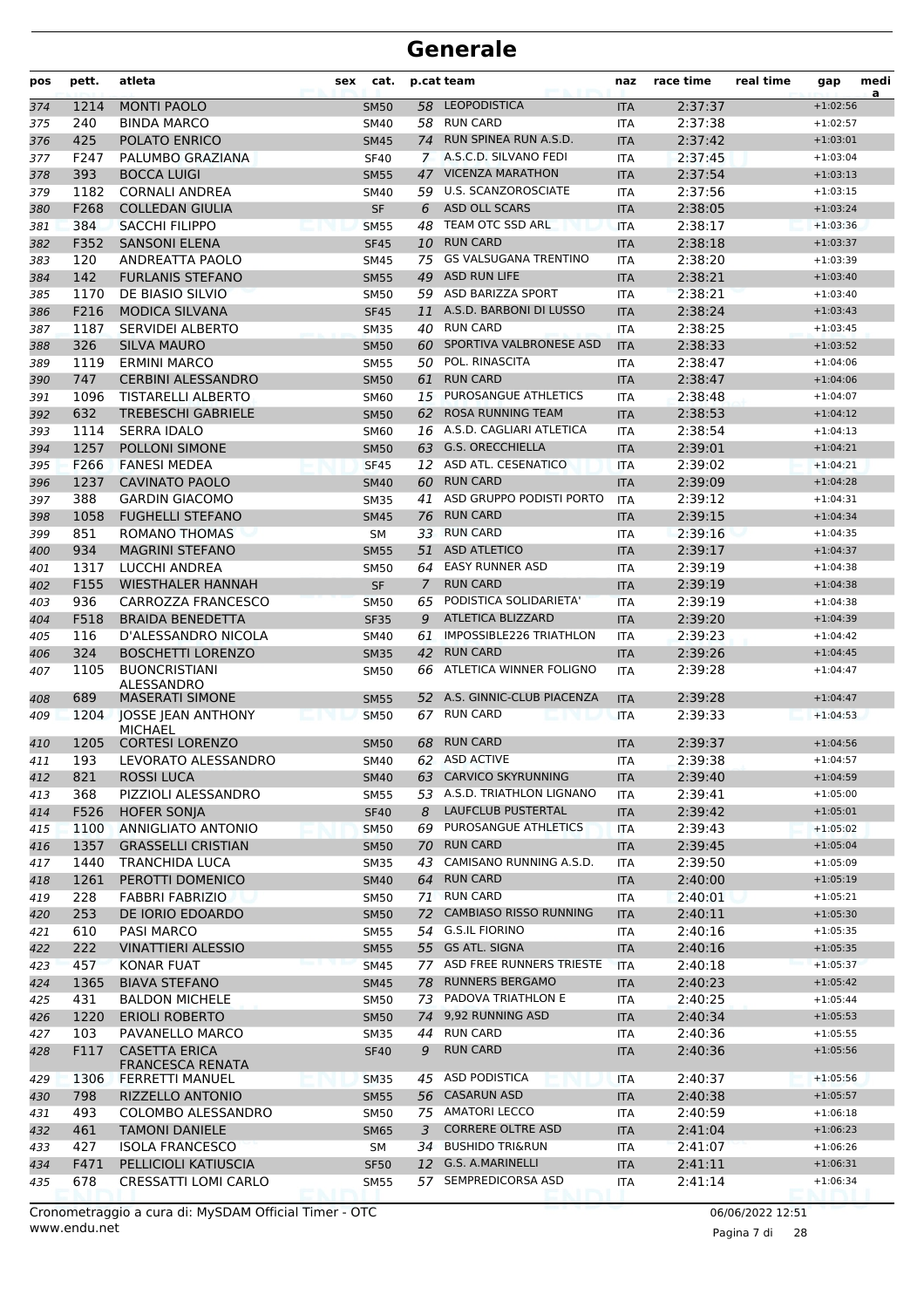# Generale

| pos | pett. | atleta | sex | cat. | p.cat | team | naz | race time | real time | gap | media |
|---|---|---|---|---|---|---|---|---|---|---|---|
| 374 | 1214 | MONTI PAOLO | | SM50 | 58 | LEOPODISTICA | ITA | 2:37:37 | | +1:02:56 | |
| 375 | 240 | BINDA MARCO | | SM40 | 58 | RUN CARD | ITA | 2:37:38 | | +1:02:57 | |
| 376 | 425 | POLATO ENRICO | | SM45 | 74 | RUN SPINEA RUN A.S.D. | ITA | 2:37:42 | | +1:03:01 | |
| 377 | F247 | PALUMBO GRAZIANA | | SF40 | 7 | A.S.C.D. SILVANO FEDI | ITA | 2:37:45 | | +1:03:04 | |
| 378 | 393 | BOCCA LUIGI | | SM55 | 47 | VICENZA MARATHON | ITA | 2:37:54 | | +1:03:13 | |
| 379 | 1182 | CORNALI ANDREA | | SM40 | 59 | U.S. SCANZOROSCIATE | ITA | 2:37:56 | | +1:03:15 | |
| 380 | F268 | COLLEDAN GIULIA | | SF | 6 | ASD OLL SCARS | ITA | 2:38:05 | | +1:03:24 | |
| 381 | 384 | SACCHI FILIPPO | | SM55 | 48 | TEAM OTC SSD ARL | ITA | 2:38:17 | | +1:03:36 | |
| 382 | F352 | SANSONI ELENA | | SF45 | 10 | RUN CARD | ITA | 2:38:18 | | +1:03:37 | |
| 383 | 120 | ANDREATTA PAOLO | | SM45 | 75 | GS VALSUGANA TRENTINO | ITA | 2:38:20 | | +1:03:39 | |
| 384 | 142 | FURLANIS STEFANO | | SM55 | 49 | ASD RUN LIFE | ITA | 2:38:21 | | +1:03:40 | |
| 385 | 1170 | DE BIASIO SILVIO | | SM50 | 59 | ASD BARIZZA SPORT | ITA | 2:38:21 | | +1:03:40 | |
| 386 | F216 | MODICA SILVANA | | SF45 | 11 | A.S.D. BARBONI DI LUSSO | ITA | 2:38:24 | | +1:03:43 | |
| 387 | 1187 | SERVIDEI ALBERTO | | SM35 | 40 | RUN CARD | ITA | 2:38:25 | | +1:03:45 | |
| 388 | 326 | SILVA MAURO | | SM50 | 60 | SPORTIVA VALBRONESE ASD | ITA | 2:38:33 | | +1:03:52 | |
| 389 | 1119 | ERMINI MARCO | | SM55 | 50 | POL. RINASCITA | ITA | 2:38:47 | | +1:04:06 | |
| 390 | 747 | CERBINI ALESSANDRO | | SM50 | 61 | RUN CARD | ITA | 2:38:47 | | +1:04:06 | |
| 391 | 1096 | TISTARELLI ALBERTO | | SM60 | 15 | PUROSANGUE ATHLETICS | ITA | 2:38:48 | | +1:04:07 | |
| 392 | 632 | TREBESCHI GABRIELE | | SM50 | 62 | ROSA RUNNING TEAM | ITA | 2:38:53 | | +1:04:12 | |
| 393 | 1114 | SERRA IDALO | | SM60 | 16 | A.S.D. CAGLIARI ATLETICA | ITA | 2:38:54 | | +1:04:13 | |
| 394 | 1257 | POLLONI SIMONE | | SM50 | 63 | G.S. ORECCHIELLA | ITA | 2:39:01 | | +1:04:21 | |
| 395 | F266 | FANESI MEDEA | | SF45 | 12 | ASD ATL. CESENATICO | ITA | 2:39:02 | | +1:04:21 | |
| 396 | 1237 | CAVINATO PAOLO | | SM40 | 60 | RUN CARD | ITA | 2:39:09 | | +1:04:28 | |
| 397 | 388 | GARDIN GIACOMO | | SM35 | 41 | ASD GRUPPO PODISTI PORTO | ITA | 2:39:12 | | +1:04:31 | |
| 398 | 1058 | FUGHELLI STEFANO | | SM45 | 76 | RUN CARD | ITA | 2:39:15 | | +1:04:34 | |
| 399 | 851 | ROMANO THOMAS | | SM | 33 | RUN CARD | ITA | 2:39:16 | | +1:04:35 | |
| 400 | 934 | MAGRINI STEFANO | | SM55 | 51 | ASD ATLETICO | ITA | 2:39:17 | | +1:04:37 | |
| 401 | 1317 | LUCCHI ANDREA | | SM50 | 64 | EASY RUNNER ASD | ITA | 2:39:19 | | +1:04:38 | |
| 402 | F155 | WIESTHALER HANNAH | | SF | 7 | RUN CARD | ITA | 2:39:19 | | +1:04:38 | |
| 403 | 936 | CARROZZA FRANCESCO | | SM50 | 65 | PODISTICA SOLIDARIETA' | ITA | 2:39:19 | | +1:04:38 | |
| 404 | F518 | BRAIDA BENEDETTA | | SF35 | 9 | ATLETICA BLIZZARD | ITA | 2:39:20 | | +1:04:39 | |
| 405 | 116 | D'ALESSANDRO NICOLA | | SM40 | 61 | IMPOSSIBLE226 TRIATHLON | ITA | 2:39:23 | | +1:04:42 | |
| 406 | 324 | BOSCHETTI LORENZO | | SM35 | 42 | RUN CARD | ITA | 2:39:26 | | +1:04:45 | |
| 407 | 1105 | BUONCRISTIANI ALESSANDRO | | SM50 | 66 | ATLETICA WINNER FOLIGNO | ITA | 2:39:28 | | +1:04:47 | |
| 408 | 689 | MASERATI SIMONE | | SM55 | 52 | A.S. GINNIC-CLUB PIACENZA | ITA | 2:39:28 | | +1:04:47 | |
| 409 | 1204 | JOSSE JEAN ANTHONY MICHAEL | | SM50 | 67 | RUN CARD | ITA | 2:39:33 | | +1:04:53 | |
| 410 | 1205 | CORTESI LORENZO | | SM50 | 68 | RUN CARD | ITA | 2:39:37 | | +1:04:56 | |
| 411 | 193 | LEVORATO ALESSANDRO | | SM40 | 62 | ASD ACTIVE | ITA | 2:39:38 | | +1:04:57 | |
| 412 | 821 | ROSSI LUCA | | SM40 | 63 | CARVICO SKYRUNNING | ITA | 2:39:40 | | +1:04:59 | |
| 413 | 368 | PIZZIOLI ALESSANDRO | | SM55 | 53 | A.S.D. TRIATHLON LIGNANO | ITA | 2:39:41 | | +1:05:00 | |
| 414 | F526 | HOFER SONJA | | SF40 | 8 | LAUFCLUB PUSTERTAL | ITA | 2:39:42 | | +1:05:01 | |
| 415 | 1100 | ANNIGLIATO ANTONIO | | SM50 | 69 | PUROSANGUE ATHLETICS | ITA | 2:39:43 | | +1:05:02 | |
| 416 | 1357 | GRASSELLI CRISTIAN | | SM50 | 70 | RUN CARD | ITA | 2:39:45 | | +1:05:04 | |
| 417 | 1440 | TRANCHIDA LUCA | | SM35 | 43 | CAMISANO RUNNING A.S.D. | ITA | 2:39:50 | | +1:05:09 | |
| 418 | 1261 | PEROTTI DOMENICO | | SM40 | 64 | RUN CARD | ITA | 2:40:00 | | +1:05:19 | |
| 419 | 228 | FABBRI FABRIZIO | | SM50 | 71 | RUN CARD | ITA | 2:40:01 | | +1:05:21 | |
| 420 | 253 | DE IORIO EDOARDO | | SM50 | 72 | CAMBIASO RISSO RUNNING | ITA | 2:40:11 | | +1:05:30 | |
| 421 | 610 | PASI MARCO | | SM55 | 54 | G.S.IL FIORINO | ITA | 2:40:16 | | +1:05:35 | |
| 422 | 222 | VINATTIERI ALESSIO | | SM55 | 55 | GS ATL. SIGNA | ITA | 2:40:16 | | +1:05:35 | |
| 423 | 457 | KONAR FUAT | | SM45 | 77 | ASD FREE RUNNERS TRIESTE | ITA | 2:40:18 | | +1:05:37 | |
| 424 | 1365 | BIAVA STEFANO | | SM45 | 78 | RUNNERS BERGAMO | ITA | 2:40:23 | | +1:05:42 | |
| 425 | 431 | BALDON MICHELE | | SM50 | 73 | PADOVA TRIATHLON E | ITA | 2:40:25 | | +1:05:44 | |
| 426 | 1220 | ERIOLI ROBERTO | | SM50 | 74 | 9,92 RUNNING ASD | ITA | 2:40:34 | | +1:05:53 | |
| 427 | 103 | PAVANELLO MARCO | | SM35 | 44 | RUN CARD | ITA | 2:40:36 | | +1:05:55 | |
| 428 | F117 | CASETTA ERICA FRANCESCA RENATA | | SF40 | 9 | RUN CARD | ITA | 2:40:36 | | +1:05:56 | |
| 429 | 1306 | FERRETTI MANUEL | | SM35 | 45 | ASD PODISTICA | ITA | 2:40:37 | | +1:05:56 | |
| 430 | 798 | RIZZELLO ANTONIO | | SM55 | 56 | CASARUN ASD | ITA | 2:40:38 | | +1:05:57 | |
| 431 | 493 | COLOMBO ALESSANDRO | | SM50 | 75 | AMATORI LECCO | ITA | 2:40:59 | | +1:06:18 | |
| 432 | 461 | TAMONI DANIELE | | SM65 | 3 | CORRERE OLTRE ASD | ITA | 2:41:04 | | +1:06:23 | |
| 433 | 427 | ISOLA FRANCESCO | | SM | 34 | BUSHIDO TRI&RUN | ITA | 2:41:07 | | +1:06:26 | |
| 434 | F471 | PELLICIOLI KATIUSCIA | | SF50 | 12 | G.S. A.MARINELLI | ITA | 2:41:11 | | +1:06:31 | |
| 435 | 678 | CRESSATTI LOMI CARLO | | SM55 | 57 | SEMPREDICORSA ASD | ITA | 2:41:14 | | +1:06:34 | |

Cronometraggio a cura di: MySDAM Official Timer - OTC
www.endu.net

06/06/2022 12:51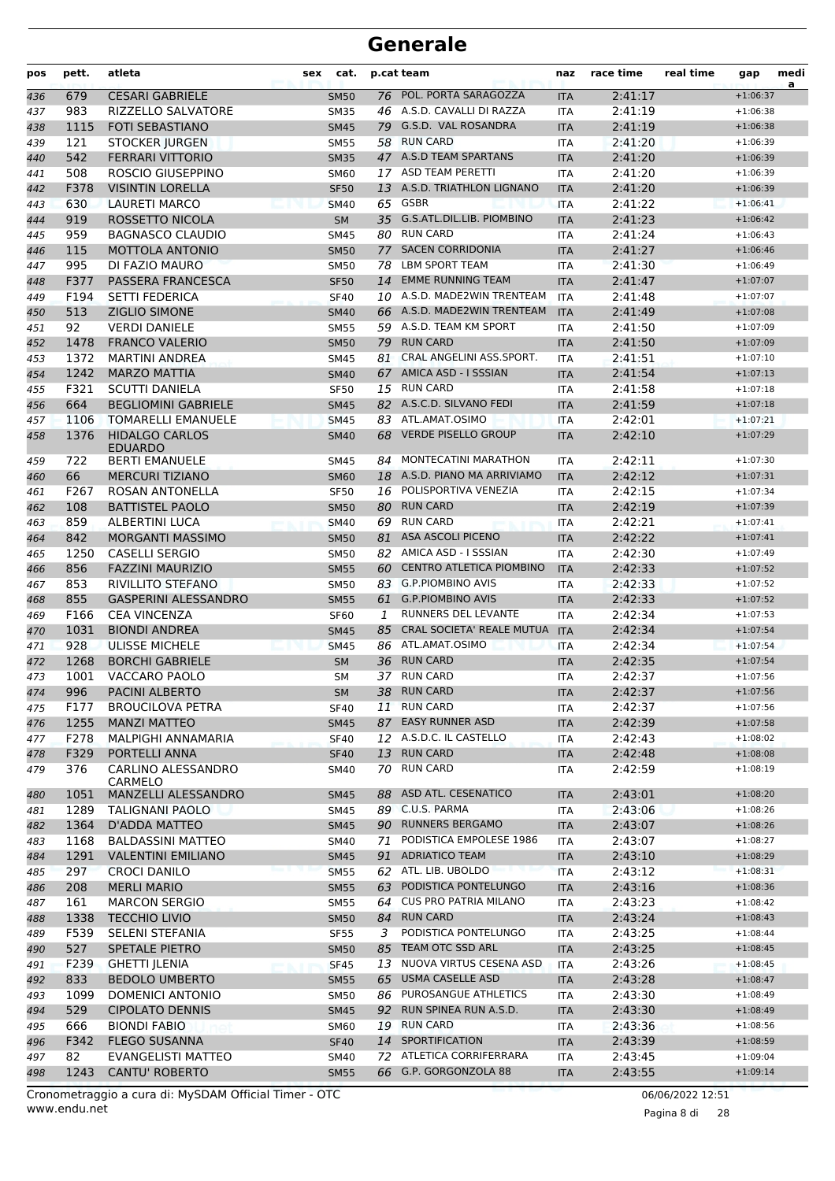# Generale

| pos | pett. | atleta | sex | cat. | p.cat | team | naz | race time | real time | gap | medi a |
|---|---|---|---|---|---|---|---|---|---|---|---|
| 436 | 679 | CESARI GABRIELE | | SM50 | 76 | POL. PORTA SARAGOZZA | ITA | 2:41:17 | | +1:06:37 | |
| 437 | 983 | RIZZELLO SALVATORE | | SM35 | 46 | A.S.D. CAVALLI DI RAZZA | ITA | 2:41:19 | | +1:06:38 | |
| 438 | 1115 | FOTI SEBASTIANO | | SM45 | 79 | G.S.D. VAL ROSANDRA | ITA | 2:41:19 | | +1:06:38 | |
| 439 | 121 | STOCKER JURGEN | | SM55 | 58 | RUN CARD | ITA | 2:41:20 | | +1:06:39 | |
| 440 | 542 | FERRARI VITTORIO | | SM35 | 47 | A.S.D TEAM SPARTANS | ITA | 2:41:20 | | +1:06:39 | |
| 441 | 508 | ROSCIO GIUSEPPINO | | SM60 | 17 | ASD TEAM PERETTI | ITA | 2:41:20 | | +1:06:39 | |
| 442 | F378 | VISINTIN LORELLA | | SF50 | 13 | A.S.D. TRIATHLON LIGNANO | ITA | 2:41:20 | | +1:06:39 | |
| 443 | 630 | LAURETI MARCO | | SM40 | 65 | GSBR | ITA | 2:41:22 | | +1:06:41 | |
| 444 | 919 | ROSSETTO NICOLA | | SM | 35 | G.S.ATL.DIL.LIB. PIOMBINO | ITA | 2:41:23 | | +1:06:42 | |
| 445 | 959 | BAGNASCO CLAUDIO | | SM45 | 80 | RUN CARD | ITA | 2:41:24 | | +1:06:43 | |
| 446 | 115 | MOTTOLA ANTONIO | | SM50 | 77 | SACEN CORRIDONIA | ITA | 2:41:27 | | +1:06:46 | |
| 447 | 995 | DI FAZIO MAURO | | SM50 | 78 | LBM SPORT TEAM | ITA | 2:41:30 | | +1:06:49 | |
| 448 | F377 | PASSERA FRANCESCA | | SF50 | 14 | EMME RUNNING TEAM | ITA | 2:41:47 | | +1:07:07 | |
| 449 | F194 | SETTI FEDERICA | | SF40 | 10 | A.S.D. MADE2WIN TRENTEAM | ITA | 2:41:48 | | +1:07:07 | |
| 450 | 513 | ZIGLIO SIMONE | | SM40 | 66 | A.S.D. MADE2WIN TRENTEAM | ITA | 2:41:49 | | +1:07:08 | |
| 451 | 92 | VERDI DANIELE | | SM55 | 59 | A.S.D. TEAM KM SPORT | ITA | 2:41:50 | | +1:07:09 | |
| 452 | 1478 | FRANCO VALERIO | | SM50 | 79 | RUN CARD | ITA | 2:41:50 | | +1:07:09 | |
| 453 | 1372 | MARTINI ANDREA | | SM45 | 81 | CRAL ANGELINI ASS.SPORT. | ITA | 2:41:51 | | +1:07:10 | |
| 454 | 1242 | MARZO MATTIA | | SM40 | 67 | AMICA ASD - I SSSIAN | ITA | 2:41:54 | | +1:07:13 | |
| 455 | F321 | SCUTTI DANIELA | | SF50 | 15 | RUN CARD | ITA | 2:41:58 | | +1:07:18 | |
| 456 | 664 | BEGLIOMINI GABRIELE | | SM45 | 82 | A.S.C.D. SILVANO FEDI | ITA | 2:41:59 | | +1:07:18 | |
| 457 | 1106 | TOMARELLI EMANUELE | | SM45 | 83 | ATL.AMAT.OSIMO | ITA | 2:42:01 | | +1:07:21 | |
| 458 | 1376 | HIDALGO CARLOS EDUARDO | | SM40 | 68 | VERDE PISELLO GROUP | ITA | 2:42:10 | | +1:07:29 | |
| 459 | 722 | BERTI EMANUELE | | SM45 | 84 | MONTECATINI MARATHON | ITA | 2:42:11 | | +1:07:30 | |
| 460 | 66 | MERCURI TIZIANO | | SM60 | 18 | A.S.D. PIANO MA ARRIVIAMO | ITA | 2:42:12 | | +1:07:31 | |
| 461 | F267 | ROSAN ANTONELLA | | SF50 | 16 | POLISPORTIVA VENEZIA | ITA | 2:42:15 | | +1:07:34 | |
| 462 | 108 | BATTISTEL PAOLO | | SM50 | 80 | RUN CARD | ITA | 2:42:19 | | +1:07:39 | |
| 463 | 859 | ALBERTINI LUCA | | SM40 | 69 | RUN CARD | ITA | 2:42:21 | | +1:07:41 | |
| 464 | 842 | MORGANTI MASSIMO | | SM50 | 81 | ASA ASCOLI PICENO | ITA | 2:42:22 | | +1:07:41 | |
| 465 | 1250 | CASELLI SERGIO | | SM50 | 82 | AMICA ASD - I SSSIAN | ITA | 2:42:30 | | +1:07:49 | |
| 466 | 856 | FAZZINI MAURIZIO | | SM55 | 60 | CENTRO ATLETICA PIOMBINO | ITA | 2:42:33 | | +1:07:52 | |
| 467 | 853 | RIVILLITO STEFANO | | SM50 | 83 | G.P.PIOMBINO AVIS | ITA | 2:42:33 | | +1:07:52 | |
| 468 | 855 | GASPERINI ALESSANDRO | | SM55 | 61 | G.P.PIOMBINO AVIS | ITA | 2:42:33 | | +1:07:52 | |
| 469 | F166 | CEA VINCENZA | | SF60 | 1 | RUNNERS DEL LEVANTE | ITA | 2:42:34 | | +1:07:53 | |
| 470 | 1031 | BIONDI ANDREA | | SM45 | 85 | CRAL SOCIETA' REALE MUTUA | ITA | 2:42:34 | | +1:07:54 | |
| 471 | 928 | ULISSE MICHELE | | SM45 | 86 | ATL.AMAT.OSIMO | ITA | 2:42:34 | | +1:07:54 | |
| 472 | 1268 | BORCHI GABRIELE | | SM | 36 | RUN CARD | ITA | 2:42:35 | | +1:07:54 | |
| 473 | 1001 | VACCARO PAOLO | | SM | 37 | RUN CARD | ITA | 2:42:37 | | +1:07:56 | |
| 474 | 996 | PACINI ALBERTO | | SM | 38 | RUN CARD | ITA | 2:42:37 | | +1:07:56 | |
| 475 | F177 | BROUCILOVA PETRA | | SF40 | 11 | RUN CARD | ITA | 2:42:37 | | +1:07:56 | |
| 476 | 1255 | MANZI MATTEO | | SM45 | 87 | EASY RUNNER ASD | ITA | 2:42:39 | | +1:07:58 | |
| 477 | F278 | MALPIGHI ANNAMARIA | | SF40 | 12 | A.S.D.C. IL CASTELLO | ITA | 2:42:43 | | +1:08:02 | |
| 478 | F329 | PORTELLI ANNA | | SF40 | 13 | RUN CARD | ITA | 2:42:48 | | +1:08:08 | |
| 479 | 376 | CARLINO ALESSANDRO CARMELO | | SM40 | 70 | RUN CARD | ITA | 2:42:59 | | +1:08:19 | |
| 480 | 1051 | MANZELLI ALESSANDRO | | SM45 | 88 | ASD ATL. CESENATICO | ITA | 2:43:01 | | +1:08:20 | |
| 481 | 1289 | TALIGNANI PAOLO | | SM45 | 89 | C.U.S. PARMA | ITA | 2:43:06 | | +1:08:26 | |
| 482 | 1364 | D'ADDA MATTEO | | SM45 | 90 | RUNNERS BERGAMO | ITA | 2:43:07 | | +1:08:26 | |
| 483 | 1168 | BALDASSINI MATTEO | | SM40 | 71 | PODISTICA EMPOLESE 1986 | ITA | 2:43:07 | | +1:08:27 | |
| 484 | 1291 | VALENTINI EMILIANO | | SM45 | 91 | ADRIATICO TEAM | ITA | 2:43:10 | | +1:08:29 | |
| 485 | 297 | CROCI DANILO | | SM55 | 62 | ATL. LIB. UBOLDO | ITA | 2:43:12 | | +1:08:31 | |
| 486 | 208 | MERLI MARIO | | SM55 | 63 | PODISTICA PONTELUNGO | ITA | 2:43:16 | | +1:08:36 | |
| 487 | 161 | MARCON SERGIO | | SM55 | 64 | CUS PRO PATRIA MILANO | ITA | 2:43:23 | | +1:08:42 | |
| 488 | 1338 | TECCHIO LIVIO | | SM50 | 84 | RUN CARD | ITA | 2:43:24 | | +1:08:43 | |
| 489 | F539 | SELENI STEFANIA | | SF55 | 3 | PODISTICA PONTELUNGO | ITA | 2:43:25 | | +1:08:44 | |
| 490 | 527 | SPETALE PIETRO | | SM50 | 85 | TEAM OTC SSD ARL | ITA | 2:43:25 | | +1:08:45 | |
| 491 | F239 | GHETTI JLENIA | | SF45 | 13 | NUOVA VIRTUS CESENA ASD | ITA | 2:43:26 | | +1:08:45 | |
| 492 | 833 | BEDOLO UMBERTO | | SM55 | 65 | USMA CASELLE ASD | ITA | 2:43:28 | | +1:08:47 | |
| 493 | 1099 | DOMENICI ANTONIO | | SM50 | 86 | PUROSANGUE ATHLETICS | ITA | 2:43:30 | | +1:08:49 | |
| 494 | 529 | CIPOLATO DENNIS | | SM45 | 92 | RUN SPINEA RUN A.S.D. | ITA | 2:43:30 | | +1:08:49 | |
| 495 | 666 | BIONDI FABIO | | SM60 | 19 | RUN CARD | ITA | 2:43:36 | | +1:08:56 | |
| 496 | F342 | FLEGO SUSANNA | | SF40 | 14 | SPORTIFICATION | ITA | 2:43:39 | | +1:08:59 | |
| 497 | 82 | EVANGELISTI MATTEO | | SM40 | 72 | ATLETICA CORRIFERRARA | ITA | 2:43:45 | | +1:09:04 | |
| 498 | 1243 | CANTU' ROBERTO | | SM55 | 66 | G.P. GORGONZOLA 88 | ITA | 2:43:55 | | +1:09:14 | |

Cronometraggio a cura di: MySDAM Official Timer - OTC 06/06/2022 12:51

www.endu.net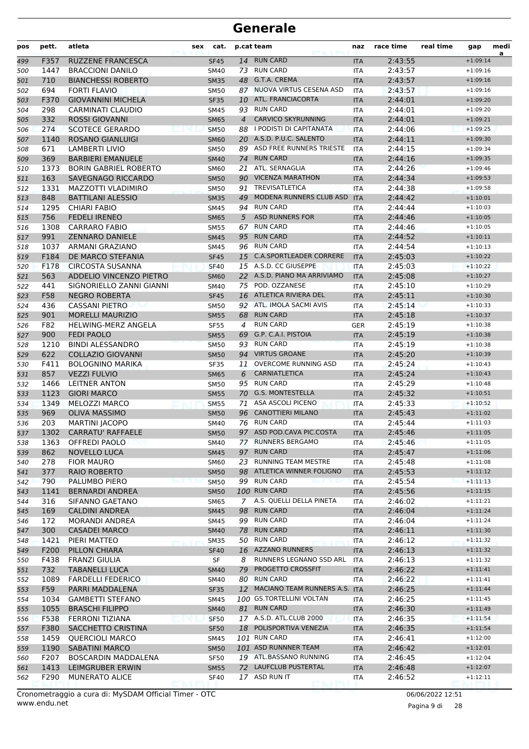# Generale

| pos | pett. | atleta | sex | cat. | p.cat | team | naz | race time | real time | gap | medi a |
|---|---|---|---|---|---|---|---|---|---|---|---|
| 499 | F357 | RUZZENE FRANCESCA | | SF45 | 14 | RUN CARD | ITA | 2:43:55 | | +1:09:14 | |
| 500 | 1447 | BRACCIONI DANILO | | SM40 | 73 | RUN CARD | ITA | 2:43:57 | | +1:09:16 | |
| 501 | 710 | BIANCHESSI ROBERTO | | SM35 | 48 | G.T.A. CREMA | ITA | 2:43:57 | | +1:09:16 | |
| 502 | 694 | FORTI FLAVIO | | SM50 | 87 | NUOVA VIRTUS CESENA ASD | ITA | 2:43:57 | | +1:09:16 | |
| 503 | F370 | GIOVANNINI MICHELA | | SF35 | 10 | ATL. FRANCIACORTA | ITA | 2:44:01 | | +1:09:20 | |
| 504 | 298 | CARMINATI CLAUDIO | | SM45 | 93 | RUN CARD | ITA | 2:44:01 | | +1:09:20 | |
| 505 | 332 | ROSSI GIOVANNI | | SM65 | 4 | CARVICO SKYRUNNING | ITA | 2:44:01 | | +1:09:21 | |
| 506 | 274 | SCOTECE GERARDO | | SM50 | 88 | I PODISTI DI CAPITANATA | ITA | 2:44:06 | | +1:09:25 | |
| 507 | 1140 | ROSANO GIANLUIGI | | SM60 | 20 | A.S.D. P.U.C. SALENTO | ITA | 2:44:11 | | +1:09:30 | |
| 508 | 671 | LAMBERTI LIVIO | | SM50 | 89 | ASD FREE RUNNERS TRIESTE | ITA | 2:44:15 | | +1:09:34 | |
| 509 | 369 | BARBIERI EMANUELE | | SM40 | 74 | RUN CARD | ITA | 2:44:16 | | +1:09:35 | |
| 510 | 1373 | BORIN GABRIEL ROBERTO | | SM60 | 21 | ATL. SERNAGLIA | ITA | 2:44:26 | | +1:09:46 | |
| 511 | 163 | SAVEGNAGO RICCARDO | | SM50 | 90 | VICENZA MARATHON | ITA | 2:44:34 | | +1:09:53 | |
| 512 | 1331 | MAZZOTTI VLADIMIRO | | SM50 | 91 | TREVISATLETICA | ITA | 2:44:38 | | +1:09:58 | |
| 513 | 848 | BATTILANI ALESSIO | | SM35 | 49 | MODENA RUNNERS CLUB ASD | ITA | 2:44:42 | | +1:10:01 | |
| 514 | 1295 | CHIARI FABIO | | SM45 | 94 | RUN CARD | ITA | 2:44:44 | | +1:10:03 | |
| 515 | 756 | FEDELI IRENEO | | SM65 | 5 | ASD RUNNERS FOR | ITA | 2:44:46 | | +1:10:05 | |
| 516 | 1308 | CARRARO FABIO | | SM55 | 67 | RUN CARD | ITA | 2:44:46 | | +1:10:05 | |
| 517 | 991 | ZENNARO DANIELE | | SM45 | 95 | RUN CARD | ITA | 2:44:52 | | +1:10:11 | |
| 518 | 1037 | ARMANI GRAZIANO | | SM45 | 96 | RUN CARD | ITA | 2:44:54 | | +1:10:13 | |
| 519 | F184 | DE MARCO STEFANIA | | SF45 | 15 | C.A.SPORTLEADER CORRERE | ITA | 2:45:03 | | +1:10:22 | |
| 520 | F178 | CIRCOSTA SUSANNA | | SF40 | 15 | A.S.D. CC GIUSEPPE | ITA | 2:45:03 | | +1:10:22 | |
| 521 | 563 | ADDELIO VINCENZO PIETRO | | SM60 | 22 | A.S.D. PIANO MA ARRIVIAMO | ITA | 2:45:08 | | +1:10:27 | |
| 522 | 441 | SIGNORIELLO ZANNI GIANNI | | SM40 | 75 | POD. OZZANESE | ITA | 2:45:10 | | +1:10:29 | |
| 523 | F58 | NEGRO ROBERTA | | SF45 | 16 | ATLETICA RIVIERA DEL | ITA | 2:45:11 | | +1:10:30 | |
| 524 | 436 | CASSANI PIETRO | | SM50 | 92 | ATL. IMOLA SACMI AVIS | ITA | 2:45:14 | | +1:10:33 | |
| 525 | 901 | MORELLI MAURIZIO | | SM55 | 68 | RUN CARD | ITA | 2:45:18 | | +1:10:37 | |
| 526 | F82 | HELWING-MERZ ANGELA | | SF55 | 4 | RUN CARD | GER | 2:45:19 | | +1:10:38 | |
| 527 | 900 | FEDI PAOLO | | SM55 | 69 | G.P. C.A.I. PISTOIA | ITA | 2:45:19 | | +1:10:38 | |
| 528 | 1210 | BINDI ALESSANDRO | | SM50 | 93 | RUN CARD | ITA | 2:45:19 | | +1:10:38 | |
| 529 | 622 | COLLAZIO GIOVANNI | | SM50 | 94 | VIRTUS GROANE | ITA | 2:45:20 | | +1:10:39 | |
| 530 | F411 | BOLOGNINO MARIKA | | SF35 | 11 | OVERCOME RUNNING ASD | ITA | 2:45:24 | | +1:10:43 | |
| 531 | 857 | VEZZI FULVIO | | SM65 | 6 | CARNIATLETICA | ITA | 2:45:24 | | +1:10:43 | |
| 532 | 1466 | LEITNER ANTON | | SM50 | 95 | RUN CARD | ITA | 2:45:29 | | +1:10:48 | |
| 533 | 1123 | GIORI MARCO | | SM55 | 70 | G.S. MONTESTELLA | ITA | 2:45:32 | | +1:10:51 | |
| 534 | 1349 | MELOZZI MARCO | | SM55 | 71 | ASA ASCOLI PICENO | ITA | 2:45:33 | | +1:10:52 | |
| 535 | 969 | OLIVA MASSIMO | | SM50 | 96 | CANOTTIERI MILANO | ITA | 2:45:43 | | +1:11:02 | |
| 536 | 203 | MARTINI JACOPO | | SM40 | 76 | RUN CARD | ITA | 2:45:44 | | +1:11:03 | |
| 537 | 1302 | CARRATU' RAFFAELE | | SM50 | 97 | ASD POD.CAVA PIC.COSTA | ITA | 2:45:46 | | +1:11:05 | |
| 538 | 1363 | OFFREDI PAOLO | | SM40 | 77 | RUNNERS BERGAMO | ITA | 2:45:46 | | +1:11:05 | |
| 539 | 862 | NOVELLO LUCA | | SM45 | 97 | RUN CARD | ITA | 2:45:47 | | +1:11:06 | |
| 540 | 278 | FIOR MAURO | | SM60 | 23 | RUNNING TEAM MESTRE | ITA | 2:45:48 | | +1:11:08 | |
| 541 | 377 | RAIO ROBERTO | | SM50 | 98 | ATLETICA WINNER FOLIGNO | ITA | 2:45:53 | | +1:11:12 | |
| 542 | 790 | PALUMBO PIERO | | SM50 | 99 | RUN CARD | ITA | 2:45:54 | | +1:11:13 | |
| 543 | 1141 | BERNARDI ANDREA | | SM50 | 100 | RUN CARD | ITA | 2:45:56 | | +1:11:15 | |
| 544 | 316 | SIFANNO GAETANO | | SM65 | 7 | A.S. QUELLI DELLA PINETA | ITA | 2:46:02 | | +1:11:21 | |
| 545 | 169 | CALDINI ANDREA | | SM45 | 98 | RUN CARD | ITA | 2:46:04 | | +1:11:24 | |
| 546 | 172 | MORANDI ANDREA | | SM45 | 99 | RUN CARD | ITA | 2:46:04 | | +1:11:24 | |
| 547 | 300 | CASADEI MARCO | | SM40 | 78 | RUN CARD | ITA | 2:46:11 | | +1:11:30 | |
| 548 | 1421 | PIERI MATTEO | | SM35 | 50 | RUN CARD | ITA | 2:46:12 | | +1:11:32 | |
| 549 | F200 | PILLON CHIARA | | SF40 | 16 | AZZANO RUNNERS | ITA | 2:46:13 | | +1:11:32 | |
| 550 | F438 | FRANZI GIULIA | | SF | 8 | RUNNERS LEGNANO SSD ARL | ITA | 2:46:13 | | +1:11:32 | |
| 551 | 732 | TABANELLI LUCA | | SM40 | 79 | PROGETTO CROSSFIT | ITA | 2:46:22 | | +1:11:41 | |
| 552 | 1089 | FARDELLI FEDERICO | | SM40 | 80 | RUN CARD | ITA | 2:46:22 | | +1:11:41 | |
| 553 | F59 | PARRI MADDALENA | | SF35 | 12 | MACIANO TEAM RUNNERS A.S. | ITA | 2:46:25 | | +1:11:44 | |
| 554 | 1034 | GAMBETTI STEFANO | | SM45 | 100 | GS.TORTELLINI VOLTAN | ITA | 2:46:25 | | +1:11:45 | |
| 555 | 1055 | BRASCHI FILIPPO | | SM40 | 81 | RUN CARD | ITA | 2:46:30 | | +1:11:49 | |
| 556 | F538 | FERRONI TIZIANA | | SF50 | 17 | A.S.D. ATL.CLUB 2000 | ITA | 2:46:35 | | +1:11:54 | |
| 557 | F380 | SACCHETTO CRISTINA | | SF50 | 18 | POLISPORTIVA VENEZIA | ITA | 2:46:35 | | +1:11:54 | |
| 558 | 1459 | QUERCIOLI MARCO | | SM45 | 101 | RUN CARD | ITA | 2:46:41 | | +1:12:00 | |
| 559 | 1190 | SABATINI MARCO | | SM50 | 101 | ASD RUNNNER TEAM | ITA | 2:46:42 | | +1:12:01 | |
| 560 | F207 | BOSCARDIN MADDALENA | | SF50 | 19 | ATL.BASSANO RUNNING | ITA | 2:46:45 | | +1:12:04 | |
| 561 | 1413 | LEIMGRUBER ERWIN | | SM55 | 72 | LAUFCLUB PUSTERTAL | ITA | 2:46:48 | | +1:12:07 | |
| 562 | F290 | MUNERATO ALICE | | SF40 | 17 | ASD RUN IT | ITA | 2:46:52 | | +1:12:11 | |

Cronometraggio a cura di: MySDAM Official Timer - OTC
www.endu.net

06/06/2022 12:51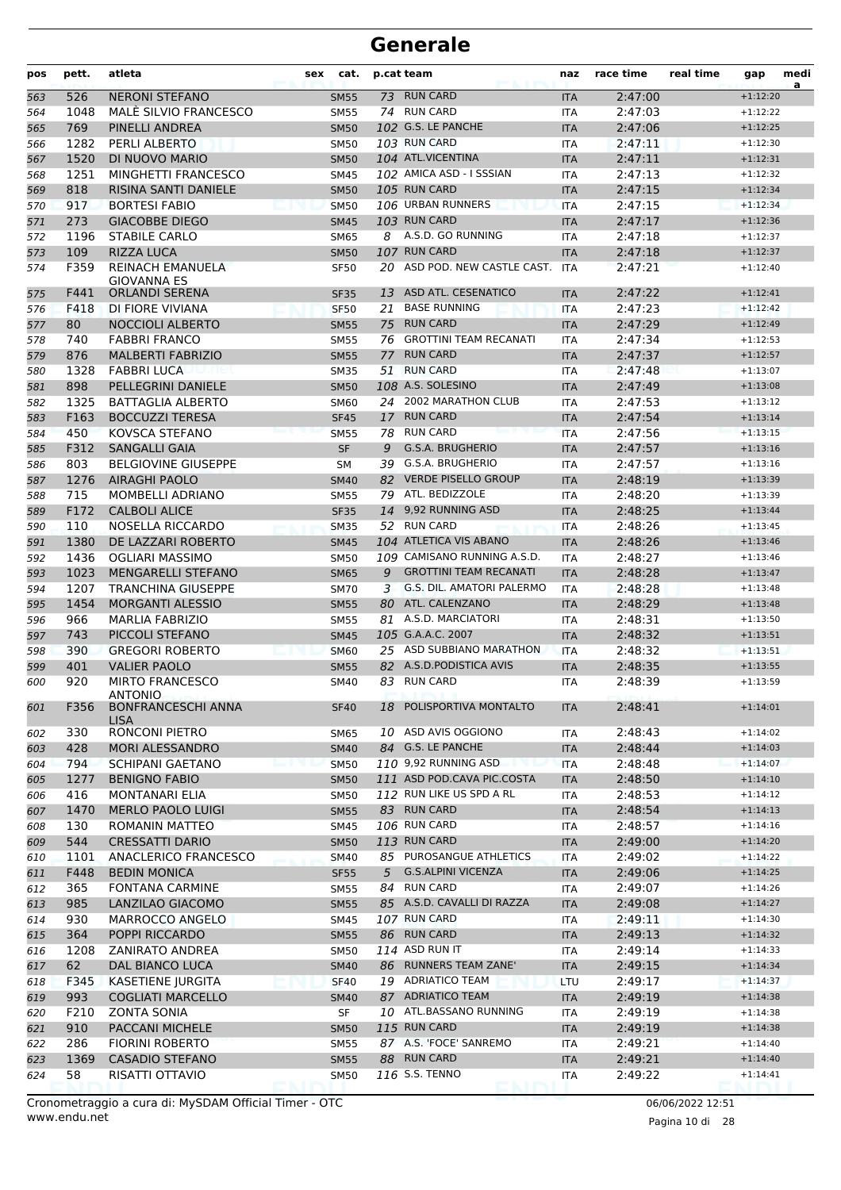# Generale

| pos | pett. | atleta | sex | cat. | p.cat | team | naz | race time | real time | gap | medi a |
|---|---|---|---|---|---|---|---|---|---|---|---|
| 563 | 526 | NERONI STEFANO | | SM55 | 73 | RUN CARD | ITA | 2:47:00 | | +1:12:20 | |
| 564 | 1048 | MALÈ SILVIO FRANCESCO | | SM55 | 74 | RUN CARD | ITA | 2:47:03 | | +1:12:22 | |
| 565 | 769 | PINELLI ANDREA | | SM50 | 102 | G.S. LE PANCHE | ITA | 2:47:06 | | +1:12:25 | |
| 566 | 1282 | PERLI ALBERTO | | SM50 | 103 | RUN CARD | ITA | 2:47:11 | | +1:12:30 | |
| 567 | 1520 | DI NUOVO MARIO | | SM50 | 104 | ATL.VICENTINA | ITA | 2:47:11 | | +1:12:31 | |
| 568 | 1251 | MINGHETTI FRANCESCO | | SM45 | 102 | AMICA ASD - I SSSIAN | ITA | 2:47:13 | | +1:12:32 | |
| 569 | 818 | RISINA SANTI DANIELE | | SM50 | 105 | RUN CARD | ITA | 2:47:15 | | +1:12:34 | |
| 570 | 917 | BORTESI FABIO | | SM50 | 106 | URBAN RUNNERS | ITA | 2:47:15 | | +1:12:34 | |
| 571 | 273 | GIACOBBE DIEGO | | SM45 | 103 | RUN CARD | ITA | 2:47:17 | | +1:12:36 | |
| 572 | 1196 | STABILE CARLO | | SM65 | 8 | A.S.D. GO RUNNING | ITA | 2:47:18 | | +1:12:37 | |
| 573 | 109 | RIZZA LUCA | | SM50 | 107 | RUN CARD | ITA | 2:47:18 | | +1:12:37 | |
| 574 | F359 | REINACH EMANUELA GIOVANNA ES | | SF50 | 20 | ASD POD. NEW CASTLE CAST. | ITA | 2:47:21 | | +1:12:40 | |
| 575 | F441 | ORLANDI SERENA | | SF35 | 13 | ASD ATL. CESENATICO | ITA | 2:47:22 | | +1:12:41 | |
| 576 | F418 | DI FIORE VIVIANA | | SF50 | 21 | BASE RUNNING | ITA | 2:47:23 | | +1:12:42 | |
| 577 | 80 | NOCCIOLI ALBERTO | | SM55 | 75 | RUN CARD | ITA | 2:47:29 | | +1:12:49 | |
| 578 | 740 | FABBRI FRANCO | | SM55 | 76 | GROTTINI TEAM RECANATI | ITA | 2:47:34 | | +1:12:53 | |
| 579 | 876 | MALBERTI FABRIZIO | | SM55 | 77 | RUN CARD | ITA | 2:47:37 | | +1:12:57 | |
| 580 | 1328 | FABBRI LUCA | | SM35 | 51 | RUN CARD | ITA | 2:47:48 | | +1:13:07 | |
| 581 | 898 | PELLEGRINI DANIELE | | SM50 | 108 | A.S. SOLESINO | ITA | 2:47:49 | | +1:13:08 | |
| 582 | 1325 | BATTAGLIA ALBERTO | | SM60 | 24 | 2002 MARATHON CLUB | ITA | 2:47:53 | | +1:13:12 | |
| 583 | F163 | BOCCUZZI TERESA | | SF45 | 17 | RUN CARD | ITA | 2:47:54 | | +1:13:14 | |
| 584 | 450 | KOVSCA STEFANO | | SM55 | 78 | RUN CARD | ITA | 2:47:56 | | +1:13:15 | |
| 585 | F312 | SANGALLI GAIA | | SF | 9 | G.S.A. BRUGHERIO | ITA | 2:47:57 | | +1:13:16 | |
| 586 | 803 | BELGIOVINE GIUSEPPE | | SM | 39 | G.S.A. BRUGHERIO | ITA | 2:47:57 | | +1:13:16 | |
| 587 | 1276 | AIRAGHI PAOLO | | SM40 | 82 | VERDE PISELLO GROUP | ITA | 2:48:19 | | +1:13:39 | |
| 588 | 715 | MOMBELLI ADRIANO | | SM55 | 79 | ATL. BEDIZZOLE | ITA | 2:48:20 | | +1:13:39 | |
| 589 | F172 | CALBOLI ALICE | | SF35 | 14 | 9,92 RUNNING ASD | ITA | 2:48:25 | | +1:13:44 | |
| 590 | 110 | NOSELLA RICCARDO | | SM35 | 52 | RUN CARD | ITA | 2:48:26 | | +1:13:45 | |
| 591 | 1380 | DE LAZZARI ROBERTO | | SM45 | 104 | ATLETICA VIS ABANO | ITA | 2:48:26 | | +1:13:46 | |
| 592 | 1436 | OGLIARI MASSIMO | | SM50 | 109 | CAMISANO RUNNING A.S.D. | ITA | 2:48:27 | | +1:13:46 | |
| 593 | 1023 | MENGARELLI STEFANO | | SM65 | 9 | GROTTINI TEAM RECANATI | ITA | 2:48:28 | | +1:13:47 | |
| 594 | 1207 | TRANCHINA GIUSEPPE | | SM70 | 3 | G.S. DIL. AMATORI PALERMO | ITA | 2:48:28 | | +1:13:48 | |
| 595 | 1454 | MORGANTI ALESSIO | | SM55 | 80 | ATL. CALENZANO | ITA | 2:48:29 | | +1:13:48 | |
| 596 | 966 | MARLIA FABRIZIO | | SM55 | 81 | A.S.D. MARCIATORI | ITA | 2:48:31 | | +1:13:50 | |
| 597 | 743 | PICCOLI STEFANO | | SM45 | 105 | G.A.A.C. 2007 | ITA | 2:48:32 | | +1:13:51 | |
| 598 | 390 | GREGORI ROBERTO | | SM60 | 25 | ASD SUBBIANO MARATHON | ITA | 2:48:32 | | +1:13:51 | |
| 599 | 401 | VALIER PAOLO | | SM55 | 82 | A.S.D.PODISTICA AVIS | ITA | 2:48:35 | | +1:13:55 | |
| 600 | 920 | MIRTO FRANCESCO ANTONIO | | SM40 | 83 | RUN CARD | ITA | 2:48:39 | | +1:13:59 | |
| 601 | F356 | BONFRANCESCHI ANNA LISA | | SF40 | 18 | POLISPORTIVA MONTALTO | ITA | 2:48:41 | | +1:14:01 | |
| 602 | 330 | RONCONI PIETRO | | SM65 | 10 | ASD AVIS OGGIONO | ITA | 2:48:43 | | +1:14:02 | |
| 603 | 428 | MORI ALESSANDRO | | SM40 | 84 | G.S. LE PANCHE | ITA | 2:48:44 | | +1:14:03 | |
| 604 | 794 | SCHIPANI GAETANO | | SM50 | 110 | 9,92 RUNNING ASD | ITA | 2:48:48 | | +1:14:07 | |
| 605 | 1277 | BENIGNO FABIO | | SM50 | 111 | ASD POD.CAVA PIC.COSTA | ITA | 2:48:50 | | +1:14:10 | |
| 606 | 416 | MONTANARI ELIA | | SM50 | 112 | RUN LIKE US SPD A RL | ITA | 2:48:53 | | +1:14:12 | |
| 607 | 1470 | MERLO PAOLO LUIGI | | SM55 | 83 | RUN CARD | ITA | 2:48:54 | | +1:14:13 | |
| 608 | 130 | ROMANIN MATTEO | | SM45 | 106 | RUN CARD | ITA | 2:48:57 | | +1:14:16 | |
| 609 | 544 | CRESSATTI DARIO | | SM50 | 113 | RUN CARD | ITA | 2:49:00 | | +1:14:20 | |
| 610 | 1101 | ANACLERICO FRANCESCO | | SM40 | 85 | PUROSANGUE ATHLETICS | ITA | 2:49:02 | | +1:14:22 | |
| 611 | F448 | BEDIN MONICA | | SF55 | 5 | G.S.ALPINI VICENZA | ITA | 2:49:06 | | +1:14:25 | |
| 612 | 365 | FONTANA CARMINE | | SM55 | 84 | RUN CARD | ITA | 2:49:07 | | +1:14:26 | |
| 613 | 985 | LANZILAO GIACOMO | | SM55 | 85 | A.S.D. CAVALLI DI RAZZA | ITA | 2:49:08 | | +1:14:27 | |
| 614 | 930 | MARROCCO ANGELO | | SM45 | 107 | RUN CARD | ITA | 2:49:11 | | +1:14:30 | |
| 615 | 364 | POPPI RICCARDO | | SM55 | 86 | RUN CARD | ITA | 2:49:13 | | +1:14:32 | |
| 616 | 1208 | ZANIRATO ANDREA | | SM50 | 114 | ASD RUN IT | ITA | 2:49:14 | | +1:14:33 | |
| 617 | 62 | DAL BIANCO LUCA | | SM40 | 86 | RUNNERS TEAM ZANE' | ITA | 2:49:15 | | +1:14:34 | |
| 618 | F345 | KASETIENE JURGITA | | SF40 | 19 | ADRIATICO TEAM | LTU | 2:49:17 | | +1:14:37 | |
| 619 | 993 | COGLIATI MARCELLO | | SM40 | 87 | ADRIATICO TEAM | ITA | 2:49:19 | | +1:14:38 | |
| 620 | F210 | ZONTA SONIA | | SF | 10 | ATL.BASSANO RUNNING | ITA | 2:49:19 | | +1:14:38 | |
| 621 | 910 | PACCANI MICHELE | | SM50 | 115 | RUN CARD | ITA | 2:49:19 | | +1:14:38 | |
| 622 | 286 | FIORINI ROBERTO | | SM55 | 87 | A.S. 'FOCE' SANREMO | ITA | 2:49:21 | | +1:14:40 | |
| 623 | 1369 | CASADIO STEFANO | | SM55 | 88 | RUN CARD | ITA | 2:49:21 | | +1:14:40 | |
| 624 | 58 | RISATTI OTTAVIO | | SM50 | 116 | S.S. TENNO | ITA | 2:49:22 | | +1:14:41 | |

Cronometraggio a cura di: MySDAM Official Timer - OTC 06/06/2022 12:51
www.endu.net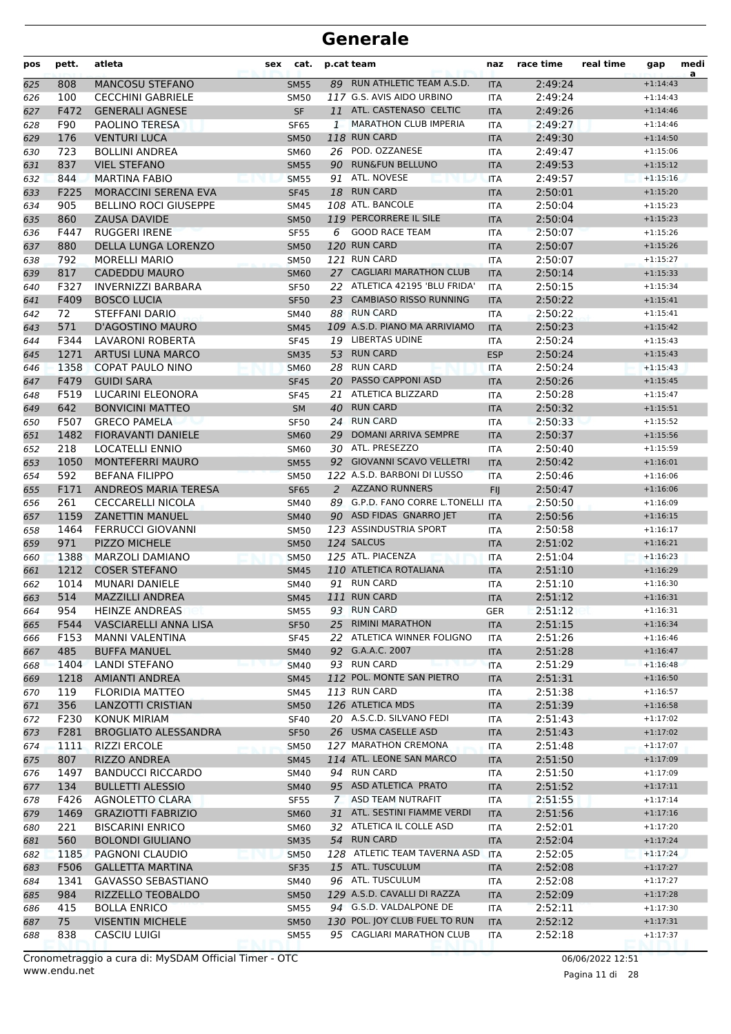# Generale

| pos | pett. | atleta | sex | cat. | p.cat | team | naz | race time | real time | gap | medi a |
|---|---|---|---|---|---|---|---|---|---|---|---|
| 625 | 808 | MANCOSU STEFANO | | SM55 | 89 | RUN ATHLETIC TEAM A.S.D. | ITA | 2:49:24 | | +1:14:43 | |
| 626 | 100 | CECCHINI GABRIELE | | SM50 | 117 | G.S. AVIS AIDO URBINO | ITA | 2:49:24 | | +1:14:43 | |
| 627 | F472 | GENERALI AGNESE | | SF | 11 | ATL. CASTENASO CELTIC | ITA | 2:49:26 | | +1:14:46 | |
| 628 | F90 | PAOLINO TERESA | | SF65 | 1 | MARATHON CLUB IMPERIA | ITA | 2:49:27 | | +1:14:46 | |
| 629 | 176 | VENTURI LUCA | | SM50 | 118 | RUN CARD | ITA | 2:49:30 | | +1:14:50 | |
| 630 | 723 | BOLLINI ANDREA | | SM60 | 26 | POD. OZZANESE | ITA | 2:49:47 | | +1:15:06 | |
| 631 | 837 | VIEL STEFANO | | SM55 | 90 | RUN&FUN BELLUNO | ITA | 2:49:53 | | +1:15:12 | |
| 632 | 844 | MARTINA FABIO | | SM55 | 91 | ATL. NOVESE | ITA | 2:49:57 | | +1:15:16 | |
| 633 | F225 | MORACCINI SERENA EVA | | SF45 | 18 | RUN CARD | ITA | 2:50:01 | | +1:15:20 | |
| 634 | 905 | BELLINO ROCI GIUSEPPE | | SM45 | 108 | ATL. BANCOLE | ITA | 2:50:04 | | +1:15:23 | |
| 635 | 860 | ZAUSA DAVIDE | | SM50 | 119 | PERCORRERE IL SILE | ITA | 2:50:04 | | +1:15:23 | |
| 636 | F447 | RUGGERI IRENE | | SF55 | 6 | GOOD RACE TEAM | ITA | 2:50:07 | | +1:15:26 | |
| 637 | 880 | DELLA LUNGA LORENZO | | SM50 | 120 | RUN CARD | ITA | 2:50:07 | | +1:15:26 | |
| 638 | 792 | MORELLI MARIO | | SM50 | 121 | RUN CARD | ITA | 2:50:07 | | +1:15:27 | |
| 639 | 817 | CADEDDU MAURO | | SM60 | 27 | CAGLIARI MARATHON CLUB | ITA | 2:50:14 | | +1:15:33 | |
| 640 | F327 | INVERNIZZI BARBARA | | SF50 | 22 | ATLETICA 42195 'BLU FRIDA' | ITA | 2:50:15 | | +1:15:34 | |
| 641 | F409 | BOSCO LUCIA | | SF50 | 23 | CAMBIASO RISSO RUNNING | ITA | 2:50:22 | | +1:15:41 | |
| 642 | 72 | STEFFANI DARIO | | SM40 | 88 | RUN CARD | ITA | 2:50:22 | | +1:15:41 | |
| 643 | 571 | D'AGOSTINO MAURO | | SM45 | 109 | A.S.D. PIANO MA ARRIVIAMO | ITA | 2:50:23 | | +1:15:42 | |
| 644 | F344 | LAVARONI ROBERTA | | SF45 | 19 | LIBERTAS UDINE | ITA | 2:50:24 | | +1:15:43 | |
| 645 | 1271 | ARTUSI LUNA MARCO | | SM35 | 53 | RUN CARD | ESP | 2:50:24 | | +1:15:43 | |
| 646 | 1358 | COPAT PAULO NINO | | SM60 | 28 | RUN CARD | ITA | 2:50:24 | | +1:15:43 | |
| 647 | F479 | GUIDI SARA | | SF45 | 20 | PASSO CAPPONI ASD | ITA | 2:50:26 | | +1:15:45 | |
| 648 | F519 | LUCARINI ELEONORA | | SF45 | 21 | ATLETICA BLIZZARD | ITA | 2:50:28 | | +1:15:47 | |
| 649 | 642 | BONVICINI MATTEO | | SM | 40 | RUN CARD | ITA | 2:50:32 | | +1:15:51 | |
| 650 | F507 | GRECO PAMELA | | SF50 | 24 | RUN CARD | ITA | 2:50:33 | | +1:15:52 | |
| 651 | 1482 | FIORAVANTI DANIELE | | SM60 | 29 | DOMANI ARRIVA SEMPRE | ITA | 2:50:37 | | +1:15:56 | |
| 652 | 218 | LOCATELLI ENNIO | | SM60 | 30 | ATL. PRESEZZO | ITA | 2:50:40 | | +1:15:59 | |
| 653 | 1050 | MONTEFERRI MAURO | | SM55 | 92 | GIOVANNI SCAVO VELLETRI | ITA | 2:50:42 | | +1:16:01 | |
| 654 | 592 | BEFANA FILIPPO | | SM50 | 122 | A.S.D. BARBONI DI LUSSO | ITA | 2:50:46 | | +1:16:06 | |
| 655 | F171 | ANDREOS MARIA TERESA | | SF65 | 2 | AZZANO RUNNERS | FIJ | 2:50:47 | | +1:16:06 | |
| 656 | 261 | CECCARELLI NICOLA | | SM40 | 89 | G.P.D. FANO CORRE L.TONELLI | ITA | 2:50:50 | | +1:16:09 | |
| 657 | 1159 | ZANETTIN MANUEL | | SM40 | 90 | ASD FIDAS GNARRO JET | ITA | 2:50:56 | | +1:16:15 | |
| 658 | 1464 | FERRUCCI GIOVANNI | | SM50 | 123 | ASSINDUSTRIA SPORT | ITA | 2:50:58 | | +1:16:17 | |
| 659 | 971 | PIZZO MICHELE | | SM50 | 124 | SALCUS | ITA | 2:51:02 | | +1:16:21 | |
| 660 | 1388 | MARZOLI DAMIANO | | SM50 | 125 | ATL. PIACENZA | ITA | 2:51:04 | | +1:16:23 | |
| 661 | 1212 | COSER STEFANO | | SM45 | 110 | ATLETICA ROTALIANA | ITA | 2:51:10 | | +1:16:29 | |
| 662 | 1014 | MUNARI DANIELE | | SM40 | 91 | RUN CARD | ITA | 2:51:10 | | +1:16:30 | |
| 663 | 514 | MAZZILLI ANDREA | | SM45 | 111 | RUN CARD | ITA | 2:51:12 | | +1:16:31 | |
| 664 | 954 | HEINZE ANDREAS | | SM55 | 93 | RUN CARD | GER | 2:51:12 | | +1:16:31 | |
| 665 | F544 | VASCIARELLI ANNA LISA | | SF50 | 25 | RIMINI MARATHON | ITA | 2:51:15 | | +1:16:34 | |
| 666 | F153 | MANNI VALENTINA | | SF45 | 22 | ATLETICA WINNER FOLIGNO | ITA | 2:51:26 | | +1:16:46 | |
| 667 | 485 | BUFFA MANUEL | | SM40 | 92 | G.A.A.C. 2007 | ITA | 2:51:28 | | +1:16:47 | |
| 668 | 1404 | LANDI STEFANO | | SM40 | 93 | RUN CARD | ITA | 2:51:29 | | +1:16:48 | |
| 669 | 1218 | AMIANTI ANDREA | | SM45 | 112 | POL. MONTE SAN PIETRO | ITA | 2:51:31 | | +1:16:50 | |
| 670 | 119 | FLORIDIA MATTEO | | SM45 | 113 | RUN CARD | ITA | 2:51:38 | | +1:16:57 | |
| 671 | 356 | LANZOTTI CRISTIAN | | SM50 | 126 | ATLETICA MDS | ITA | 2:51:39 | | +1:16:58 | |
| 672 | F230 | KONUK MIRIAM | | SF40 | 20 | A.S.C.D. SILVANO FEDI | ITA | 2:51:43 | | +1:17:02 | |
| 673 | F281 | BROGLIATO ALESSANDRA | | SF50 | 26 | USMA CASELLE ASD | ITA | 2:51:43 | | +1:17:02 | |
| 674 | 1111 | RIZZI ERCOLE | | SM50 | 127 | MARATHON CREMONA | ITA | 2:51:48 | | +1:17:07 | |
| 675 | 807 | RIZZO ANDREA | | SM45 | 114 | ATL. LEONE SAN MARCO | ITA | 2:51:50 | | +1:17:09 | |
| 676 | 1497 | BANDUCCI RICCARDO | | SM40 | 94 | RUN CARD | ITA | 2:51:50 | | +1:17:09 | |
| 677 | 134 | BULLETTI ALESSIO | | SM40 | 95 | ASD ATLETICA PRATO | ITA | 2:51:52 | | +1:17:11 | |
| 678 | F426 | AGNOLETTO CLARA | | SF55 | 7 | ASD TEAM NUTRAFIT | ITA | 2:51:55 | | +1:17:14 | |
| 679 | 1469 | GRAZIOTTI FABRIZIO | | SM60 | 31 | ATL. SESTINI FIAMME VERDI | ITA | 2:51:56 | | +1:17:16 | |
| 680 | 221 | BISCARINI ENRICO | | SM60 | 32 | ATLETICA IL COLLE ASD | ITA | 2:52:01 | | +1:17:20 | |
| 681 | 560 | BOLONDI GIULIANO | | SM35 | 54 | RUN CARD | ITA | 2:52:04 | | +1:17:24 | |
| 682 | 1185 | PAGNONI CLAUDIO | | SM50 | 128 | ATLETIC TEAM TAVERNA ASD | ITA | 2:52:05 | | +1:17:24 | |
| 683 | F506 | GALLETTA MARTINA | | SF35 | 15 | ATL. TUSCULUM | ITA | 2:52:08 | | +1:17:27 | |
| 684 | 1341 | GAVASSO SEBASTIANO | | SM40 | 96 | ATL. TUSCULUM | ITA | 2:52:08 | | +1:17:27 | |
| 685 | 984 | RIZZELLO TEOBALDO | | SM50 | 129 | A.S.D. CAVALLI DI RAZZA | ITA | 2:52:09 | | +1:17:28 | |
| 686 | 415 | BOLLA ENRICO | | SM55 | 94 | G.S.D. VALDALPONE DE | ITA | 2:52:11 | | +1:17:30 | |
| 687 | 75 | VISENTIN MICHELE | | SM50 | 130 | POL. JOY CLUB FUEL TO RUN | ITA | 2:52:12 | | +1:17:31 | |
| 688 | 838 | CASCIU LUIGI | | SM55 | 95 | CAGLIARI MARATHON CLUB | ITA | 2:52:18 | | +1:17:37 | |

Cronometraggio a cura di: MySDAM Official Timer - OTC
www.endu.net

06/06/2022 12:51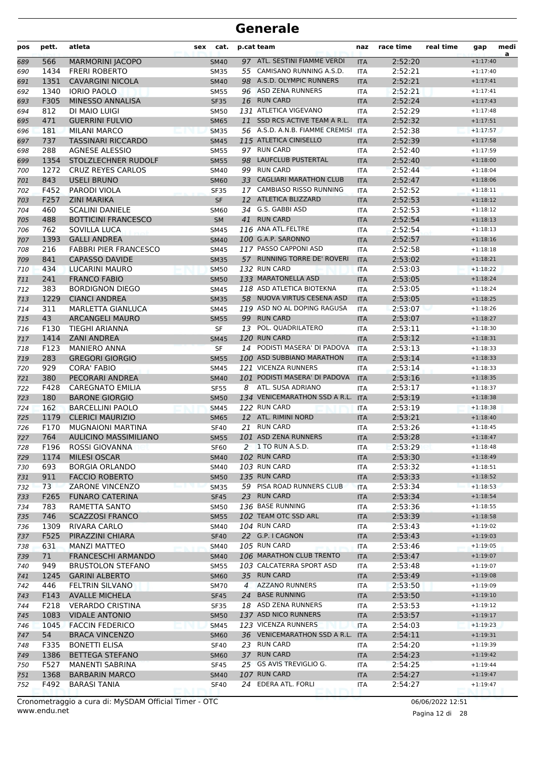# Generale

| pos | pett. | atleta | sex | cat. | p.cat | team | naz | race time | real time | gap | medi a |
|---|---|---|---|---|---|---|---|---|---|---|---|
| 689 | 566 | MARMORINI JACOPO | | SM40 | 97 | ATL. SESTINI FIAMME VERDI | ITA | 2:52:20 | | +1:17:40 | |
| 690 | 1434 | FRERI ROBERTO | | SM35 | 55 | CAMISANO RUNNING A.S.D. | ITA | 2:52:21 | | +1:17:40 | |
| 691 | 1351 | CAVARGINI NICOLA | | SM40 | 98 | A.S.D. OLYMPIC RUNNERS | ITA | 2:52:21 | | +1:17:41 | |
| 692 | 1340 | IORIO PAOLO | | SM55 | 96 | ASD ZENA RUNNERS | ITA | 2:52:21 | | +1:17:41 | |
| 693 | F305 | MINESSO ANNALISA | | SF35 | 16 | RUN CARD | ITA | 2:52:24 | | +1:17:43 | |
| 694 | 812 | DI MAIO LUIGI | | SM50 | 131 | ATLETICA VIGEVANO | ITA | 2:52:29 | | +1:17:48 | |
| 695 | 471 | GUERRINI FULVIO | | SM65 | 11 | SSD RCS ACTIVE TEAM A R.L. | ITA | 2:52:32 | | +1:17:51 | |
| 696 | 181 | MILANI MARCO | | SM35 | 56 | A.S.D. A.N.B. FIAMME CREMISI | ITA | 2:52:38 | | +1:17:57 | |
| 697 | 737 | TASSINARI RICCARDO | | SM45 | 115 | ATLETICA CINISELLO | ITA | 2:52:39 | | +1:17:58 | |
| 698 | 288 | AGNESE ALESSIO | | SM55 | 97 | RUN CARD | ITA | 2:52:40 | | +1:17:59 | |
| 699 | 1354 | STOLZLECHNER RUDOLF | | SM55 | 98 | LAUFCLUB PUSTERTAL | ITA | 2:52:40 | | +1:18:00 | |
| 700 | 1272 | CRUZ REYES CARLOS | | SM40 | 99 | RUN CARD | ITA | 2:52:44 | | +1:18:04 | |
| 701 | 843 | USELI BRUNO | | SM60 | 33 | CAGLIARI MARATHON CLUB | ITA | 2:52:47 | | +1:18:06 | |
| 702 | F452 | PARODI VIOLA | | SF35 | 17 | CAMBIASO RISSO RUNNING | ITA | 2:52:52 | | +1:18:11 | |
| 703 | F257 | ZINI MARIKA | | SF | 12 | ATLETICA BLIZZARD | ITA | 2:52:53 | | +1:18:12 | |
| 704 | 460 | SCALINI DANIELE | | SM60 | 34 | G.S. GABBI ASD | ITA | 2:52:53 | | +1:18:12 | |
| 705 | 488 | BOTTICINI FRANCESCO | | SM | 41 | RUN CARD | ITA | 2:52:54 | | +1:18:13 | |
| 706 | 762 | SOVILLA LUCA | | SM45 | 116 | ANA ATL.FELTRE | ITA | 2:52:54 | | +1:18:13 | |
| 707 | 1393 | GALLI ANDREA | | SM40 | 100 | G.A.P. SARONNO | ITA | 2:52:57 | | +1:18:16 | |
| 708 | 216 | FABBRI PIER FRANCESCO | | SM45 | 117 | PASSO CAPPONI ASD | ITA | 2:52:58 | | +1:18:18 | |
| 709 | 841 | CAPASSO DAVIDE | | SM35 | 57 | RUNNING TORRE DE' ROVERI | ITA | 2:53:02 | | +1:18:21 | |
| 710 | 434 | LUCARINI MAURO | | SM50 | 132 | RUN CARD | ITA | 2:53:03 | | +1:18:22 | |
| 711 | 241 | FRANCO FABIO | | SM50 | 133 | MARATONELLA ASD | ITA | 2:53:05 | | +1:18:24 | |
| 712 | 383 | BORDIGNON DIEGO | | SM45 | 118 | ASD ATLETICA BIOTEKNA | ITA | 2:53:05 | | +1:18:24 | |
| 713 | 1229 | CIANCI ANDREA | | SM35 | 58 | NUOVA VIRTUS CESENA ASD | ITA | 2:53:05 | | +1:18:25 | |
| 714 | 311 | MARLETTA GIANLUCA | | SM45 | 119 | ASD NO AL DOPING RAGUSA | ITA | 2:53:07 | | +1:18:26 | |
| 715 | 43 | ARCANGELI MAURO | | SM55 | 99 | RUN CARD | ITA | 2:53:07 | | +1:18:27 | |
| 716 | F130 | TIEGHI ARIANNA | | SF | 13 | POL. QUADRILATERO | ITA | 2:53:11 | | +1:18:30 | |
| 717 | 1414 | ZANI ANDREA | | SM45 | 120 | RUN CARD | ITA | 2:53:12 | | +1:18:31 | |
| 718 | F123 | MANIERO ANNA | | SF | 14 | PODISTI MASERA' DI PADOVA | ITA | 2:53:13 | | +1:18:33 | |
| 719 | 283 | GREGORI GIORGIO | | SM55 | 100 | ASD SUBBIANO MARATHON | ITA | 2:53:14 | | +1:18:33 | |
| 720 | 929 | CORA' FABIO | | SM45 | 121 | VICENZA RUNNERS | ITA | 2:53:14 | | +1:18:33 | |
| 721 | 380 | PECORARI ANDREA | | SM40 | 101 | PODISTI MASERA' DI PADOVA | ITA | 2:53:16 | | +1:18:35 | |
| 722 | F428 | CAREGNATO EMILIA | | SF55 | 8 | ATL. SUSA ADRIANO | ITA | 2:53:17 | | +1:18:37 | |
| 723 | 180 | BARONE GIORGIO | | SM50 | 134 | VENICEMARATHON SSD A R.L. | ITA | 2:53:19 | | +1:18:38 | |
| 724 | 162 | BARCELLINI PAOLO | | SM45 | 122 | RUN CARD | ITA | 2:53:19 | | +1:18:38 | |
| 725 | 1179 | CLERICI MAURIZIO | | SM65 | 12 | ATL. RIMINI NORD | ITA | 2:53:21 | | +1:18:40 | |
| 726 | F170 | MUGNAIONI MARTINA | | SF40 | 21 | RUN CARD | ITA | 2:53:26 | | +1:18:45 | |
| 727 | 764 | AULICINO MASSIMILIANO | | SM55 | 101 | ASD ZENA RUNNERS | ITA | 2:53:28 | | +1:18:47 | |
| 728 | F196 | ROSSI GIOVANNA | | SF60 | 2 | 1 TO RUN A.S.D. | ITA | 2:53:29 | | +1:18:48 | |
| 729 | 1174 | MILESI OSCAR | | SM40 | 102 | RUN CARD | ITA | 2:53:30 | | +1:18:49 | |
| 730 | 693 | BORGIA ORLANDO | | SM40 | 103 | RUN CARD | ITA | 2:53:32 | | +1:18:51 | |
| 731 | 911 | FACCIO ROBERTO | | SM50 | 135 | RUN CARD | ITA | 2:53:33 | | +1:18:52 | |
| 732 | 73 | ZARONE VINCENZO | | SM35 | 59 | PISA ROAD RUNNERS CLUB | ITA | 2:53:34 | | +1:18:53 | |
| 733 | F265 | FUNARO CATERINA | | SF45 | 23 | RUN CARD | ITA | 2:53:34 | | +1:18:54 | |
| 734 | 783 | RAMETTA SANTO | | SM50 | 136 | BASE RUNNING | ITA | 2:53:36 | | +1:18:55 | |
| 735 | 746 | SCAZZOSI FRANCO | | SM55 | 102 | TEAM OTC SSD ARL | ITA | 2:53:39 | | +1:18:58 | |
| 736 | 1309 | RIVARA CARLO | | SM40 | 104 | RUN CARD | ITA | 2:53:43 | | +1:19:02 | |
| 737 | F525 | PIRAZZINI CHIARA | | SF40 | 22 | G.P. I CAGNON | ITA | 2:53:43 | | +1:19:03 | |
| 738 | 631 | MANZI MATTEO | | SM40 | 105 | RUN CARD | ITA | 2:53:46 | | +1:19:05 | |
| 739 | 71 | FRANCESCHI ARMANDO | | SM40 | 106 | MARATHON CLUB TRENTO | ITA | 2:53:47 | | +1:19:07 | |
| 740 | 949 | BRUSTOLON STEFANO | | SM55 | 103 | CALCATERRA SPORT ASD | ITA | 2:53:48 | | +1:19:07 | |
| 741 | 1245 | GARINI ALBERTO | | SM60 | 35 | RUN CARD | ITA | 2:53:49 | | +1:19:08 | |
| 742 | 446 | FELTRIN SILVANO | | SM70 | 4 | AZZANO RUNNERS | ITA | 2:53:50 | | +1:19:09 | |
| 743 | F143 | AVALLE MICHELA | | SF45 | 24 | BASE RUNNING | ITA | 2:53:50 | | +1:19:10 | |
| 744 | F218 | VERARDO CRISTINA | | SF35 | 18 | ASD ZENA RUNNERS | ITA | 2:53:53 | | +1:19:12 | |
| 745 | 1083 | VIDALE ANTONIO | | SM50 | 137 | ASD NICO RUNNERS | ITA | 2:53:57 | | +1:19:17 | |
| 746 | 1045 | FACCIN FEDERICO | | SM45 | 123 | VICENZA RUNNERS | ITA | 2:54:03 | | +1:19:23 | |
| 747 | 54 | BRACA VINCENZO | | SM60 | 36 | VENICEMARATHON SSD A R.L. | ITA | 2:54:11 | | +1:19:31 | |
| 748 | F335 | BONETTI ELISA | | SF40 | 23 | RUN CARD | ITA | 2:54:20 | | +1:19:39 | |
| 749 | 1386 | BETTEGA STEFANO | | SM60 | 37 | RUN CARD | ITA | 2:54:23 | | +1:19:42 | |
| 750 | F527 | MANENTI SABRINA | | SF45 | 25 | GS AVIS TREVIGLIO G. | ITA | 2:54:25 | | +1:19:44 | |
| 751 | 1368 | BARBARIN MARCO | | SM40 | 107 | RUN CARD | ITA | 2:54:27 | | +1:19:47 | |
| 752 | F492 | BARASI TANIA | | SF40 | 24 | EDERA ATL. FORLI | ITA | 2:54:27 | | +1:19:47 | |

Cronometraggio a cura di: MySDAM Official Timer - OTC
www.endu.net

06/06/2022 12:51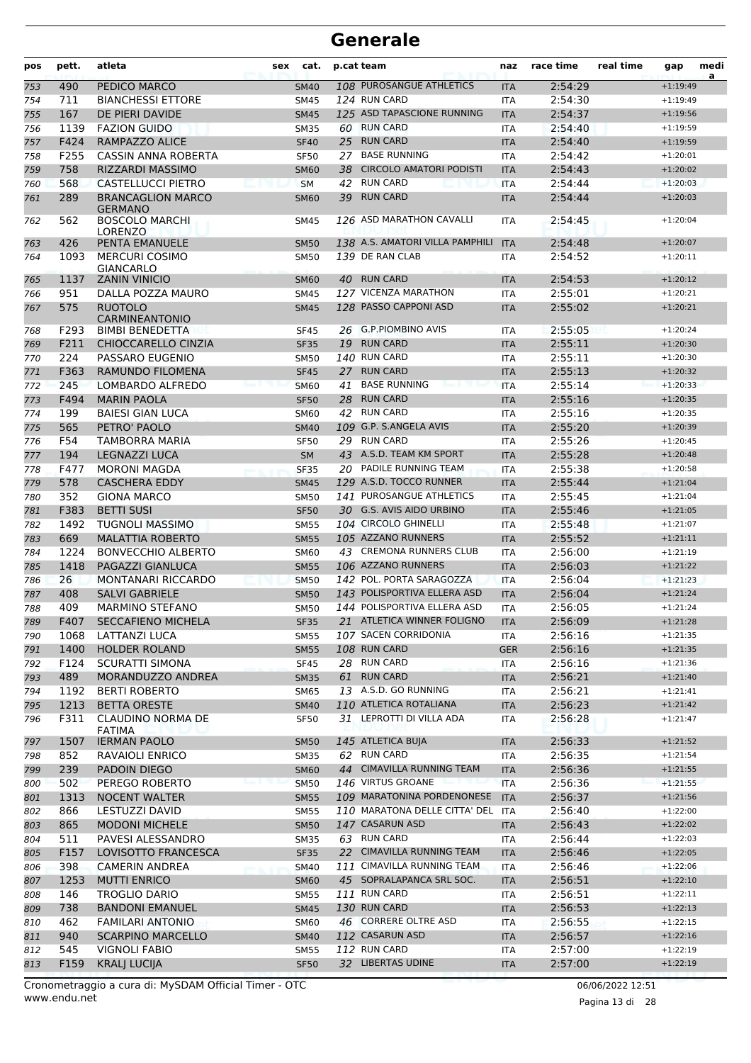# Generale

| pos | pett. | atleta | sex | cat. | p.cat | team | naz | race time | real time | gap | medi a |
|---|---|---|---|---|---|---|---|---|---|---|---|
| 753 | 490 | PEDICO MARCO | | SM40 | 108 | PUROSANGUE ATHLETICS | ITA | 2:54:29 | | +1:19:49 | |
| 754 | 711 | BIANCHESSI ETTORE | | SM45 | 124 | RUN CARD | ITA | 2:54:30 | | +1:19:49 | |
| 755 | 167 | DE PIERI DAVIDE | | SM45 | 125 | ASD TAPASCIONE RUNNING | ITA | 2:54:37 | | +1:19:56 | |
| 756 | 1139 | FAZION GUIDO | | SM35 | 60 | RUN CARD | ITA | 2:54:40 | | +1:19:59 | |
| 757 | F424 | RAMPAZZO ALICE | | SF40 | 25 | RUN CARD | ITA | 2:54:40 | | +1:19:59 | |
| 758 | F255 | CASSIN ANNA ROBERTA | | SF50 | 27 | BASE RUNNING | ITA | 2:54:42 | | +1:20:01 | |
| 759 | 758 | RIZZARDI MASSIMO | | SM60 | 38 | CIRCOLO AMATORI PODISTI | ITA | 2:54:43 | | +1:20:02 | |
| 760 | 568 | CASTELLUCCI PIETRO | | SM | 42 | RUN CARD | ITA | 2:54:44 | | +1:20:03 | |
| 761 | 289 | BRANCAGLION MARCO GERMANO | | SM60 | 39 | RUN CARD | ITA | 2:54:44 | | +1:20:03 | |
| 762 | 562 | BOSCOLO MARCHI LORENZO | | SM45 | 126 | ASD MARATHON CAVALLI | ITA | 2:54:45 | | +1:20:04 | |
| 763 | 426 | PENTA EMANUELE | | SM50 | 138 | A.S. AMATORI VILLA PAMPHILI | ITA | 2:54:48 | | +1:20:07 | |
| 764 | 1093 | MERCURI COSIMO GIANCARLO | | SM50 | 139 | DE RAN CLAB | ITA | 2:54:52 | | +1:20:11 | |
| 765 | 1137 | ZANIN VINICIO | | SM60 | 40 | RUN CARD | ITA | 2:54:53 | | +1:20:12 | |
| 766 | 951 | DALLA POZZA MAURO | | SM45 | 127 | VICENZA MARATHON | ITA | 2:55:01 | | +1:20:21 | |
| 767 | 575 | RUOTOLO CARMINEANTONIO | | SM45 | 128 | PASSO CAPPONI ASD | ITA | 2:55:02 | | +1:20:21 | |
| 768 | F293 | BIMBI BENEDETTA | | SF45 | 26 | G.P.PIOMBINO AVIS | ITA | 2:55:05 | | +1:20:24 | |
| 769 | F211 | CHIOCCARELLO CINZIA | | SF35 | 19 | RUN CARD | ITA | 2:55:11 | | +1:20:30 | |
| 770 | 224 | PASSARO EUGENIO | | SM50 | 140 | RUN CARD | ITA | 2:55:11 | | +1:20:30 | |
| 771 | F363 | RAMUNDO FILOMENA | | SF45 | 27 | RUN CARD | ITA | 2:55:13 | | +1:20:32 | |
| 772 | 245 | LOMBARDO ALFREDO | | SM60 | 41 | BASE RUNNING | ITA | 2:55:14 | | +1:20:33 | |
| 773 | F494 | MARIN PAOLA | | SF50 | 28 | RUN CARD | ITA | 2:55:16 | | +1:20:35 | |
| 774 | 199 | BAIESI GIAN LUCA | | SM60 | 42 | RUN CARD | ITA | 2:55:16 | | +1:20:35 | |
| 775 | 565 | PETRO' PAOLO | | SM40 | 109 | G.P. S.ANGELA AVIS | ITA | 2:55:20 | | +1:20:39 | |
| 776 | F54 | TAMBORRA MARIA | | SF50 | 29 | RUN CARD | ITA | 2:55:26 | | +1:20:45 | |
| 777 | 194 | LEGNAZZI LUCA | | SM | 43 | A.S.D. TEAM KM SPORT | ITA | 2:55:28 | | +1:20:48 | |
| 778 | F477 | MORONI MAGDA | | SF35 | 20 | PADILE RUNNING TEAM | ITA | 2:55:38 | | +1:20:58 | |
| 779 | 578 | CASCHERA EDDY | | SM45 | 129 | A.S.D. TOCCO RUNNER | ITA | 2:55:44 | | +1:21:04 | |
| 780 | 352 | GIONA MARCO | | SM50 | 141 | PUROSANGUE ATHLETICS | ITA | 2:55:45 | | +1:21:04 | |
| 781 | F383 | BETTI SUSI | | SF50 | 30 | G.S. AVIS AIDO URBINO | ITA | 2:55:46 | | +1:21:05 | |
| 782 | 1492 | TUGNOLI MASSIMO | | SM55 | 104 | CIRCOLO GHINELLI | ITA | 2:55:48 | | +1:21:07 | |
| 783 | 669 | MALATTIA ROBERTO | | SM55 | 105 | AZZANO RUNNERS | ITA | 2:55:52 | | +1:21:11 | |
| 784 | 1224 | BONVECCHIO ALBERTO | | SM60 | 43 | CREMONA RUNNERS CLUB | ITA | 2:56:00 | | +1:21:19 | |
| 785 | 1418 | PAGAZZI GIANLUCA | | SM55 | 106 | AZZANO RUNNERS | ITA | 2:56:03 | | +1:21:22 | |
| 786 | 26 | MONTANARI RICCARDO | | SM50 | 142 | POL. PORTA SARAGOZZA | ITA | 2:56:04 | | +1:21:23 | |
| 787 | 408 | SALVI GABRIELE | | SM50 | 143 | POLISPORTIVA ELLERA ASD | ITA | 2:56:04 | | +1:21:24 | |
| 788 | 409 | MARMINO STEFANO | | SM50 | 144 | POLISPORTIVA ELLERA ASD | ITA | 2:56:05 | | +1:21:24 | |
| 789 | F407 | SECCAFIENO MICHELA | | SF35 | 21 | ATLETICA WINNER FOLIGNO | ITA | 2:56:09 | | +1:21:28 | |
| 790 | 1068 | LATTANZI LUCA | | SM55 | 107 | SACEN CORRIDONIA | ITA | 2:56:16 | | +1:21:35 | |
| 791 | 1400 | HOLDER ROLAND | | SM55 | 108 | RUN CARD | GER | 2:56:16 | | +1:21:35 | |
| 792 | F124 | SCURATTI SIMONA | | SF45 | 28 | RUN CARD | ITA | 2:56:16 | | +1:21:36 | |
| 793 | 489 | MORANDUZZO ANDREA | | SM35 | 61 | RUN CARD | ITA | 2:56:21 | | +1:21:40 | |
| 794 | 1192 | BERTI ROBERTO | | SM65 | 13 | A.S.D. GO RUNNING | ITA | 2:56:21 | | +1:21:41 | |
| 795 | 1213 | BETTA ORESTE | | SM40 | 110 | ATLETICA ROTALIANA | ITA | 2:56:23 | | +1:21:42 | |
| 796 | F311 | CLAUDINO NORMA DE FATIMA | | SF50 | 31 | LEPROTTI DI VILLA ADA | ITA | 2:56:28 | | +1:21:47 | |
| 797 | 1507 | IERMAN PAOLO | | SM50 | 145 | ATLETICA BUJA | ITA | 2:56:33 | | +1:21:52 | |
| 798 | 852 | RAVAIOLI ENRICO | | SM35 | 62 | RUN CARD | ITA | 2:56:35 | | +1:21:54 | |
| 799 | 239 | PADOIN DIEGO | | SM60 | 44 | CIMAVILLA RUNNING TEAM | ITA | 2:56:36 | | +1:21:55 | |
| 800 | 502 | PEREGO ROBERTO | | SM50 | 146 | VIRTUS GROANE | ITA | 2:56:36 | | +1:21:55 | |
| 801 | 1313 | NOCENT WALTER | | SM55 | 109 | MARATONINA PORDENONESE | ITA | 2:56:37 | | +1:21:56 | |
| 802 | 866 | LESTUZZI DAVID | | SM55 | 110 | MARATONA DELLE CITTA' DEL | ITA | 2:56:40 | | +1:22:00 | |
| 803 | 865 | MODONI MICHELE | | SM50 | 147 | CASARUN ASD | ITA | 2:56:43 | | +1:22:02 | |
| 804 | 511 | PAVESI ALESSANDRO | | SM35 | 63 | RUN CARD | ITA | 2:56:44 | | +1:22:03 | |
| 805 | F157 | LOVISOTTO FRANCESCA | | SF35 | 22 | CIMAVILLA RUNNING TEAM | ITA | 2:56:46 | | +1:22:05 | |
| 806 | 398 | CAMERIN ANDREA | | SM40 | 111 | CIMAVILLA RUNNING TEAM | ITA | 2:56:46 | | +1:22:06 | |
| 807 | 1253 | MUTTI ENRICO | | SM60 | 45 | SOPRALAPANCA SRL SOC. | ITA | 2:56:51 | | +1:22:10 | |
| 808 | 146 | TROGLIO DARIO | | SM55 | 111 | RUN CARD | ITA | 2:56:51 | | +1:22:11 | |
| 809 | 738 | BANDONI EMANUEL | | SM45 | 130 | RUN CARD | ITA | 2:56:53 | | +1:22:13 | |
| 810 | 462 | FAMILARI ANTONIO | | SM60 | 46 | CORRERE OLTRE ASD | ITA | 2:56:55 | | +1:22:15 | |
| 811 | 940 | SCARPINO MARCELLO | | SM40 | 112 | CASARUN ASD | ITA | 2:56:57 | | +1:22:16 | |
| 812 | 545 | VIGNOLI FABIO | | SM55 | 112 | RUN CARD | ITA | 2:57:00 | | +1:22:19 | |
| 813 | F159 | KRALJ LUCIJA | | SF50 | 32 | LIBERTAS UDINE | ITA | 2:57:00 | | +1:22:19 | |

Cronometraggio a cura di: MySDAM Official Timer - OTC
www.endu.net

06/06/2022 12:51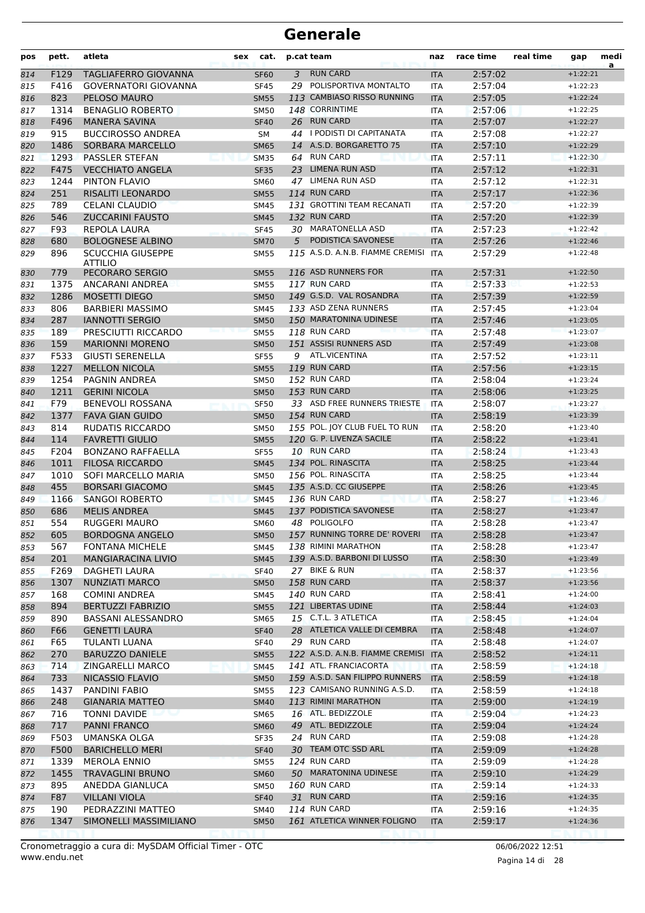# Generale

| pos | pett. | atleta | sex | cat. | p.cat | team | naz | race time | real time | gap | medi a |
|---|---|---|---|---|---|---|---|---|---|---|---|
| 814 | F129 | TAGLIAFERRO GIOVANNA | | SF60 | 3 | RUN CARD | ITA | 2:57:02 | | +1:22:21 | |
| 815 | F416 | GOVERNATORI GIOVANNA | | SF45 | 29 | POLISPORTIVA MONTALTO | ITA | 2:57:04 | | +1:22:23 | |
| 816 | 823 | PELOSO MAURO | | SM55 | 113 | CAMBIASO RISSO RUNNING | ITA | 2:57:05 | | +1:22:24 | |
| 817 | 1314 | BENAGLIO ROBERTO | | SM50 | 148 | CORRINTIME | ITA | 2:57:06 | | +1:22:25 | |
| 818 | F496 | MANERA SAVINA | | SF40 | 26 | RUN CARD | ITA | 2:57:07 | | +1:22:27 | |
| 819 | 915 | BUCCIROSSO ANDREA | | SM | 44 | I PODISTI DI CAPITANATA | ITA | 2:57:08 | | +1:22:27 | |
| 820 | 1486 | SORBARA MARCELLO | | SM65 | 14 | A.S.D. BORGARETTO 75 | ITA | 2:57:10 | | +1:22:29 | |
| 821 | 1293 | PASSLER STEFAN | | SM35 | 64 | RUN CARD | ITA | 2:57:11 | | +1:22:30 | |
| 822 | F475 | VECCHIATO ANGELA | | SF35 | 23 | LIMENA RUN ASD | ITA | 2:57:12 | | +1:22:31 | |
| 823 | 1244 | PINTON FLAVIO | | SM60 | 47 | LIMENA RUN ASD | ITA | 2:57:12 | | +1:22:31 | |
| 824 | 251 | RISALITI LEONARDO | | SM55 | 114 | RUN CARD | ITA | 2:57:17 | | +1:22:36 | |
| 825 | 789 | CELANI CLAUDIO | | SM45 | 131 | GROTTINI TEAM RECANATI | ITA | 2:57:20 | | +1:22:39 | |
| 826 | 546 | ZUCCARINI FAUSTO | | SM45 | 132 | RUN CARD | ITA | 2:57:20 | | +1:22:39 | |
| 827 | F93 | REPOLA LAURA | | SF45 | 30 | MARATONELLA ASD | ITA | 2:57:23 | | +1:22:42 | |
| 828 | 680 | BOLOGNESE ALBINO | | SM70 | 5 | PODISTICA SAVONESE | ITA | 2:57:26 | | +1:22:46 | |
| 829 | 896 | SCUCCHIA GIUSEPPE ATTILIO | | SM55 | 115 | A.S.D. A.N.B. FIAMME CREMISI | ITA | 2:57:29 | | +1:22:48 | |
| 830 | 779 | PECORARO SERGIO | | SM55 | 116 | ASD RUNNERS FOR | ITA | 2:57:31 | | +1:22:50 | |
| 831 | 1375 | ANCARANI ANDREA | | SM55 | 117 | RUN CARD | ITA | 2:57:33 | | +1:22:53 | |
| 832 | 1286 | MOSETTI DIEGO | | SM50 | 149 | G.S.D. VAL ROSANDRA | ITA | 2:57:39 | | +1:22:59 | |
| 833 | 806 | BARBIERI MASSIMO | | SM45 | 133 | ASD ZENA RUNNERS | ITA | 2:57:45 | | +1:23:04 | |
| 834 | 287 | IANNOTTI SERGIO | | SM50 | 150 | MARATONINA UDINESE | ITA | 2:57:46 | | +1:23:05 | |
| 835 | 189 | PRESCIUTTI RICCARDO | | SM55 | 118 | RUN CARD | ITA | 2:57:48 | | +1:23:07 | |
| 836 | 159 | MARIONNI MORENO | | SM50 | 151 | ASSISI RUNNERS ASD | ITA | 2:57:49 | | +1:23:08 | |
| 837 | F533 | GIUSTI SERENELLA | | SF55 | 9 | ATL.VICENTINA | ITA | 2:57:52 | | +1:23:11 | |
| 838 | 1227 | MELLON NICOLA | | SM55 | 119 | RUN CARD | ITA | 2:57:56 | | +1:23:15 | |
| 839 | 1254 | PAGNIN ANDREA | | SM50 | 152 | RUN CARD | ITA | 2:58:04 | | +1:23:24 | |
| 840 | 1211 | GERINI NICOLA | | SM50 | 153 | RUN CARD | ITA | 2:58:06 | | +1:23:25 | |
| 841 | F79 | BENEVOLI ROSSANA | | SF50 | 33 | ASD FREE RUNNERS TRIESTE | ITA | 2:58:07 | | +1:23:27 | |
| 842 | 1377 | FAVA GIAN GUIDO | | SM50 | 154 | RUN CARD | ITA | 2:58:19 | | +1:23:39 | |
| 843 | 814 | RUDATIS RICCARDO | | SM50 | 155 | POL. JOY CLUB FUEL TO RUN | ITA | 2:58:20 | | +1:23:40 | |
| 844 | 114 | FAVRETTI GIULIO | | SM55 | 120 | G. P. LIVENZA SACILE | ITA | 2:58:22 | | +1:23:41 | |
| 845 | F204 | BONZANO RAFFAELLA | | SF55 | 10 | RUN CARD | ITA | 2:58:24 | | +1:23:43 | |
| 846 | 1011 | FILOSA RICCARDO | | SM45 | 134 | POL. RINASCITA | ITA | 2:58:25 | | +1:23:44 | |
| 847 | 1010 | SOFI MARCELLO MARIA | | SM50 | 156 | POL. RINASCITA | ITA | 2:58:25 | | +1:23:44 | |
| 848 | 455 | BORSARI GIACOMO | | SM45 | 135 | A.S.D. CC GIUSEPPE | ITA | 2:58:26 | | +1:23:45 | |
| 849 | 1166 | SANGOI ROBERTO | | SM45 | 136 | RUN CARD | ITA | 2:58:27 | | +1:23:46 | |
| 850 | 686 | MELIS ANDREA | | SM45 | 137 | PODISTICA SAVONESE | ITA | 2:58:27 | | +1:23:47 | |
| 851 | 554 | RUGGERI MAURO | | SM60 | 48 | POLIGOLFO | ITA | 2:58:28 | | +1:23:47 | |
| 852 | 605 | BORDOGNA ANGELO | | SM50 | 157 | RUNNING TORRE DE' ROVERI | ITA | 2:58:28 | | +1:23:47 | |
| 853 | 567 | FONTANA MICHELE | | SM45 | 138 | RIMINI MARATHON | ITA | 2:58:28 | | +1:23:47 | |
| 854 | 201 | MANGIARACINA LIVIO | | SM45 | 139 | A.S.D. BARBONI DI LUSSO | ITA | 2:58:30 | | +1:23:49 | |
| 855 | F269 | DAGHETI LAURA | | SF40 | 27 | BIKE & RUN | ITA | 2:58:37 | | +1:23:56 | |
| 856 | 1307 | NUNZIATI MARCO | | SM50 | 158 | RUN CARD | ITA | 2:58:37 | | +1:23:56 | |
| 857 | 168 | COMINI ANDREA | | SM45 | 140 | RUN CARD | ITA | 2:58:41 | | +1:24:00 | |
| 858 | 894 | BERTUZZI FABRIZIO | | SM55 | 121 | LIBERTAS UDINE | ITA | 2:58:44 | | +1:24:03 | |
| 859 | 890 | BASSANI ALESSANDRO | | SM65 | 15 | C.T.L. 3 ATLETICA | ITA | 2:58:45 | | +1:24:04 | |
| 860 | F66 | GENETTI LAURA | | SF40 | 28 | ATLETICA VALLE DI CEMBRA | ITA | 2:58:48 | | +1:24:07 | |
| 861 | F65 | TULANTI LUANA | | SF40 | 29 | RUN CARD | ITA | 2:58:48 | | +1:24:07 | |
| 862 | 270 | BARUZZO DANIELE | | SM55 | 122 | A.S.D. A.N.B. FIAMME CREMISI | ITA | 2:58:52 | | +1:24:11 | |
| 863 | 714 | ZINGARELLI MARCO | | SM45 | 141 | ATL. FRANCIACORTA | ITA | 2:58:59 | | +1:24:18 | |
| 864 | 733 | NICASSIO FLAVIO | | SM50 | 159 | A.S.D. SAN FILIPPO RUNNERS | ITA | 2:58:59 | | +1:24:18 | |
| 865 | 1437 | PANDINI FABIO | | SM55 | 123 | CAMISANO RUNNING A.S.D. | ITA | 2:58:59 | | +1:24:18 | |
| 866 | 248 | GIANARIA MATTEO | | SM40 | 113 | RIMINI MARATHON | ITA | 2:59:00 | | +1:24:19 | |
| 867 | 716 | TONNI DAVIDE | | SM65 | 16 | ATL. BEDIZZOLE | ITA | 2:59:04 | | +1:24:23 | |
| 868 | 717 | PANNI FRANCO | | SM60 | 49 | ATL. BEDIZZOLE | ITA | 2:59:04 | | +1:24:24 | |
| 869 | F503 | UMANSKA OLGA | | SF35 | 24 | RUN CARD | ITA | 2:59:08 | | +1:24:28 | |
| 870 | F500 | BARICHELLO MERI | | SF40 | 30 | TEAM OTC SSD ARL | ITA | 2:59:09 | | +1:24:28 | |
| 871 | 1339 | MEROLA ENNIO | | SM55 | 124 | RUN CARD | ITA | 2:59:09 | | +1:24:28 | |
| 872 | 1455 | TRAVAGLINI BRUNO | | SM60 | 50 | MARATONINA UDINESE | ITA | 2:59:10 | | +1:24:29 | |
| 873 | 895 | ANEDDA GIANLUCA | | SM50 | 160 | RUN CARD | ITA | 2:59:14 | | +1:24:33 | |
| 874 | F87 | VILLANI VIOLA | | SF40 | 31 | RUN CARD | ITA | 2:59:16 | | +1:24:35 | |
| 875 | 190 | PEDRAZZINI MATTEO | | SM40 | 114 | RUN CARD | ITA | 2:59:16 | | +1:24:35 | |
| 876 | 1347 | SIMONELLI MASSIMILIANO | | SM50 | 161 | ATLETICA WINNER FOLIGNO | ITA | 2:59:17 | | +1:24:36 | |

Cronometraggio a cura di: MySDAM Official Timer - OTC
www.endu.net

06/06/2022 12:51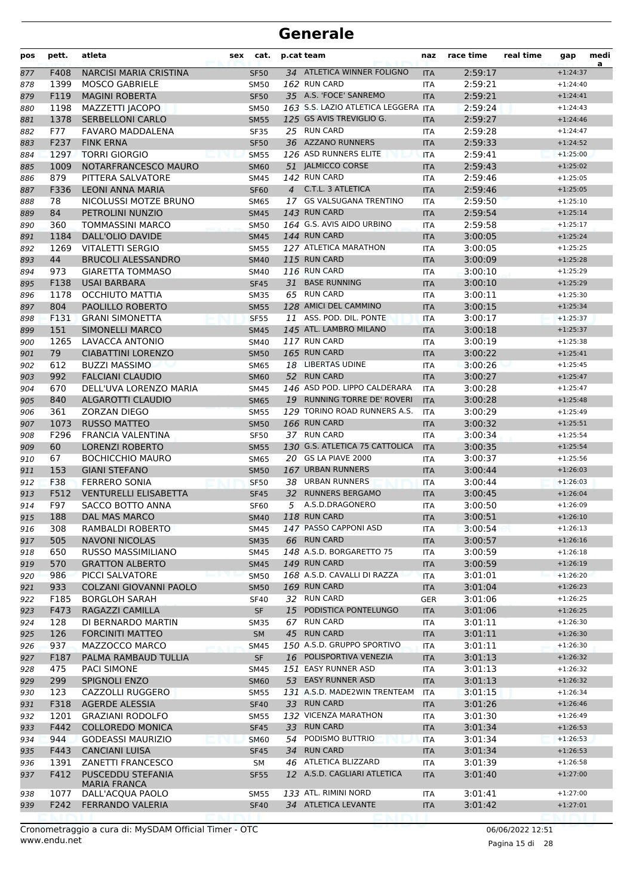# Generale

| pos | pett. | atleta | sex | cat. | p.cat | team | naz | race time | real time | gap | medi a |
|---|---|---|---|---|---|---|---|---|---|---|---|
| 877 | F408 | NARCISI MARIA CRISTINA | | SF50 | 34 | ATLETICA WINNER FOLIGNO | ITA | 2:59:17 | | +1:24:37 | |
| 878 | 1399 | MOSCO GABRIELE | | SM50 | 162 | RUN CARD | ITA | 2:59:21 | | +1:24:40 | |
| 879 | F119 | MAGINI ROBERTA | | SF50 | 35 | A.S. 'FOCE' SANREMO | ITA | 2:59:21 | | +1:24:41 | |
| 880 | 1198 | MAZZETTI JACOPO | | SM50 | 163 | S.S. LAZIO ATLETICA LEGGERA | ITA | 2:59:24 | | +1:24:43 | |
| 881 | 1378 | SERBELLONI CARLO | | SM55 | 125 | GS AVIS TREVIGLIO G. | ITA | 2:59:27 | | +1:24:46 | |
| 882 | F77 | FAVARO MADDALENA | | SF35 | 25 | RUN CARD | ITA | 2:59:28 | | +1:24:47 | |
| 883 | F237 | FINK ERNA | | SF50 | 36 | AZZANO RUNNERS | ITA | 2:59:33 | | +1:24:52 | |
| 884 | 1297 | TORRI GIORGIO | | SM55 | 126 | ASD RUNNERS ELITE | ITA | 2:59:41 | | +1:25:00 | |
| 885 | 1009 | NOTARFRANCESCO MAURO | | SM60 | 51 | JALMICCO CORSE | ITA | 2:59:43 | | +1:25:02 | |
| 886 | 879 | PITTERA SALVATORE | | SM45 | 142 | RUN CARD | ITA | 2:59:46 | | +1:25:05 | |
| 887 | F336 | LEONI ANNA MARIA | | SF60 | 4 | C.T.L. 3 ATLETICA | ITA | 2:59:46 | | +1:25:05 | |
| 888 | 78 | NICOLUSSI MOTZE BRUNO | | SM65 | 17 | GS VALSUGANA TRENTINO | ITA | 2:59:50 | | +1:25:10 | |
| 889 | 84 | PETROLINI NUNZIO | | SM45 | 143 | RUN CARD | ITA | 2:59:54 | | +1:25:14 | |
| 890 | 360 | TOMMASSINI MARCO | | SM50 | 164 | G.S. AVIS AIDO URBINO | ITA | 2:59:58 | | +1:25:17 | |
| 891 | 1184 | DALL'OLIO DAVIDE | | SM45 | 144 | RUN CARD | ITA | 3:00:05 | | +1:25:24 | |
| 892 | 1269 | VITALETTI SERGIO | | SM55 | 127 | ATLETICA MARATHON | ITA | 3:00:05 | | +1:25:25 | |
| 893 | 44 | BRUCOLI ALESSANDRO | | SM40 | 115 | RUN CARD | ITA | 3:00:09 | | +1:25:28 | |
| 894 | 973 | GIARETTA TOMMASO | | SM40 | 116 | RUN CARD | ITA | 3:00:10 | | +1:25:29 | |
| 895 | F138 | USAI BARBARA | | SF45 | 31 | BASE RUNNING | ITA | 3:00:10 | | +1:25:29 | |
| 896 | 1178 | OCCHIUTO MATTIA | | SM35 | 65 | RUN CARD | ITA | 3:00:11 | | +1:25:30 | |
| 897 | 804 | PAOLILLO ROBERTO | | SM55 | 128 | AMICI DEL CAMMINO | ITA | 3:00:15 | | +1:25:34 | |
| 898 | F131 | GRANI SIMONETTA | | SF55 | 11 | ASS. POD. DIL. PONTE | ITA | 3:00:17 | | +1:25:37 | |
| 899 | 151 | SIMONELLI MARCO | | SM45 | 145 | ATL. LAMBRO MILANO | ITA | 3:00:18 | | +1:25:37 | |
| 900 | 1265 | LAVACCA ANTONIO | | SM40 | 117 | RUN CARD | ITA | 3:00:19 | | +1:25:38 | |
| 901 | 79 | CIABATTINI LORENZO | | SM50 | 165 | RUN CARD | ITA | 3:00:22 | | +1:25:41 | |
| 902 | 612 | BUZZI MASSIMO | | SM65 | 18 | LIBERTAS UDINE | ITA | 3:00:26 | | +1:25:45 | |
| 903 | 992 | FALCIANI CLAUDIO | | SM60 | 52 | RUN CARD | ITA | 3:00:27 | | +1:25:47 | |
| 904 | 670 | DELL'UVA LORENZO MARIA | | SM45 | 146 | ASD POD. LIPPO CALDERARA | ITA | 3:00:28 | | +1:25:47 | |
| 905 | 840 | ALGAROTTI CLAUDIO | | SM65 | 19 | RUNNING TORRE DE' ROVERI | ITA | 3:00:28 | | +1:25:48 | |
| 906 | 361 | ZORZAN DIEGO | | SM55 | 129 | TORINO ROAD RUNNERS A.S. | ITA | 3:00:29 | | +1:25:49 | |
| 907 | 1073 | RUSSO MATTEO | | SM50 | 166 | RUN CARD | ITA | 3:00:32 | | +1:25:51 | |
| 908 | F296 | FRANCIA VALENTINA | | SF50 | 37 | RUN CARD | ITA | 3:00:34 | | +1:25:54 | |
| 909 | 60 | LORENZI ROBERTO | | SM55 | 130 | G.S. ATLETICA 75 CATTOLICA | ITA | 3:00:35 | | +1:25:54 | |
| 910 | 67 | BOCHICCHIO MAURO | | SM65 | 20 | GS LA PIAVE 2000 | ITA | 3:00:37 | | +1:25:56 | |
| 911 | 153 | GIANI STEFANO | | SM50 | 167 | URBAN RUNNERS | ITA | 3:00:44 | | +1:26:03 | |
| 912 | F38 | FERRERO SONIA | | SF50 | 38 | URBAN RUNNERS | ITA | 3:00:44 | | +1:26:03 | |
| 913 | F512 | VENTURELLI ELISABETTA | | SF45 | 32 | RUNNERS BERGAMO | ITA | 3:00:45 | | +1:26:04 | |
| 914 | F97 | SACCO BOTTO ANNA | | SF60 | 5 | A.S.D.DRAGONERO | ITA | 3:00:50 | | +1:26:09 | |
| 915 | 188 | DAL MAS MARCO | | SM40 | 118 | RUN CARD | ITA | 3:00:51 | | +1:26:10 | |
| 916 | 308 | RAMBALDI ROBERTO | | SM45 | 147 | PASSO CAPPONI ASD | ITA | 3:00:54 | | +1:26:13 | |
| 917 | 505 | NAVONI NICOLAS | | SM35 | 66 | RUN CARD | ITA | 3:00:57 | | +1:26:16 | |
| 918 | 650 | RUSSO MASSIMILIANO | | SM45 | 148 | A.S.D. BORGARETTO 75 | ITA | 3:00:59 | | +1:26:18 | |
| 919 | 570 | GRATTON ALBERTO | | SM45 | 149 | RUN CARD | ITA | 3:00:59 | | +1:26:19 | |
| 920 | 986 | PICCI SALVATORE | | SM50 | 168 | A.S.D. CAVALLI DI RAZZA | ITA | 3:01:01 | | +1:26:20 | |
| 921 | 933 | COLZANI GIOVANNI PAOLO | | SM50 | 169 | RUN CARD | ITA | 3:01:04 | | +1:26:23 | |
| 922 | F185 | BORGLOH SARAH | | SF40 | 32 | RUN CARD | GER | 3:01:06 | | +1:26:25 | |
| 923 | F473 | RAGAZZI CAMILLA | | SF | 15 | PODISTICA PONTELUNGO | ITA | 3:01:06 | | +1:26:25 | |
| 924 | 128 | DI BERNARDO MARTIN | | SM35 | 67 | RUN CARD | ITA | 3:01:11 | | +1:26:30 | |
| 925 | 126 | FORCINITI MATTEO | | SM | 45 | RUN CARD | ITA | 3:01:11 | | +1:26:30 | |
| 926 | 937 | MAZZOCCO MARCO | | SM45 | 150 | A.S.D. GRUPPO SPORTIVO | ITA | 3:01:11 | | +1:26:30 | |
| 927 | F187 | PALMA RAMBAUD TULLIA | | SF | 16 | POLISPORTIVA VENEZIA | ITA | 3:01:13 | | +1:26:32 | |
| 928 | 475 | PACI SIMONE | | SM45 | 151 | EASY RUNNER ASD | ITA | 3:01:13 | | +1:26:32 | |
| 929 | 299 | SPIGNOLI ENZO | | SM60 | 53 | EASY RUNNER ASD | ITA | 3:01:13 | | +1:26:32 | |
| 930 | 123 | CAZZOLLI RUGGERO | | SM55 | 131 | A.S.D. MADE2WIN TRENTEAM | ITA | 3:01:15 | | +1:26:34 | |
| 931 | F318 | AGERDE ALESSIA | | SF40 | 33 | RUN CARD | ITA | 3:01:26 | | +1:26:46 | |
| 932 | 1201 | GRAZIANI RODOLFO | | SM55 | 132 | VICENZA MARATHON | ITA | 3:01:30 | | +1:26:49 | |
| 933 | F442 | COLLOREDO MONICA | | SF45 | 33 | RUN CARD | ITA | 3:01:34 | | +1:26:53 | |
| 934 | 944 | GODEASSI MAURIZIO | | SM60 | 54 | PODISMO BUTTRIO | ITA | 3:01:34 | | +1:26:53 | |
| 935 | F443 | CANCIANI LUISA | | SF45 | 34 | RUN CARD | ITA | 3:01:34 | | +1:26:53 | |
| 936 | 1391 | ZANETTI FRANCESCO | | SM | 46 | ATLETICA BLIZZARD | ITA | 3:01:39 | | +1:26:58 | |
| 937 | F412 | PUSCEDDU STEFANIA MARIA FRANCA | | SF55 | 12 | A.S.D. CAGLIARI ATLETICA | ITA | 3:01:40 | | +1:27:00 | |
| 938 | 1077 | DALL'ACQUA PAOLO | | SM55 | 133 | ATL. RIMINI NORD | ITA | 3:01:41 | | +1:27:00 | |
| 939 | F242 | FERRANDO VALERIA | | SF40 | 34 | ATLETICA LEVANTE | ITA | 3:01:42 | | +1:27:01 | |

Cronometraggio a cura di: MySDAM Official Timer - OTC
www.endu.net

06/06/2022 12:51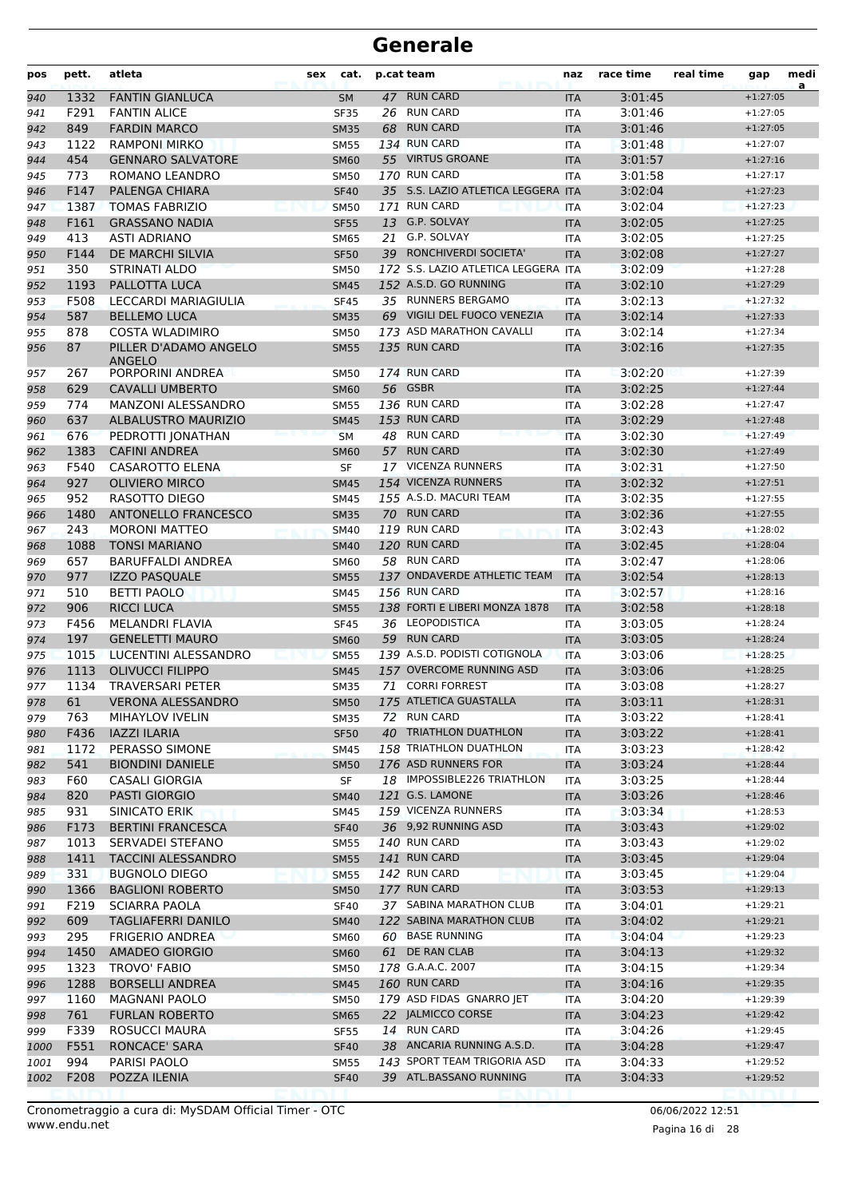# Generale

| pos | pett. | atleta | sex | cat. | p.cat | team | naz | race time | real time | gap | medi a |
|---|---|---|---|---|---|---|---|---|---|---|---|
| 940 | 1332 | FANTIN GIANLUCA | | SM | 47 | RUN CARD | ITA | 3:01:45 | | +1:27:05 | |
| 941 | F291 | FANTIN ALICE | | SF35 | 26 | RUN CARD | ITA | 3:01:46 | | +1:27:05 | |
| 942 | 849 | FARDIN MARCO | | SM35 | 68 | RUN CARD | ITA | 3:01:46 | | +1:27:05 | |
| 943 | 1122 | RAMPONI MIRKO | | SM55 | 134 | RUN CARD | ITA | 3:01:48 | | +1:27:07 | |
| 944 | 454 | GENNARO SALVATORE | | SM60 | 55 | VIRTUS GROANE | ITA | 3:01:57 | | +1:27:16 | |
| 945 | 773 | ROMANO LEANDRO | | SM50 | 170 | RUN CARD | ITA | 3:01:58 | | +1:27:17 | |
| 946 | F147 | PALENGA CHIARA | | SF40 | 35 | S.S. LAZIO ATLETICA LEGGERA | ITA | 3:02:04 | | +1:27:23 | |
| 947 | 1387 | TOMAS FABRIZIO | | SM50 | 171 | RUN CARD | ITA | 3:02:04 | | +1:27:23 | |
| 948 | F161 | GRASSANO NADIA | | SF55 | 13 | G.P. SOLVAY | ITA | 3:02:05 | | +1:27:25 | |
| 949 | 413 | ASTI ADRIANO | | SM65 | 21 | G.P. SOLVAY | ITA | 3:02:05 | | +1:27:25 | |
| 950 | F144 | DE MARCHI SILVIA | | SF50 | 39 | RONCHIVERDI SOCIETA' | ITA | 3:02:08 | | +1:27:27 | |
| 951 | 350 | STRINATI ALDO | | SM50 | 172 | S.S. LAZIO ATLETICA LEGGERA | ITA | 3:02:09 | | +1:27:28 | |
| 952 | 1193 | PALLOTTA LUCA | | SM45 | 152 | A.S.D. GO RUNNING | ITA | 3:02:10 | | +1:27:29 | |
| 953 | F508 | LECCARDI MARIAGIULIA | | SF45 | 35 | RUNNERS BERGAMO | ITA | 3:02:13 | | +1:27:32 | |
| 954 | 587 | BELLEMO LUCA | | SM35 | 69 | VIGILI DEL FUOCO VENEZIA | ITA | 3:02:14 | | +1:27:33 | |
| 955 | 878 | COSTA WLADIMIRO | | SM50 | 173 | ASD MARATHON CAVALLI | ITA | 3:02:14 | | +1:27:34 | |
| 956 | 87 | PILLER D'ADAMO ANGELO ANGELO | | SM55 | 135 | RUN CARD | ITA | 3:02:16 | | +1:27:35 | |
| 957 | 267 | PORPORINI ANDREA | | SM50 | 174 | RUN CARD | ITA | 3:02:20 | | +1:27:39 | |
| 958 | 629 | CAVALLI UMBERTO | | SM60 | 56 | GSBR | ITA | 3:02:25 | | +1:27:44 | |
| 959 | 774 | MANZONI ALESSANDRO | | SM55 | 136 | RUN CARD | ITA | 3:02:28 | | +1:27:47 | |
| 960 | 637 | ALBALUSTRO MAURIZIO | | SM45 | 153 | RUN CARD | ITA | 3:02:29 | | +1:27:48 | |
| 961 | 676 | PEDROTTI JONATHAN | | SM | 48 | RUN CARD | ITA | 3:02:30 | | +1:27:49 | |
| 962 | 1383 | CAFINI ANDREA | | SM60 | 57 | RUN CARD | ITA | 3:02:30 | | +1:27:49 | |
| 963 | F540 | CASAROTTO ELENA | | SF | 17 | VICENZA RUNNERS | ITA | 3:02:31 | | +1:27:50 | |
| 964 | 927 | OLIVIERO MIRCO | | SM45 | 154 | VICENZA RUNNERS | ITA | 3:02:32 | | +1:27:51 | |
| 965 | 952 | RASOTTO DIEGO | | SM45 | 155 | A.S.D. MACURI TEAM | ITA | 3:02:35 | | +1:27:55 | |
| 966 | 1480 | ANTONELLO FRANCESCO | | SM35 | 70 | RUN CARD | ITA | 3:02:36 | | +1:27:55 | |
| 967 | 243 | MORONI MATTEO | | SM40 | 119 | RUN CARD | ITA | 3:02:43 | | +1:28:02 | |
| 968 | 1088 | TONSI MARIANO | | SM40 | 120 | RUN CARD | ITA | 3:02:45 | | +1:28:04 | |
| 969 | 657 | BARUFFALDI ANDREA | | SM60 | 58 | RUN CARD | ITA | 3:02:47 | | +1:28:06 | |
| 970 | 977 | IZZO PASQUALE | | SM55 | 137 | ONDAVERDE ATHLETIC TEAM | ITA | 3:02:54 | | +1:28:13 | |
| 971 | 510 | BETTI PAOLO | | SM45 | 156 | RUN CARD | ITA | 3:02:57 | | +1:28:16 | |
| 972 | 906 | RICCI LUCA | | SM55 | 138 | FORTI E LIBERI MONZA 1878 | ITA | 3:02:58 | | +1:28:18 | |
| 973 | F456 | MELANDRI FLAVIA | | SF45 | 36 | LEOPODISTICA | ITA | 3:03:05 | | +1:28:24 | |
| 974 | 197 | GENELETTI MAURO | | SM60 | 59 | RUN CARD | ITA | 3:03:05 | | +1:28:24 | |
| 975 | 1015 | LUCENTINI ALESSANDRO | | SM55 | 139 | A.S.D. PODISTI COTIGNOLA | ITA | 3:03:06 | | +1:28:25 | |
| 976 | 1113 | OLIVUCCI FILIPPO | | SM45 | 157 | OVERCOME RUNNING ASD | ITA | 3:03:06 | | +1:28:25 | |
| 977 | 1134 | TRAVERSARI PETER | | SM35 | 71 | CORRI FORREST | ITA | 3:03:08 | | +1:28:27 | |
| 978 | 61 | VERONA ALESSANDRO | | SM50 | 175 | ATLETICA GUASTALLA | ITA | 3:03:11 | | +1:28:31 | |
| 979 | 763 | MIHAYLOV IVELIN | | SM35 | 72 | RUN CARD | ITA | 3:03:22 | | +1:28:41 | |
| 980 | F436 | IAZZI ILARIA | | SF50 | 40 | TRIATHLON DUATHLON | ITA | 3:03:22 | | +1:28:41 | |
| 981 | 1172 | PERASSO SIMONE | | SM45 | 158 | TRIATHLON DUATHLON | ITA | 3:03:23 | | +1:28:42 | |
| 982 | 541 | BIONDINI DANIELE | | SM50 | 176 | ASD RUNNERS FOR | ITA | 3:03:24 | | +1:28:44 | |
| 983 | F60 | CASALI GIORGIA | | SF | 18 | IMPOSSIBLE226 TRIATHLON | ITA | 3:03:25 | | +1:28:44 | |
| 984 | 820 | PASTI GIORGIO | | SM40 | 121 | G.S. LAMONE | ITA | 3:03:26 | | +1:28:46 | |
| 985 | 931 | SINICATO ERIK | | SM45 | 159 | VICENZA RUNNERS | ITA | 3:03:34 | | +1:28:53 | |
| 986 | F173 | BERTINI FRANCESCA | | SF40 | 36 | 9,92 RUNNING ASD | ITA | 3:03:43 | | +1:29:02 | |
| 987 | 1013 | SERVADEI STEFANO | | SM55 | 140 | RUN CARD | ITA | 3:03:43 | | +1:29:02 | |
| 988 | 1411 | TACCINI ALESSANDRO | | SM55 | 141 | RUN CARD | ITA | 3:03:45 | | +1:29:04 | |
| 989 | 331 | BUGNOLO DIEGO | | SM55 | 142 | RUN CARD | ITA | 3:03:45 | | +1:29:04 | |
| 990 | 1366 | BAGLIONI ROBERTO | | SM50 | 177 | RUN CARD | ITA | 3:03:53 | | +1:29:13 | |
| 991 | F219 | SCIARRA PAOLA | | SF40 | 37 | SABINA MARATHON CLUB | ITA | 3:04:01 | | +1:29:21 | |
| 992 | 609 | TAGLIAFERRI DANILO | | SM40 | 122 | SABINA MARATHON CLUB | ITA | 3:04:02 | | +1:29:21 | |
| 993 | 295 | FRIGERIO ANDREA | | SM60 | 60 | BASE RUNNING | ITA | 3:04:04 | | +1:29:23 | |
| 994 | 1450 | AMADEO GIORGIO | | SM60 | 61 | DE RAN CLAB | ITA | 3:04:13 | | +1:29:32 | |
| 995 | 1323 | TROVO' FABIO | | SM50 | 178 | G.A.A.C. 2007 | ITA | 3:04:15 | | +1:29:34 | |
| 996 | 1288 | BORSELLI ANDREA | | SM45 | 160 | RUN CARD | ITA | 3:04:16 | | +1:29:35 | |
| 997 | 1160 | MAGNANI PAOLO | | SM50 | 179 | ASD FIDAS GNARRO JET | ITA | 3:04:20 | | +1:29:39 | |
| 998 | 761 | FURLAN ROBERTO | | SM65 | 22 | JALMICCO CORSE | ITA | 3:04:23 | | +1:29:42 | |
| 999 | F339 | ROSUCCI MAURA | | SF55 | 14 | RUN CARD | ITA | 3:04:26 | | +1:29:45 | |
| 1000 | F551 | RONCACE' SARA | | SF40 | 38 | ANCARIA RUNNING A.S.D. | ITA | 3:04:28 | | +1:29:47 | |
| 1001 | 994 | PARISI PAOLO | | SM55 | 143 | SPORT TEAM TRIGORIA ASD | ITA | 3:04:33 | | +1:29:52 | |
| 1002 | F208 | POZZA ILENIA | | SF40 | 39 | ATL.BASSANO RUNNING | ITA | 3:04:33 | | +1:29:52 | |

Cronometraggio a cura di: MySDAM Official Timer - OTC
www.endu.net

06/06/2022 12:51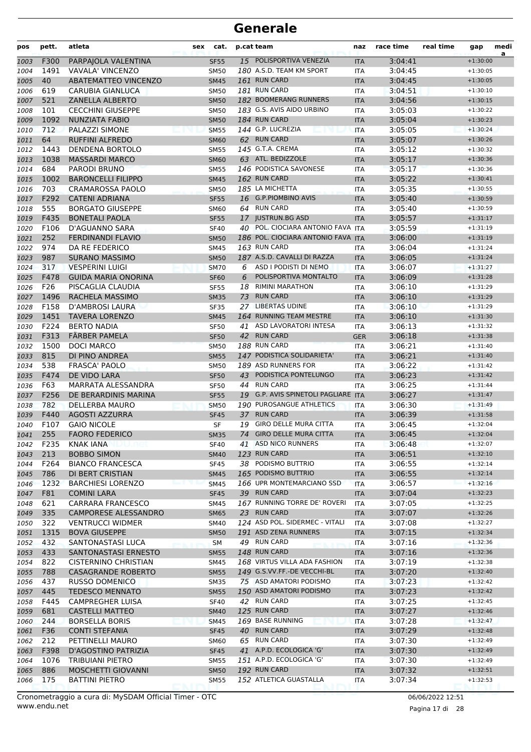# Generale

| pos | pett. | atleta | sex | cat. | p.cat | team | naz | race time | real time | gap | medi a |
|---|---|---|---|---|---|---|---|---|---|---|---|
| 1003 | F300 | PARPAJOLA VALENTINA | | SF55 | 15 | POLISPORTIVA VENEZIA | ITA | 3:04:41 | | +1:30:00 | |
| 1004 | 1491 | VAVALA' VINCENZO | | SM50 | 180 | A.S.D. TEAM KM SPORT | ITA | 3:04:45 | | +1:30:05 | |
| 1005 | 40 | ABATEMATTEO VINCENZO | | SM45 | 161 | RUN CARD | ITA | 3:04:45 | | +1:30:05 | |
| 1006 | 619 | CARUBIA GIANLUCA | | SM50 | 181 | RUN CARD | ITA | 3:04:51 | | +1:30:10 | |
| 1007 | 521 | ZANELLA ALBERTO | | SM50 | 182 | BOOMERANG RUNNERS | ITA | 3:04:56 | | +1:30:15 | |
| 1008 | 101 | CECCHINI GIUSEPPE | | SM50 | 183 | G.S. AVIS AIDO URBINO | ITA | 3:05:03 | | +1:30:22 | |
| 1009 | 1092 | NUNZIATA FABIO | | SM50 | 184 | RUN CARD | ITA | 3:05:04 | | +1:30:23 | |
| 1010 | 712 | PALAZZI SIMONE | | SM55 | 144 | G.P. LUCREZIA | ITA | 3:05:05 | | +1:30:24 | |
| 1011 | 64 | RUFFINI ALFREDO | | SM60 | 62 | RUN CARD | ITA | 3:05:07 | | +1:30:26 | |
| 1012 | 1443 | DENDENA BORTOLO | | SM55 | 145 | G.T.A. CREMA | ITA | 3:05:12 | | +1:30:32 | |
| 1013 | 1038 | MASSARDI MARCO | | SM60 | 63 | ATL. BEDIZZOLE | ITA | 3:05:17 | | +1:30:36 | |
| 1014 | 684 | PARODI BRUNO | | SM55 | 146 | PODISTICA SAVONESE | ITA | 3:05:17 | | +1:30:36 | |
| 1015 | 1002 | BARONCELLI FILIPPO | | SM45 | 162 | RUN CARD | ITA | 3:05:22 | | +1:30:41 | |
| 1016 | 703 | CRAMAROSSA PAOLO | | SM50 | 185 | LA MICHETTA | ITA | 3:05:35 | | +1:30:55 | |
| 1017 | F292 | CATENI ADRIANA | | SF55 | 16 | G.P.PIOMBINO AVIS | ITA | 3:05:40 | | +1:30:59 | |
| 1018 | 555 | BORGATO GIUSEPPE | | SM60 | 64 | RUN CARD | ITA | 3:05:40 | | +1:30:59 | |
| 1019 | F435 | BONETALI PAOLA | | SF55 | 17 | JUSTRUN.BG ASD | ITA | 3:05:57 | | +1:31:17 | |
| 1020 | F106 | D'AGUANNO SARA | | SF40 | 40 | POL. CIOCIARA ANTONIO FAVA | ITA | 3:05:59 | | +1:31:19 | |
| 1021 | 252 | FERDINANDI FLAVIO | | SM50 | 186 | POL. CIOCIARA ANTONIO FAVA | ITA | 3:06:00 | | +1:31:19 | |
| 1022 | 974 | DA RE FEDERICO | | SM45 | 163 | RUN CARD | ITA | 3:06:04 | | +1:31:24 | |
| 1023 | 987 | SURANO MASSIMO | | SM50 | 187 | A.S.D. CAVALLI DI RAZZA | ITA | 3:06:05 | | +1:31:24 | |
| 1024 | 317 | VESPERINI LUIGI | | SM70 | 6 | ASD I PODISTI DI NEMO | ITA | 3:06:07 | | +1:31:27 | |
| 1025 | F478 | GUIDA MARIA ONORINA | | SF60 | 6 | POLISPORTIVA MONTALTO | ITA | 3:06:09 | | +1:31:28 | |
| 1026 | F26 | PISCAGLIA CLAUDIA | | SF55 | 18 | RIMINI MARATHON | ITA | 3:06:10 | | +1:31:29 | |
| 1027 | 1496 | RACHELA MASSIMO | | SM35 | 73 | RUN CARD | ITA | 3:06:10 | | +1:31:29 | |
| 1028 | F158 | D'AMBROSI LAURA | | SF35 | 27 | LIBERTAS UDINE | ITA | 3:06:10 | | +1:31:29 | |
| 1029 | 1451 | TAVERA LORENZO | | SM45 | 164 | RUNNING TEAM MESTRE | ITA | 3:06:10 | | +1:31:30 | |
| 1030 | F224 | BERTO NADIA | | SF50 | 41 | ASD LAVORATORI INTESA | ITA | 3:06:13 | | +1:31:32 | |
| 1031 | F313 | FÄRBER PAMELA | | SF50 | 42 | RUN CARD | GER | 3:06:18 | | +1:31:38 | |
| 1032 | 1500 | DOCI MARCO | | SM50 | 188 | RUN CARD | ITA | 3:06:21 | | +1:31:40 | |
| 1033 | 815 | DI PINO ANDREA | | SM55 | 147 | PODISTICA SOLIDARIETA' | ITA | 3:06:21 | | +1:31:40 | |
| 1034 | 538 | FRASCA' PAOLO | | SM50 | 189 | ASD RUNNERS FOR | ITA | 3:06:22 | | +1:31:42 | |
| 1035 | F474 | DE VIDO LARA | | SF50 | 43 | PODISTICA PONTELUNGO | ITA | 3:06:23 | | +1:31:42 | |
| 1036 | F63 | MARRATA ALESSANDRA | | SF50 | 44 | RUN CARD | ITA | 3:06:25 | | +1:31:44 | |
| 1037 | F256 | DE BERARDINIS MARINA | | SF55 | 19 | G.P. AVIS SPINETOLI PAGLIARE | ITA | 3:06:27 | | +1:31:47 | |
| 1038 | 782 | DELLERBA MAURO | | SM50 | 190 | PUROSANGUE ATHLETICS | ITA | 3:06:30 | | +1:31:49 | |
| 1039 | F440 | AGOSTI AZZURRA | | SF45 | 37 | RUN CARD | ITA | 3:06:39 | | +1:31:58 | |
| 1040 | F107 | GAIO NICOLE | | SF | 19 | GIRO DELLE MURA CITTA | ITA | 3:06:45 | | +1:32:04 | |
| 1041 | 255 | FAORO FEDERICO | | SM35 | 74 | GIRO DELLE MURA CITTA | ITA | 3:06:45 | | +1:32:04 | |
| 1042 | F235 | KNAK IANA | | SF40 | 41 | ASD NICO RUNNERS | ITA | 3:06:48 | | +1:32:07 | |
| 1043 | 213 | BOBBO SIMON | | SM40 | 123 | RUN CARD | ITA | 3:06:51 | | +1:32:10 | |
| 1044 | F264 | BIANCO FRANCESCA | | SF45 | 38 | PODISMO BUTTRIO | ITA | 3:06:55 | | +1:32:14 | |
| 1045 | 786 | DI BERT CRISTIAN | | SM45 | 165 | PODISMO BUTTRIO | ITA | 3:06:55 | | +1:32:14 | |
| 1046 | 1232 | BARCHIESI LORENZO | | SM45 | 166 | UPR MONTEMARCIANO SSD | ITA | 3:06:57 | | +1:32:16 | |
| 1047 | F81 | COMINI LARA | | SF45 | 39 | RUN CARD | ITA | 3:07:04 | | +1:32:23 | |
| 1048 | 621 | CARRARA FRANCESCO | | SM45 | 167 | RUNNING TORRE DE' ROVERI | ITA | 3:07:05 | | +1:32:25 | |
| 1049 | 335 | CAMPORESE ALESSANDRO | | SM65 | 23 | RUN CARD | ITA | 3:07:07 | | +1:32:26 | |
| 1050 | 322 | VENTRUCCI WIDMER | | SM40 | 124 | ASD POL. SIDERMEC - VITALI | ITA | 3:07:08 | | +1:32:27 | |
| 1051 | 1315 | BOVA GIUSEPPE | | SM50 | 191 | ASD ZENA RUNNERS | ITA | 3:07:15 | | +1:32:34 | |
| 1052 | 432 | SANTONASTASI LUCA | | SM | 49 | RUN CARD | ITA | 3:07:16 | | +1:32:36 | |
| 1053 | 433 | SANTONASTASI ERNESTO | | SM55 | 148 | RUN CARD | ITA | 3:07:16 | | +1:32:36 | |
| 1054 | 822 | CISTERNINO CHRISTIAN | | SM45 | 168 | VIRTUS VILLA ADA FASHION | ITA | 3:07:19 | | +1:32:38 | |
| 1055 | 788 | CASAGRANDE ROBERTO | | SM55 | 149 | G.S.VV.FF.-DE VECCHI-BL | ITA | 3:07:20 | | +1:32:40 | |
| 1056 | 437 | RUSSO DOMENICO | | SM35 | 75 | ASD AMATORI PODISMO | ITA | 3:07:23 | | +1:32:42 | |
| 1057 | 445 | TEDESCO MENNATO | | SM55 | 150 | ASD AMATORI PODISMO | ITA | 3:07:23 | | +1:32:42 | |
| 1058 | F445 | CAMPREGHER LUISA | | SF40 | 42 | RUN CARD | ITA | 3:07:25 | | +1:32:45 | |
| 1059 | 681 | CASTELLI MATTEO | | SM40 | 125 | RUN CARD | ITA | 3:07:27 | | +1:32:46 | |
| 1060 | 244 | BORSELLA BORIS | | SM45 | 169 | BASE RUNNING | ITA | 3:07:28 | | +1:32:47 | |
| 1061 | F36 | CONTI STEFANIA | | SF45 | 40 | RUN CARD | ITA | 3:07:29 | | +1:32:48 | |
| 1062 | 212 | PETTINELLI MAURO | | SM60 | 65 | RUN CARD | ITA | 3:07:30 | | +1:32:49 | |
| 1063 | F398 | D'AGOSTINO PATRIZIA | | SF45 | 41 | A.P.D. ECOLOGICA 'G' | ITA | 3:07:30 | | +1:32:49 | |
| 1064 | 1076 | TRIBUIANI PIETRO | | SM55 | 151 | A.P.D. ECOLOGICA 'G' | ITA | 3:07:30 | | +1:32:49 | |
| 1065 | 886 | MOSCHETTI GIOVANNI | | SM50 | 192 | RUN CARD | ITA | 3:07:32 | | +1:32:51 | |
| 1066 | 175 | BATTINI PIETRO | | SM55 | 152 | ATLETICA GUASTALLA | ITA | 3:07:34 | | +1:32:53 | |

Cronometraggio a cura di: MySDAM Official Timer - OTC
www.endu.net

06/06/2022 12:51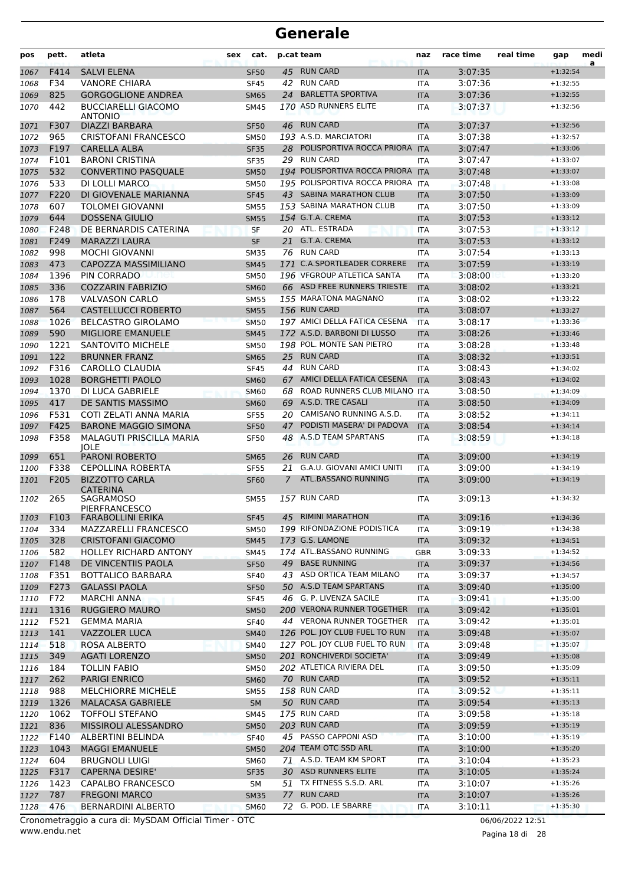# Generale

| pos | pett. | atleta | sex | cat. | p.cat | team | naz | race time | real time | gap | media |
|---|---|---|---|---|---|---|---|---|---|---|---|
| 1067 | F414 | SALVI ELENA | | SF50 | 45 | RUN CARD | ITA | 3:07:35 | | +1:32:54 | |
| 1068 | F34 | VANORE CHIARA | | SF45 | 42 | RUN CARD | ITA | 3:07:36 | | +1:32:55 | |
| 1069 | 825 | GORGOGLIONE ANDREA | | SM65 | 24 | BARLETTA SPORTIVA | ITA | 3:07:36 | | +1:32:55 | |
| 1070 | 442 | BUCCIARELLI GIACOMO ANTONIO | | SM45 | 170 | ASD RUNNERS ELITE | ITA | 3:07:37 | | +1:32:56 | |
| 1071 | F307 | DIAZZI BARBARA | | SF50 | 46 | RUN CARD | ITA | 3:07:37 | | +1:32:56 | |
| 1072 | 965 | CRISTOFANI FRANCESCO | | SM50 | 193 | A.S.D. MARCIATORI | ITA | 3:07:38 | | +1:32:57 | |
| 1073 | F197 | CARELLA ALBA | | SF35 | 28 | POLISPORTIVA ROCCA PRIORA | ITA | 3:07:47 | | +1:33:06 | |
| 1074 | F101 | BARONI CRISTINA | | SF35 | 29 | RUN CARD | ITA | 3:07:47 | | +1:33:07 | |
| 1075 | 532 | CONVERTINO PASQUALE | | SM50 | 194 | POLISPORTIVA ROCCA PRIORA | ITA | 3:07:48 | | +1:33:07 | |
| 1076 | 533 | DI LOLLI MARCO | | SM50 | 195 | POLISPORTIVA ROCCA PRIORA | ITA | 3:07:48 | | +1:33:08 | |
| 1077 | F220 | DI GIOVENALE MARIANNA | | SF45 | 43 | SABINA MARATHON CLUB | ITA | 3:07:50 | | +1:33:09 | |
| 1078 | 607 | TOLOMEI GIOVANNI | | SM55 | 153 | SABINA MARATHON CLUB | ITA | 3:07:50 | | +1:33:09 | |
| 1079 | 644 | DOSSENA GIULIO | | SM55 | 154 | G.T.A. CREMA | ITA | 3:07:53 | | +1:33:12 | |
| 1080 | F248 | DE BERNARDIS CATERINA | | SF | 20 | ATL. ESTRADA | ITA | 3:07:53 | | +1:33:12 | |
| 1081 | F249 | MARAZZI LAURA | | SF | 21 | G.T.A. CREMA | ITA | 3:07:53 | | +1:33:12 | |
| 1082 | 998 | MOCHI GIOVANNI | | SM35 | 76 | RUN CARD | ITA | 3:07:54 | | +1:33:13 | |
| 1083 | 473 | CAPOZZA MASSIMILIANO | | SM45 | 171 | C.A.SPORTLEADER CORRERE | ITA | 3:07:59 | | +1:33:19 | |
| 1084 | 1396 | PIN CORRADO | | SM50 | 196 | VFGROUP ATLETICA SANTA | ITA | 3:08:00 | | +1:33:20 | |
| 1085 | 336 | COZZARIN FABRIZIO | | SM60 | 66 | ASD FREE RUNNERS TRIESTE | ITA | 3:08:02 | | +1:33:21 | |
| 1086 | 178 | VALVASON CARLO | | SM55 | 155 | MARATONA MAGNANO | ITA | 3:08:02 | | +1:33:22 | |
| 1087 | 564 | CASTELLUCCI ROBERTO | | SM55 | 156 | RUN CARD | ITA | 3:08:07 | | +1:33:27 | |
| 1088 | 1026 | BELCASTRO GIROLAMO | | SM50 | 197 | AMICI DELLA FATICA CESENA | ITA | 3:08:17 | | +1:33:36 | |
| 1089 | 590 | MIGLIORE EMANUELE | | SM45 | 172 | A.S.D. BARBONI DI LUSSO | ITA | 3:08:26 | | +1:33:46 | |
| 1090 | 1221 | SANTOVITO MICHELE | | SM50 | 198 | POL. MONTE SAN PIETRO | ITA | 3:08:28 | | +1:33:48 | |
| 1091 | 122 | BRUNNER FRANZ | | SM65 | 25 | RUN CARD | ITA | 3:08:32 | | +1:33:51 | |
| 1092 | F316 | CAROLLO CLAUDIA | | SF45 | 44 | RUN CARD | ITA | 3:08:43 | | +1:34:02 | |
| 1093 | 1028 | BORGHETTI PAOLO | | SM60 | 67 | AMICI DELLA FATICA CESENA | ITA | 3:08:43 | | +1:34:02 | |
| 1094 | 1370 | DI LUCA GABRIELE | | SM60 | 68 | ROAD RUNNERS CLUB MILANO | ITA | 3:08:50 | | +1:34:09 | |
| 1095 | 417 | DE SANTIS MASSIMO | | SM60 | 69 | A.S.D. TRE CASALI | ITA | 3:08:50 | | +1:34:09 | |
| 1096 | F531 | COTI ZELATI ANNA MARIA | | SF55 | 20 | CAMISANO RUNNING A.S.D. | ITA | 3:08:52 | | +1:34:11 | |
| 1097 | F425 | BARONE MAGGIO SIMONA | | SF50 | 47 | PODISTI MASERA' DI PADOVA | ITA | 3:08:54 | | +1:34:14 | |
| 1098 | F358 | MALAGUTI PRISCILLA MARIA JOLE | | SF50 | 48 | A.S.D TEAM SPARTANS | ITA | 3:08:59 | | +1:34:18 | |
| 1099 | 651 | PARONI ROBERTO | | SM65 | 26 | RUN CARD | ITA | 3:09:00 | | +1:34:19 | |
| 1100 | F338 | CEPOLLINA ROBERTA | | SF55 | 21 | G.A.U. GIOVANI AMICI UNITI | ITA | 3:09:00 | | +1:34:19 | |
| 1101 | F205 | BIZZOTTO CARLA CATERINA | | SF60 | 7 | ATL.BASSANO RUNNING | ITA | 3:09:00 | | +1:34:19 | |
| 1102 | 265 | SAGRAMOSO PIERFRANCESCO | | SM55 | 157 | RUN CARD | ITA | 3:09:13 | | +1:34:32 | |
| 1103 | F103 | FARABOLLINI ERIKA | | SF45 | 45 | RIMINI MARATHON | ITA | 3:09:16 | | +1:34:36 | |
| 1104 | 334 | MAZZARELLI FRANCESCO | | SM50 | 199 | RIFONDAZIONE PODISTICA | ITA | 3:09:19 | | +1:34:38 | |
| 1105 | 328 | CRISTOFANI GIACOMO | | SM45 | 173 | G.S. LAMONE | ITA | 3:09:32 | | +1:34:51 | |
| 1106 | 582 | HOLLEY RICHARD ANTONY | | SM45 | 174 | ATL.BASSANO RUNNING | GBR | 3:09:33 | | +1:34:52 | |
| 1107 | F148 | DE VINCENTIIS PAOLA | | SF50 | 49 | BASE RUNNING | ITA | 3:09:37 | | +1:34:56 | |
| 1108 | F351 | BOTTALICO BARBARA | | SF40 | 43 | ASD ORTICA TEAM MILANO | ITA | 3:09:37 | | +1:34:57 | |
| 1109 | F273 | GALASSI PAOLA | | SF50 | 50 | A.S.D TEAM SPARTANS | ITA | 3:09:40 | | +1:35:00 | |
| 1110 | F72 | MARCHI ANNA | | SF45 | 46 | G. P. LIVENZA SACILE | ITA | 3:09:41 | | +1:35:00 | |
| 1111 | 1316 | RUGGIERO MAURO | | SM50 | 200 | VERONA RUNNER TOGETHER | ITA | 3:09:42 | | +1:35:01 | |
| 1112 | F521 | GEMMA MARIA | | SF40 | 44 | VERONA RUNNER TOGETHER | ITA | 3:09:42 | | +1:35:01 | |
| 1113 | 141 | VAZZOLER LUCA | | SM40 | 126 | POL. JOY CLUB FUEL TO RUN | ITA | 3:09:48 | | +1:35:07 | |
| 1114 | 518 | ROSA ALBERTO | | SM40 | 127 | POL. JOY CLUB FUEL TO RUN | ITA | 3:09:48 | | +1:35:07 | |
| 1115 | 349 | AGATI LORENZO | | SM50 | 201 | RONCHIVERDI SOCIETA' | ITA | 3:09:49 | | +1:35:08 | |
| 1116 | 184 | TOLLIN FABIO | | SM50 | 202 | ATLETICA RIVIERA DEL | ITA | 3:09:50 | | +1:35:09 | |
| 1117 | 262 | PARIGI ENRICO | | SM60 | 70 | RUN CARD | ITA | 3:09:52 | | +1:35:11 | |
| 1118 | 988 | MELCHIORRE MICHELE | | SM55 | 158 | RUN CARD | ITA | 3:09:52 | | +1:35:11 | |
| 1119 | 1326 | MALACASA GABRIELE | | SM | 50 | RUN CARD | ITA | 3:09:54 | | +1:35:13 | |
| 1120 | 1062 | TOFFOLI STEFANO | | SM45 | 175 | RUN CARD | ITA | 3:09:58 | | +1:35:18 | |
| 1121 | 836 | MISSIROLI ALESSANDRO | | SM50 | 203 | RUN CARD | ITA | 3:09:59 | | +1:35:19 | |
| 1122 | F140 | ALBERTINI BELINDA | | SF40 | 45 | PASSO CAPPONI ASD | ITA | 3:10:00 | | +1:35:19 | |
| 1123 | 1043 | MAGGI EMANUELE | | SM50 | 204 | TEAM OTC SSD ARL | ITA | 3:10:00 | | +1:35:20 | |
| 1124 | 604 | BRUGNOLI LUIGI | | SM60 | 71 | A.S.D. TEAM KM SPORT | ITA | 3:10:04 | | +1:35:23 | |
| 1125 | F317 | CAPERNA DESIRE' | | SF35 | 30 | ASD RUNNERS ELITE | ITA | 3:10:05 | | +1:35:24 | |
| 1126 | 1423 | CAPALBO FRANCESCO | | SM | 51 | TX FITNESS S.S.D. ARL | ITA | 3:10:07 | | +1:35:26 | |
| 1127 | 787 | FREGONI MARCO | | SM35 | 77 | RUN CARD | ITA | 3:10:07 | | +1:35:26 | |
| 1128 | 476 | BERNARDINI ALBERTO | | SM60 | 72 | G. POD. LE SBARRE | ITA | 3:10:11 | | +1:35:30 | |

Cronometraggio a cura di: MySDAM Official Timer - OTC
www.endu.net

06/06/2022 12:51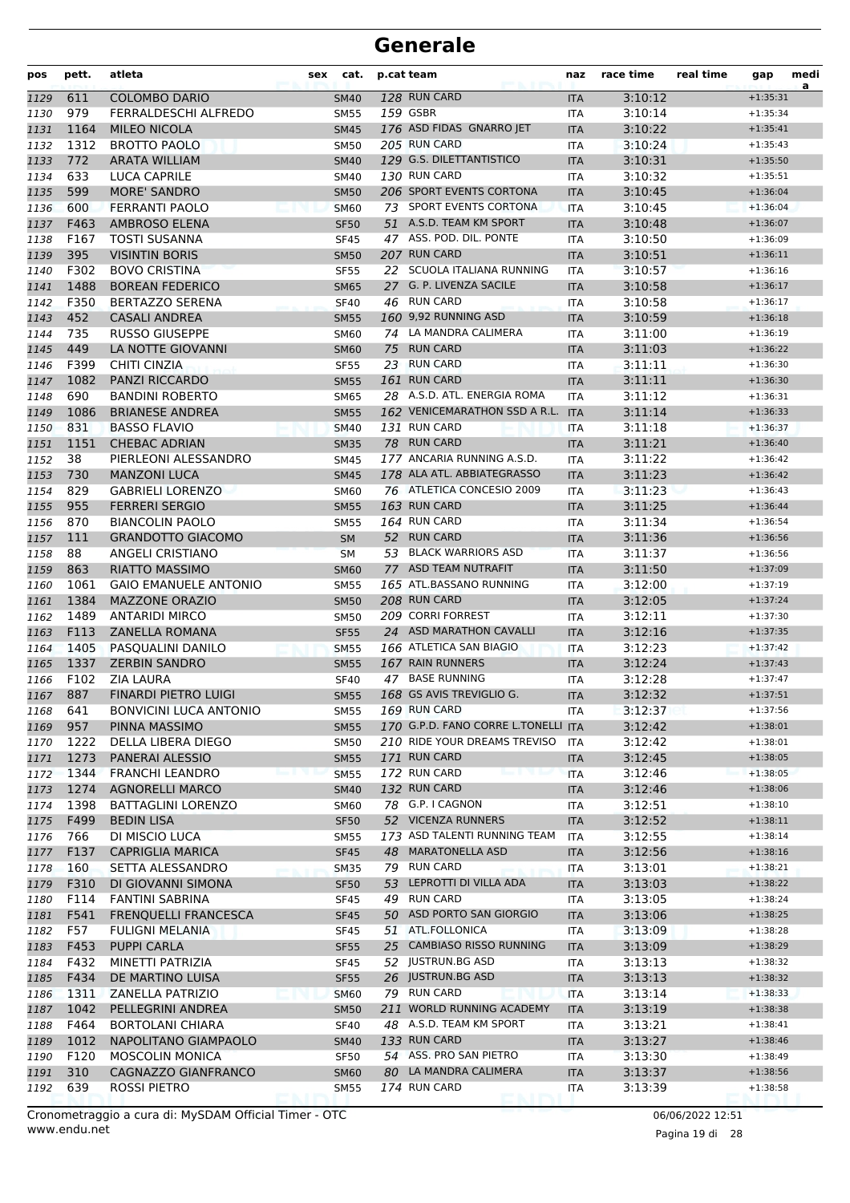# Generale

| pos | pett. | atleta | sex | cat. | p.cat | team | naz | race time | real time | gap | media |
|---|---|---|---|---|---|---|---|---|---|---|---|
| 1129 | 611 | COLOMBO DARIO | | SM40 | 128 | RUN CARD | ITA | 3:10:12 | | +1:35:31 | |
| 1130 | 979 | FERRALDESCHI ALFREDO | | SM55 | 159 | GSBR | ITA | 3:10:14 | | +1:35:34 | |
| 1131 | 1164 | MILEO NICOLA | | SM45 | 176 | ASD FIDAS GNARRO JET | ITA | 3:10:22 | | +1:35:41 | |
| 1132 | 1312 | BROTTO PAOLO | | SM50 | 205 | RUN CARD | ITA | 3:10:24 | | +1:35:43 | |
| 1133 | 772 | ARATA WILLIAM | | SM40 | 129 | G.S. DILETTANTISTICO | ITA | 3:10:31 | | +1:35:50 | |
| 1134 | 633 | LUCA CAPRILE | | SM40 | 130 | RUN CARD | ITA | 3:10:32 | | +1:35:51 | |
| 1135 | 599 | MORE' SANDRO | | SM50 | 206 | SPORT EVENTS CORTONA | ITA | 3:10:45 | | +1:36:04 | |
| 1136 | 600 | FERRANTI PAOLO | | SM60 | 73 | SPORT EVENTS CORTONA | ITA | 3:10:45 | | +1:36:04 | |
| 1137 | F463 | AMBROSO ELENA | | SF50 | 51 | A.S.D. TEAM KM SPORT | ITA | 3:10:48 | | +1:36:07 | |
| 1138 | F167 | TOSTI SUSANNA | | SF45 | 47 | ASS. POD. DIL. PONTE | ITA | 3:10:50 | | +1:36:09 | |
| 1139 | 395 | VISINTIN BORIS | | SM50 | 207 | RUN CARD | ITA | 3:10:51 | | +1:36:11 | |
| 1140 | F302 | BOVO CRISTINA | | SF55 | 22 | SCUOLA ITALIANA RUNNING | ITA | 3:10:57 | | +1:36:16 | |
| 1141 | 1488 | BOREAN FEDERICO | | SM65 | 27 | G. P. LIVENZA SACILE | ITA | 3:10:58 | | +1:36:17 | |
| 1142 | F350 | BERTAZZO SERENA | | SF40 | 46 | RUN CARD | ITA | 3:10:58 | | +1:36:17 | |
| 1143 | 452 | CASALI ANDREA | | SM55 | 160 | 9,92 RUNNING ASD | ITA | 3:10:59 | | +1:36:18 | |
| 1144 | 735 | RUSSO GIUSEPPE | | SM60 | 74 | LA MANDRA CALIMERA | ITA | 3:11:00 | | +1:36:19 | |
| 1145 | 449 | LA NOTTE GIOVANNI | | SM60 | 75 | RUN CARD | ITA | 3:11:03 | | +1:36:22 | |
| 1146 | F399 | CHITI CINZIA | | SF55 | 23 | RUN CARD | ITA | 3:11:11 | | +1:36:30 | |
| 1147 | 1082 | PANZI RICCARDO | | SM55 | 161 | RUN CARD | ITA | 3:11:11 | | +1:36:30 | |
| 1148 | 690 | BANDINI ROBERTO | | SM65 | 28 | A.S.D. ATL. ENERGIA ROMA | ITA | 3:11:12 | | +1:36:31 | |
| 1149 | 1086 | BRIANESE ANDREA | | SM55 | 162 | VENICEMARATHON SSD A R.L. | ITA | 3:11:14 | | +1:36:33 | |
| 1150 | 831 | BASSO FLAVIO | | SM40 | 131 | RUN CARD | ITA | 3:11:18 | | +1:36:37 | |
| 1151 | 1151 | CHEBAC ADRIAN | | SM35 | 78 | RUN CARD | ITA | 3:11:21 | | +1:36:40 | |
| 1152 | 38 | PIERLEONI ALESSANDRO | | SM45 | 177 | ANCARIA RUNNING A.S.D. | ITA | 3:11:22 | | +1:36:42 | |
| 1153 | 730 | MANZONI LUCA | | SM45 | 178 | ALA ATL. ABBIATEGRASSO | ITA | 3:11:23 | | +1:36:42 | |
| 1154 | 829 | GABRIELI LORENZO | | SM60 | 76 | ATLETICA CONCESIO 2009 | ITA | 3:11:23 | | +1:36:43 | |
| 1155 | 955 | FERRERI SERGIO | | SM55 | 163 | RUN CARD | ITA | 3:11:25 | | +1:36:44 | |
| 1156 | 870 | BIANCOLIN PAOLO | | SM55 | 164 | RUN CARD | ITA | 3:11:34 | | +1:36:54 | |
| 1157 | 111 | GRANDOTTO GIACOMO | | SM | 52 | RUN CARD | ITA | 3:11:36 | | +1:36:56 | |
| 1158 | 88 | ANGELI CRISTIANO | | SM | 53 | BLACK WARRIORS ASD | ITA | 3:11:37 | | +1:36:56 | |
| 1159 | 863 | RIATTO MASSIMO | | SM60 | 77 | ASD TEAM NUTRAFIT | ITA | 3:11:50 | | +1:37:09 | |
| 1160 | 1061 | GAIO EMANUELE ANTONIO | | SM55 | 165 | ATL.BASSANO RUNNING | ITA | 3:12:00 | | +1:37:19 | |
| 1161 | 1384 | MAZZONE ORAZIO | | SM50 | 208 | RUN CARD | ITA | 3:12:05 | | +1:37:24 | |
| 1162 | 1489 | ANTARIDI MIRCO | | SM50 | 209 | CORRI FORREST | ITA | 3:12:11 | | +1:37:30 | |
| 1163 | F113 | ZANELLA ROMANA | | SF55 | 24 | ASD MARATHON CAVALLI | ITA | 3:12:16 | | +1:37:35 | |
| 1164 | 1405 | PASQUALINI DANILO | | SM55 | 166 | ATLETICA SAN BIAGIO | ITA | 3:12:23 | | +1:37:42 | |
| 1165 | 1337 | ZERBIN SANDRO | | SM55 | 167 | RAIN RUNNERS | ITA | 3:12:24 | | +1:37:43 | |
| 1166 | F102 | ZIA LAURA | | SF40 | 47 | BASE RUNNING | ITA | 3:12:28 | | +1:37:47 | |
| 1167 | 887 | FINARDI PIETRO LUIGI | | SM55 | 168 | GS AVIS TREVIGLIO G. | ITA | 3:12:32 | | +1:37:51 | |
| 1168 | 641 | BONVICINI LUCA ANTONIO | | SM55 | 169 | RUN CARD | ITA | 3:12:37 | | +1:37:56 | |
| 1169 | 957 | PINNA MASSIMO | | SM55 | 170 | G.P.D. FANO CORRE L.TONELLI | ITA | 3:12:42 | | +1:38:01 | |
| 1170 | 1222 | DELLA LIBERA DIEGO | | SM50 | 210 | RIDE YOUR DREAMS TREVISO | ITA | 3:12:42 | | +1:38:01 | |
| 1171 | 1273 | PANERAI ALESSIO | | SM55 | 171 | RUN CARD | ITA | 3:12:45 | | +1:38:05 | |
| 1172 | 1344 | FRANCHI LEANDRO | | SM55 | 172 | RUN CARD | ITA | 3:12:46 | | +1:38:05 | |
| 1173 | 1274 | AGNORELLI MARCO | | SM40 | 132 | RUN CARD | ITA | 3:12:46 | | +1:38:06 | |
| 1174 | 1398 | BATTAGLINI LORENZO | | SM60 | 78 | G.P. I CAGNON | ITA | 3:12:51 | | +1:38:10 | |
| 1175 | F499 | BEDIN LISA | | SF50 | 52 | VICENZA RUNNERS | ITA | 3:12:52 | | +1:38:11 | |
| 1176 | 766 | DI MISCIO LUCA | | SM55 | 173 | ASD TALENTI RUNNING TEAM | ITA | 3:12:55 | | +1:38:14 | |
| 1177 | F137 | CAPRIGLIA MARICA | | SF45 | 48 | MARATONELLA ASD | ITA | 3:12:56 | | +1:38:16 | |
| 1178 | 160 | SETTA ALESSANDRO | | SM35 | 79 | RUN CARD | ITA | 3:13:01 | | +1:38:21 | |
| 1179 | F310 | DI GIOVANNI SIMONA | | SF50 | 53 | LEPROTTI DI VILLA ADA | ITA | 3:13:03 | | +1:38:22 | |
| 1180 | F114 | FANTINI SABRINA | | SF45 | 49 | RUN CARD | ITA | 3:13:05 | | +1:38:24 | |
| 1181 | F541 | FRENQUELLI FRANCESCA | | SF45 | 50 | ASD PORTO SAN GIORGIO | ITA | 3:13:06 | | +1:38:25 | |
| 1182 | F57 | FULIGNI MELANIA | | SF45 | 51 | ATL.FOLLONICA | ITA | 3:13:09 | | +1:38:28 | |
| 1183 | F453 | PUPPI CARLA | | SF55 | 25 | CAMBIASO RISSO RUNNING | ITA | 3:13:09 | | +1:38:29 | |
| 1184 | F432 | MINETTI PATRIZIA | | SF45 | 52 | JUSTRUN.BG ASD | ITA | 3:13:13 | | +1:38:32 | |
| 1185 | F434 | DE MARTINO LUISA | | SF55 | 26 | JUSTRUN.BG ASD | ITA | 3:13:13 | | +1:38:32 | |
| 1186 | 1311 | ZANELLA PATRIZIO | | SM60 | 79 | RUN CARD | ITA | 3:13:14 | | +1:38:33 | |
| 1187 | 1042 | PELLEGRINI ANDREA | | SM50 | 211 | WORLD RUNNING ACADEMY | ITA | 3:13:19 | | +1:38:38 | |
| 1188 | F464 | BORTOLANI CHIARA | | SF40 | 48 | A.S.D. TEAM KM SPORT | ITA | 3:13:21 | | +1:38:41 | |
| 1189 | 1012 | NAPOLITANO GIAMPAOLO | | SM40 | 133 | RUN CARD | ITA | 3:13:27 | | +1:38:46 | |
| 1190 | F120 | MOSCOLIN MONICA | | SF50 | 54 | ASS. PRO SAN PIETRO | ITA | 3:13:30 | | +1:38:49 | |
| 1191 | 310 | CAGNAZZO GIANFRANCO | | SM60 | 80 | LA MANDRA CALIMERA | ITA | 3:13:37 | | +1:38:56 | |
| 1192 | 639 | ROSSI PIETRO | | SM55 | 174 | RUN CARD | ITA | 3:13:39 | | +1:38:58 | |

Cronometraggio a cura di: MySDAM Official Timer - OTC
www.endu.net

06/06/2022 12:51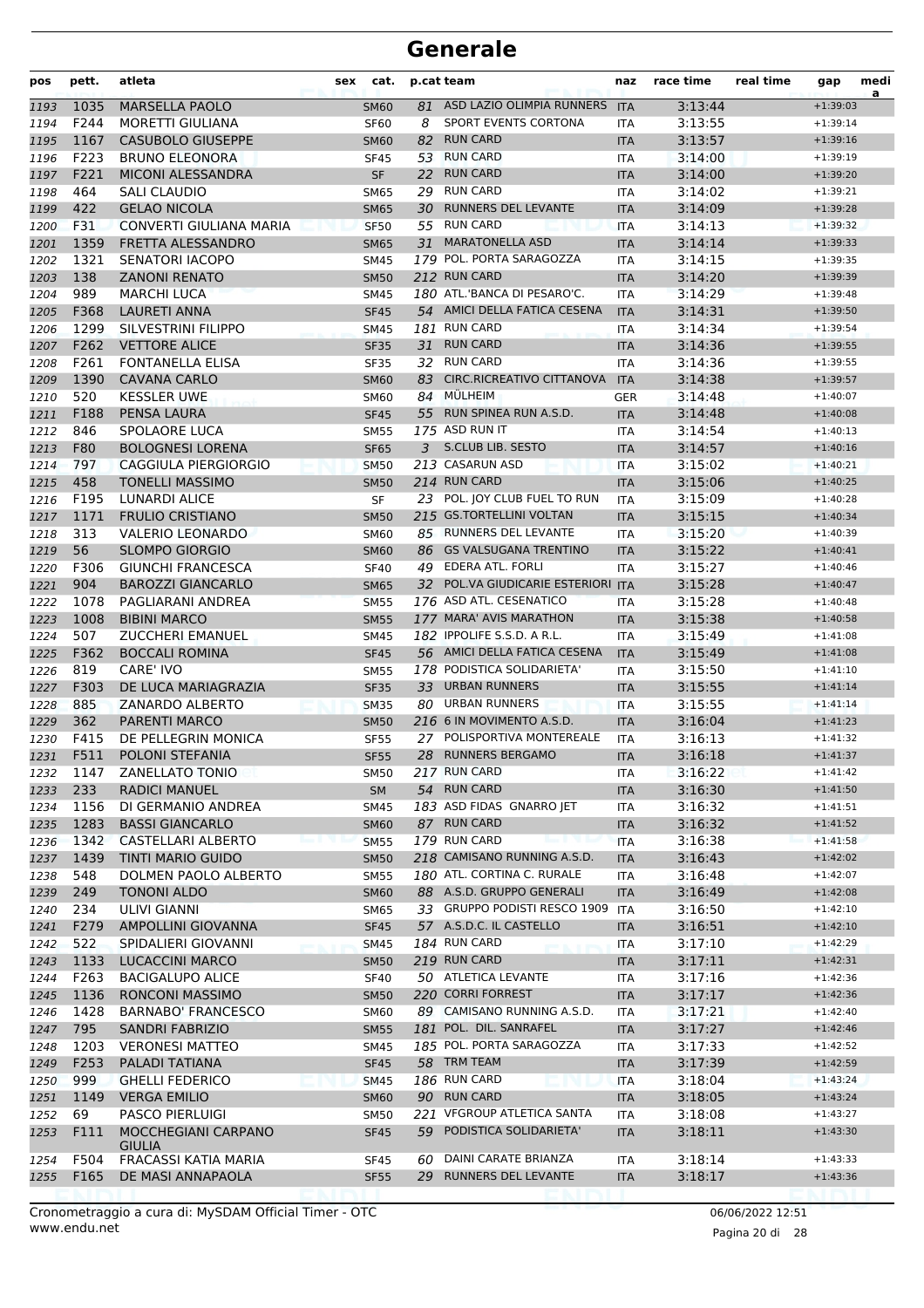# Generale

| pos | pett. | atleta | sex | cat. | p.cat | team | naz | race time | real time | gap | medi a |
|---|---|---|---|---|---|---|---|---|---|---|---|
| 1193 | 1035 | MARSELLA PAOLO | | SM60 | 81 | ASD LAZIO OLIMPIA RUNNERS | ITA | 3:13:44 | | +1:39:03 | |
| 1194 | F244 | MORETTI GIULIANA | | SF60 | 8 | SPORT EVENTS CORTONA | ITA | 3:13:55 | | +1:39:14 | |
| 1195 | 1167 | CASUBOLO GIUSEPPE | | SM60 | 82 | RUN CARD | ITA | 3:13:57 | | +1:39:16 | |
| 1196 | F223 | BRUNO ELEONORA | | SF45 | 53 | RUN CARD | ITA | 3:14:00 | | +1:39:19 | |
| 1197 | F221 | MICONI ALESSANDRA | | SF | 22 | RUN CARD | ITA | 3:14:00 | | +1:39:20 | |
| 1198 | 464 | SALI CLAUDIO | | SM65 | 29 | RUN CARD | ITA | 3:14:02 | | +1:39:21 | |
| 1199 | 422 | GELAO NICOLA | | SM65 | 30 | RUNNERS DEL LEVANTE | ITA | 3:14:09 | | +1:39:28 | |
| 1200 | F31 | CONVERTI GIULIANA MARIA | | SF50 | 55 | RUN CARD | ITA | 3:14:13 | | +1:39:32 | |
| 1201 | 1359 | FRETTA ALESSANDRO | | SM65 | 31 | MARATONELLA ASD | ITA | 3:14:14 | | +1:39:33 | |
| 1202 | 1321 | SENATORI IACOPO | | SM45 | 179 | POL. PORTA SARAGOZZA | ITA | 3:14:15 | | +1:39:35 | |
| 1203 | 138 | ZANONI RENATO | | SM50 | 212 | RUN CARD | ITA | 3:14:20 | | +1:39:39 | |
| 1204 | 989 | MARCHI LUCA | | SM45 | 180 | ATL.'BANCA DI PESARO'C. | ITA | 3:14:29 | | +1:39:48 | |
| 1205 | F368 | LAURETI ANNA | | SF45 | 54 | AMICI DELLA FATICA CESENA | ITA | 3:14:31 | | +1:39:50 | |
| 1206 | 1299 | SILVESTRINI FILIPPO | | SM45 | 181 | RUN CARD | ITA | 3:14:34 | | +1:39:54 | |
| 1207 | F262 | VETTORE ALICE | | SF35 | 31 | RUN CARD | ITA | 3:14:36 | | +1:39:55 | |
| 1208 | F261 | FONTANELLA ELISA | | SF35 | 32 | RUN CARD | ITA | 3:14:36 | | +1:39:55 | |
| 1209 | 1390 | CAVANA CARLO | | SM60 | 83 | CIRC.RICREATIVO CITTANOVA | ITA | 3:14:38 | | +1:39:57 | |
| 1210 | 520 | KESSLER UWE | | SM60 | 84 | MÜLHEIM | GER | 3:14:48 | | +1:40:07 | |
| 1211 | F188 | PENSA LAURA | | SF45 | 55 | RUN SPINEA RUN A.S.D. | ITA | 3:14:48 | | +1:40:08 | |
| 1212 | 846 | SPOLAORE LUCA | | SM55 | 175 | ASD RUN IT | ITA | 3:14:54 | | +1:40:13 | |
| 1213 | F80 | BOLOGNESI LORENA | | SF65 | 3 | S.CLUB LIB. SESTO | ITA | 3:14:57 | | +1:40:16 | |
| 1214 | 797 | CAGGIULA PIERGIORGIO | | SM50 | 213 | CASARUN ASD | ITA | 3:15:02 | | +1:40:21 | |
| 1215 | 458 | TONELLI MASSIMO | | SM50 | 214 | RUN CARD | ITA | 3:15:06 | | +1:40:25 | |
| 1216 | F195 | LUNARDI ALICE | | SF | 23 | POL. JOY CLUB FUEL TO RUN | ITA | 3:15:09 | | +1:40:28 | |
| 1217 | 1171 | FRULIO CRISTIANO | | SM50 | 215 | GS.TORTELLINI VOLTAN | ITA | 3:15:15 | | +1:40:34 | |
| 1218 | 313 | VALERIO LEONARDO | | SM60 | 85 | RUNNERS DEL LEVANTE | ITA | 3:15:20 | | +1:40:39 | |
| 1219 | 56 | SLOMPO GIORGIO | | SM60 | 86 | GS VALSUGANA TRENTINO | ITA | 3:15:22 | | +1:40:41 | |
| 1220 | F306 | GIUNCHI FRANCESCA | | SF40 | 49 | EDERA ATL. FORLI | ITA | 3:15:27 | | +1:40:46 | |
| 1221 | 904 | BAROZZI GIANCARLO | | SM65 | 32 | POL.VA GIUDICARIE ESTERIORI | ITA | 3:15:28 | | +1:40:47 | |
| 1222 | 1078 | PAGLIARANI ANDREA | | SM55 | 176 | ASD ATL. CESENATICO | ITA | 3:15:28 | | +1:40:48 | |
| 1223 | 1008 | BIBINI MARCO | | SM55 | 177 | MARA' AVIS MARATHON | ITA | 3:15:38 | | +1:40:58 | |
| 1224 | 507 | ZUCCHERI EMANUEL | | SM45 | 182 | IPPOLIFE S.S.D. A R.L. | ITA | 3:15:49 | | +1:41:08 | |
| 1225 | F362 | BOCCALI ROMINA | | SF45 | 56 | AMICI DELLA FATICA CESENA | ITA | 3:15:49 | | +1:41:08 | |
| 1226 | 819 | CARE' IVO | | SM55 | 178 | PODISTICA SOLIDARIETA' | ITA | 3:15:50 | | +1:41:10 | |
| 1227 | F303 | DE LUCA MARIAGRAZIA | | SF35 | 33 | URBAN RUNNERS | ITA | 3:15:55 | | +1:41:14 | |
| 1228 | 885 | ZANARDO ALBERTO | | SM35 | 80 | URBAN RUNNERS | ITA | 3:15:55 | | +1:41:14 | |
| 1229 | 362 | PARENTI MARCO | | SM50 | 216 | 6 IN MOVIMENTO A.S.D. | ITA | 3:16:04 | | +1:41:23 | |
| 1230 | F415 | DE PELLEGRIN MONICA | | SF55 | 27 | POLISPORTIVA MONTEREALE | ITA | 3:16:13 | | +1:41:32 | |
| 1231 | F511 | POLONI STEFANIA | | SF55 | 28 | RUNNERS BERGAMO | ITA | 3:16:18 | | +1:41:37 | |
| 1232 | 1147 | ZANELLATO TONIO | | SM50 | 217 | RUN CARD | ITA | 3:16:22 | | +1:41:42 | |
| 1233 | 233 | RADICI MANUEL | | SM | 54 | RUN CARD | ITA | 3:16:30 | | +1:41:50 | |
| 1234 | 1156 | DI GERMANIO ANDREA | | SM45 | 183 | ASD FIDAS GNARRO JET | ITA | 3:16:32 | | +1:41:51 | |
| 1235 | 1283 | BASSI GIANCARLO | | SM60 | 87 | RUN CARD | ITA | 3:16:32 | | +1:41:52 | |
| 1236 | 1342 | CASTELLARI ALBERTO | | SM55 | 179 | RUN CARD | ITA | 3:16:38 | | +1:41:58 | |
| 1237 | 1439 | TINTI MARIO GUIDO | | SM50 | 218 | CAMISANO RUNNING A.S.D. | ITA | 3:16:43 | | +1:42:02 | |
| 1238 | 548 | DOLMEN PAOLO ALBERTO | | SM55 | 180 | ATL. CORTINA C. RURALE | ITA | 3:16:48 | | +1:42:07 | |
| 1239 | 249 | TONONI ALDO | | SM60 | 88 | A.S.D. GRUPPO GENERALI | ITA | 3:16:49 | | +1:42:08 | |
| 1240 | 234 | ULIVI GIANNI | | SM65 | 33 | GRUPPO PODISTI RESCO 1909 | ITA | 3:16:50 | | +1:42:10 | |
| 1241 | F279 | AMPOLLINI GIOVANNA | | SF45 | 57 | A.S.D.C. IL CASTELLO | ITA | 3:16:51 | | +1:42:10 | |
| 1242 | 522 | SPIDALIERI GIOVANNI | | SM45 | 184 | RUN CARD | ITA | 3:17:10 | | +1:42:29 | |
| 1243 | 1133 | LUCACCINI MARCO | | SM50 | 219 | RUN CARD | ITA | 3:17:11 | | +1:42:31 | |
| 1244 | F263 | BACIGALUPO ALICE | | SF40 | 50 | ATLETICA LEVANTE | ITA | 3:17:16 | | +1:42:36 | |
| 1245 | 1136 | RONCONI MASSIMO | | SM50 | 220 | CORRI FORREST | ITA | 3:17:17 | | +1:42:36 | |
| 1246 | 1428 | BARNABO' FRANCESCO | | SM60 | 89 | CAMISANO RUNNING A.S.D. | ITA | 3:17:21 | | +1:42:40 | |
| 1247 | 795 | SANDRI FABRIZIO | | SM55 | 181 | POL. DIL. SANRAFEL | ITA | 3:17:27 | | +1:42:46 | |
| 1248 | 1203 | VERONESI MATTEO | | SM45 | 185 | POL. PORTA SARAGOZZA | ITA | 3:17:33 | | +1:42:52 | |
| 1249 | F253 | PALADI TATIANA | | SF45 | 58 | TRM TEAM | ITA | 3:17:39 | | +1:42:59 | |
| 1250 | 999 | GHELLI FEDERICO | | SM45 | 186 | RUN CARD | ITA | 3:18:04 | | +1:43:24 | |
| 1251 | 1149 | VERGA EMILIO | | SM60 | 90 | RUN CARD | ITA | 3:18:05 | | +1:43:24 | |
| 1252 | 69 | PASCO PIERLUIGI | | SM50 | 221 | VFGROUP ATLETICA SANTA | ITA | 3:18:08 | | +1:43:27 | |
| 1253 | F111 | MOCCHEGIANI CARPANO GIULIA | | SF45 | 59 | PODISTICA SOLIDARIETA' | ITA | 3:18:11 | | +1:43:30 | |
| 1254 | F504 | FRACASSI KATIA MARIA | | SF45 | 60 | DAINI CARATE BRIANZA | ITA | 3:18:14 | | +1:43:33 | |
| 1255 | F165 | DE MASI ANNAPAOLA | | SF55 | 29 | RUNNERS DEL LEVANTE | ITA | 3:18:17 | | +1:43:36 | |

Cronometraggio a cura di: MySDAM Official Timer - OTC
www.endu.net

06/06/2022 12:51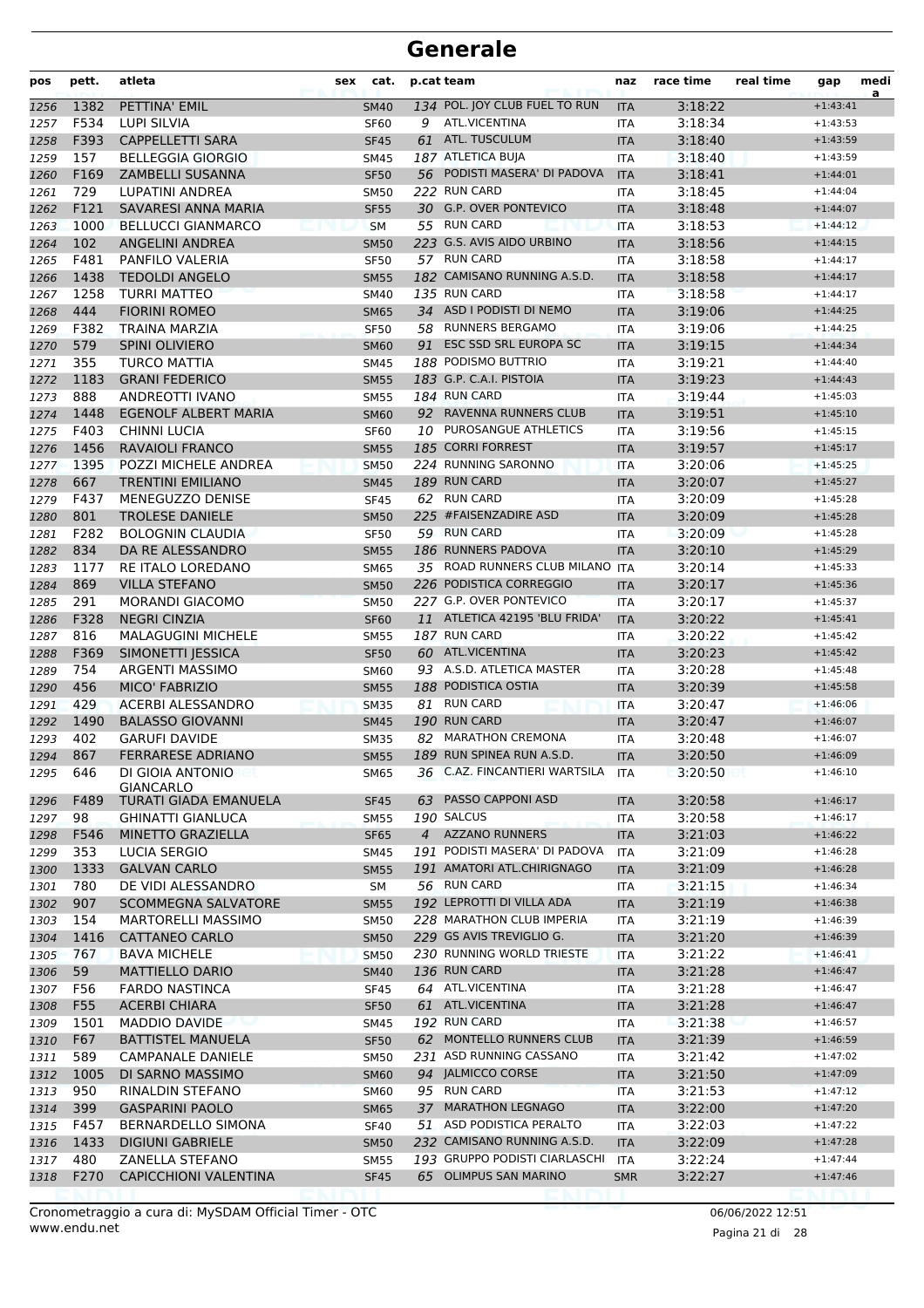# Generale

| pos | pett. | atleta | sex | cat. | p.cat | team | naz | race time | real time | gap | medi a |
|---|---|---|---|---|---|---|---|---|---|---|---|
| 1256 | 1382 | PETTINA' EMIL | | SM40 | 134 | POL. JOY CLUB FUEL TO RUN | ITA | 3:18:22 | | +1:43:41 | |
| 1257 | F534 | LUPI SILVIA | | SF60 | 9 | ATL.VICENTINA | ITA | 3:18:34 | | +1:43:53 | |
| 1258 | F393 | CAPPELLETTI SARA | | SF45 | 61 | ATL. TUSCULUM | ITA | 3:18:40 | | +1:43:59 | |
| 1259 | 157 | BELLEGGIA GIORGIO | | SM45 | 187 | ATLETICA BUJA | ITA | 3:18:40 | | +1:43:59 | |
| 1260 | F169 | ZAMBELLI SUSANNA | | SF50 | 56 | PODISTI MASERA' DI PADOVA | ITA | 3:18:41 | | +1:44:01 | |
| 1261 | 729 | LUPATINI ANDREA | | SM50 | 222 | RUN CARD | ITA | 3:18:45 | | +1:44:04 | |
| 1262 | F121 | SAVARESI ANNA MARIA | | SF55 | 30 | G.P. OVER PONTEVICO | ITA | 3:18:48 | | +1:44:07 | |
| 1263 | 1000 | BELLUCCI GIANMARCO | | SM | 55 | RUN CARD | ITA | 3:18:53 | | +1:44:12 | |
| 1264 | 102 | ANGELINI ANDREA | | SM50 | 223 | G.S. AVIS AIDO URBINO | ITA | 3:18:56 | | +1:44:15 | |
| 1265 | F481 | PANFILO VALERIA | | SF50 | 57 | RUN CARD | ITA | 3:18:58 | | +1:44:17 | |
| 1266 | 1438 | TEDOLDI ANGELO | | SM55 | 182 | CAMISANO RUNNING A.S.D. | ITA | 3:18:58 | | +1:44:17 | |
| 1267 | 1258 | TURRI MATTEO | | SM40 | 135 | RUN CARD | ITA | 3:18:58 | | +1:44:17 | |
| 1268 | 444 | FIORINI ROMEO | | SM65 | 34 | ASD I PODISTI DI NEMO | ITA | 3:19:06 | | +1:44:25 | |
| 1269 | F382 | TRAINA MARZIA | | SF50 | 58 | RUNNERS BERGAMO | ITA | 3:19:06 | | +1:44:25 | |
| 1270 | 579 | SPINI OLIVIERO | | SM60 | 91 | ESC SSD SRL EUROPA SC | ITA | 3:19:15 | | +1:44:34 | |
| 1271 | 355 | TURCO MATTIA | | SM45 | 188 | PODISMO BUTTRIO | ITA | 3:19:21 | | +1:44:40 | |
| 1272 | 1183 | GRANI FEDERICO | | SM55 | 183 | G.P. C.A.I. PISTOIA | ITA | 3:19:23 | | +1:44:43 | |
| 1273 | 888 | ANDREOTTI IVANO | | SM55 | 184 | RUN CARD | ITA | 3:19:44 | | +1:45:03 | |
| 1274 | 1448 | EGENOLF ALBERT MARIA | | SM60 | 92 | RAVENNA RUNNERS CLUB | ITA | 3:19:51 | | +1:45:10 | |
| 1275 | F403 | CHINNI LUCIA | | SF60 | 10 | PUROSANGUE ATHLETICS | ITA | 3:19:56 | | +1:45:15 | |
| 1276 | 1456 | RAVAIOLI FRANCO | | SM55 | 185 | CORRI FORREST | ITA | 3:19:57 | | +1:45:17 | |
| 1277 | 1395 | POZZI MICHELE ANDREA | | SM50 | 224 | RUNNING SARONNO | ITA | 3:20:06 | | +1:45:25 | |
| 1278 | 667 | TRENTINI EMILIANO | | SM45 | 189 | RUN CARD | ITA | 3:20:07 | | +1:45:27 | |
| 1279 | F437 | MENEGUZZO DENISE | | SF45 | 62 | RUN CARD | ITA | 3:20:09 | | +1:45:28 | |
| 1280 | 801 | TROLESE DANIELE | | SM50 | 225 | #FAISENZADIRE ASD | ITA | 3:20:09 | | +1:45:28 | |
| 1281 | F282 | BOLOGNIN CLAUDIA | | SF50 | 59 | RUN CARD | ITA | 3:20:09 | | +1:45:28 | |
| 1282 | 834 | DA RE ALESSANDRO | | SM55 | 186 | RUNNERS PADOVA | ITA | 3:20:10 | | +1:45:29 | |
| 1283 | 1177 | RE ITALO LOREDANO | | SM65 | 35 | ROAD RUNNERS CLUB MILANO | ITA | 3:20:14 | | +1:45:33 | |
| 1284 | 869 | VILLA STEFANO | | SM50 | 226 | PODISTICA CORREGGIO | ITA | 3:20:17 | | +1:45:36 | |
| 1285 | 291 | MORANDI GIACOMO | | SM50 | 227 | G.P. OVER PONTEVICO | ITA | 3:20:17 | | +1:45:37 | |
| 1286 | F328 | NEGRI CINZIA | | SF60 | 11 | ATLETICA 42195 'BLU FRIDA' | ITA | 3:20:22 | | +1:45:41 | |
| 1287 | 816 | MALAGUGINI MICHELE | | SM55 | 187 | RUN CARD | ITA | 3:20:22 | | +1:45:42 | |
| 1288 | F369 | SIMONETTI JESSICA | | SF50 | 60 | ATL.VICENTINA | ITA | 3:20:23 | | +1:45:42 | |
| 1289 | 754 | ARGENTI MASSIMO | | SM60 | 93 | A.S.D. ATLETICA MASTER | ITA | 3:20:28 | | +1:45:48 | |
| 1290 | 456 | MICO' FABRIZIO | | SM55 | 188 | PODISTICA OSTIA | ITA | 3:20:39 | | +1:45:58 | |
| 1291 | 429 | ACERBI ALESSANDRO | | SM35 | 81 | RUN CARD | ITA | 3:20:47 | | +1:46:06 | |
| 1292 | 1490 | BALASSO GIOVANNI | | SM45 | 190 | RUN CARD | ITA | 3:20:47 | | +1:46:07 | |
| 1293 | 402 | GARUFI DAVIDE | | SM35 | 82 | MARATHON CREMONA | ITA | 3:20:48 | | +1:46:07 | |
| 1294 | 867 | FERRARESE ADRIANO | | SM55 | 189 | RUN SPINEA RUN A.S.D. | ITA | 3:20:50 | | +1:46:09 | |
| 1295 | 646 | DI GIOIA ANTONIO GIANCARLO | | SM65 | 36 | C.AZ. FINCANTIERI WARTSILA | ITA | 3:20:50 | | +1:46:10 | |
| 1296 | F489 | TURATI GIADA EMANUELA | | SF45 | 63 | PASSO CAPPONI ASD | ITA | 3:20:58 | | +1:46:17 | |
| 1297 | 98 | GHINATTI GIANLUCA | | SM55 | 190 | SALCUS | ITA | 3:20:58 | | +1:46:17 | |
| 1298 | F546 | MINETTO GRAZIELLA | | SF65 | 4 | AZZANO RUNNERS | ITA | 3:21:03 | | +1:46:22 | |
| 1299 | 353 | LUCIA SERGIO | | SM45 | 191 | PODISTI MASERA' DI PADOVA | ITA | 3:21:09 | | +1:46:28 | |
| 1300 | 1333 | GALVAN CARLO | | SM55 | 191 | AMATORI ATL.CHIRIGNAGO | ITA | 3:21:09 | | +1:46:28 | |
| 1301 | 780 | DE VIDI ALESSANDRO | | SM | 56 | RUN CARD | ITA | 3:21:15 | | +1:46:34 | |
| 1302 | 907 | SCOMMEGNA SALVATORE | | SM55 | 192 | LEPROTTI DI VILLA ADA | ITA | 3:21:19 | | +1:46:38 | |
| 1303 | 154 | MARTORELLI MASSIMO | | SM50 | 228 | MARATHON CLUB IMPERIA | ITA | 3:21:19 | | +1:46:39 | |
| 1304 | 1416 | CATTANEO CARLO | | SM50 | 229 | GS AVIS TREVIGLIO G. | ITA | 3:21:20 | | +1:46:39 | |
| 1305 | 767 | BAVA MICHELE | | SM50 | 230 | RUNNING WORLD TRIESTE | ITA | 3:21:22 | | +1:46:41 | |
| 1306 | 59 | MATTIELLO DARIO | | SM40 | 136 | RUN CARD | ITA | 3:21:28 | | +1:46:47 | |
| 1307 | F56 | FARDO NASTINCA | | SF45 | 64 | ATL.VICENTINA | ITA | 3:21:28 | | +1:46:47 | |
| 1308 | F55 | ACERBI CHIARA | | SF50 | 61 | ATL.VICENTINA | ITA | 3:21:28 | | +1:46:47 | |
| 1309 | 1501 | MADDIO DAVIDE | | SM45 | 192 | RUN CARD | ITA | 3:21:38 | | +1:46:57 | |
| 1310 | F67 | BATTISTEL MANUELA | | SF50 | 62 | MONTELLO RUNNERS CLUB | ITA | 3:21:39 | | +1:46:59 | |
| 1311 | 589 | CAMPANALE DANIELE | | SM50 | 231 | ASD RUNNING CASSANO | ITA | 3:21:42 | | +1:47:02 | |
| 1312 | 1005 | DI SARNO MASSIMO | | SM60 | 94 | JALMICCO CORSE | ITA | 3:21:50 | | +1:47:09 | |
| 1313 | 950 | RINALDIN STEFANO | | SM60 | 95 | RUN CARD | ITA | 3:21:53 | | +1:47:12 | |
| 1314 | 399 | GASPARINI PAOLO | | SM65 | 37 | MARATHON LEGNAGO | ITA | 3:22:00 | | +1:47:20 | |
| 1315 | F457 | BERNARDELLO SIMONA | | SF40 | 51 | ASD PODISTICA PERALTO | ITA | 3:22:03 | | +1:47:22 | |
| 1316 | 1433 | DIGIUNI GABRIELE | | SM50 | 232 | CAMISANO RUNNING A.S.D. | ITA | 3:22:09 | | +1:47:28 | |
| 1317 | 480 | ZANELLA STEFANO | | SM55 | 193 | GRUPPO PODISTI CIARLASCHI | ITA | 3:22:24 | | +1:47:44 | |
| 1318 | F270 | CAPICCHIONI VALENTINA | | SF45 | 65 | OLIMPUS SAN MARINO | SMR | 3:22:27 | | +1:47:46 | |

Cronometraggio a cura di: MySDAM Official Timer - OTC
www.endu.net

06/06/2022 12:51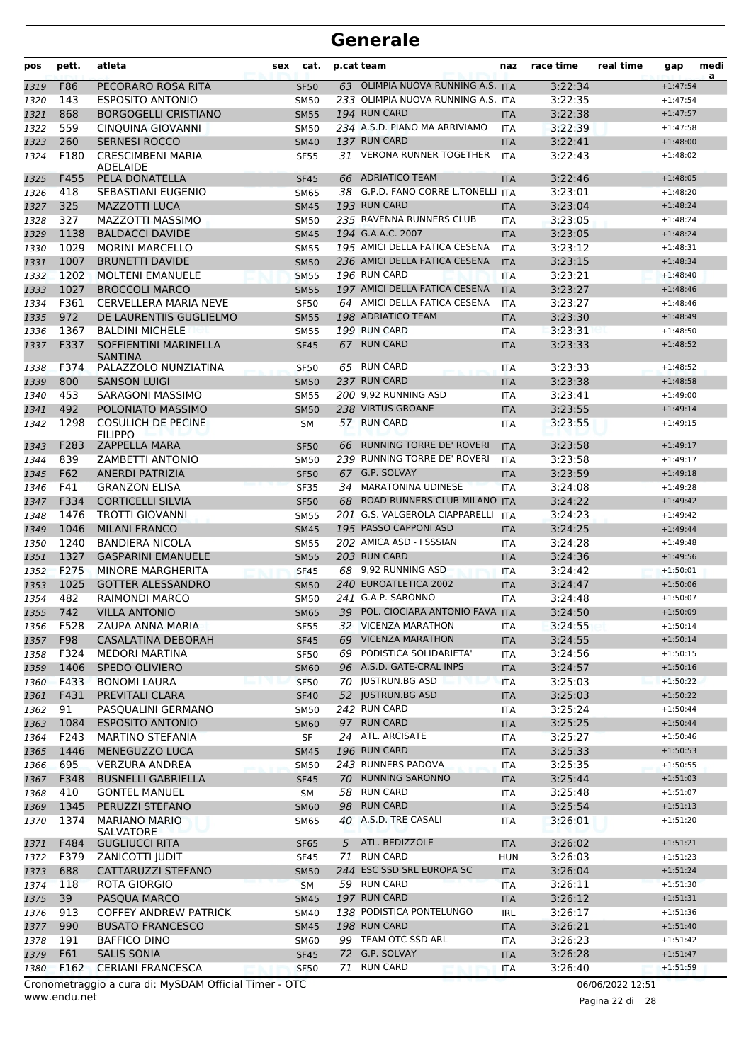# Generale

| pos | pett. | atleta | sex | cat. | p.cat | team | naz | race time | real time | gap | media |
|---|---|---|---|---|---|---|---|---|---|---|---|
| 1319 | F86 | PECORARO ROSA RITA | | SF50 | 63 | OLIMPIA NUOVA RUNNING A.S. | ITA | 3:22:34 | | +1:47:54 | |
| 1320 | 143 | ESPOSITO ANTONIO | | SM50 | 233 | OLIMPIA NUOVA RUNNING A.S. | ITA | 3:22:35 | | +1:47:54 | |
| 1321 | 868 | BORGOGELLI CRISTIANO | | SM55 | 194 | RUN CARD | ITA | 3:22:38 | | +1:47:57 | |
| 1322 | 559 | CINQUINA GIOVANNI | | SM50 | 234 | A.S.D. PIANO MA ARRIVIAMO | ITA | 3:22:39 | | +1:47:58 | |
| 1323 | 260 | SERNESI ROCCO | | SM40 | 137 | RUN CARD | ITA | 3:22:41 | | +1:48:00 | |
| 1324 | F180 | CRESCIMBENI MARIA ADELAIDE | | SF55 | 31 | VERONA RUNNER TOGETHER | ITA | 3:22:43 | | +1:48:02 | |
| 1325 | F455 | PELA DONATELLA | | SF45 | 66 | ADRIATICO TEAM | ITA | 3:22:46 | | +1:48:05 | |
| 1326 | 418 | SEBASTIANI EUGENIO | | SM65 | 38 | G.P.D. FANO CORRE L.TONELLI | ITA | 3:23:01 | | +1:48:20 | |
| 1327 | 325 | MAZZOTTI LUCA | | SM45 | 193 | RUN CARD | ITA | 3:23:04 | | +1:48:24 | |
| 1328 | 327 | MAZZOTTI MASSIMO | | SM50 | 235 | RAVENNA RUNNERS CLUB | ITA | 3:23:05 | | +1:48:24 | |
| 1329 | 1138 | BALDACCI DAVIDE | | SM45 | 194 | G.A.A.C. 2007 | ITA | 3:23:05 | | +1:48:24 | |
| 1330 | 1029 | MORINI MARCELLO | | SM55 | 195 | AMICI DELLA FATICA CESENA | ITA | 3:23:12 | | +1:48:31 | |
| 1331 | 1007 | BRUNETTI DAVIDE | | SM50 | 236 | AMICI DELLA FATICA CESENA | ITA | 3:23:15 | | +1:48:34 | |
| 1332 | 1202 | MOLTENI EMANUELE | | SM55 | 196 | RUN CARD | ITA | 3:23:21 | | +1:48:40 | |
| 1333 | 1027 | BROCCOLI MARCO | | SM55 | 197 | AMICI DELLA FATICA CESENA | ITA | 3:23:27 | | +1:48:46 | |
| 1334 | F361 | CERVELLERA MARIA NEVE | | SF50 | 64 | AMICI DELLA FATICA CESENA | ITA | 3:23:27 | | +1:48:46 | |
| 1335 | 972 | DE LAURENTIIS GUGLIELMO | | SM55 | 198 | ADRIATICO TEAM | ITA | 3:23:30 | | +1:48:49 | |
| 1336 | 1367 | BALDINI MICHELE | | SM55 | 199 | RUN CARD | ITA | 3:23:31 | | +1:48:50 | |
| 1337 | F337 | SOFFIENTINI MARINELLA SANTINA | | SF45 | 67 | RUN CARD | ITA | 3:23:33 | | +1:48:52 | |
| 1338 | F374 | PALAZZOLO NUNZIATINA | | SF50 | 65 | RUN CARD | ITA | 3:23:33 | | +1:48:52 | |
| 1339 | 800 | SANSON LUIGI | | SM50 | 237 | RUN CARD | ITA | 3:23:38 | | +1:48:58 | |
| 1340 | 453 | SARAGONI MASSIMO | | SM55 | 200 | 9,92 RUNNING ASD | ITA | 3:23:41 | | +1:49:00 | |
| 1341 | 492 | POLONIATO MASSIMO | | SM50 | 238 | VIRTUS GROANE | ITA | 3:23:55 | | +1:49:14 | |
| 1342 | 1298 | COSULICH DE PECINE FILIPPO | | SM | 57 | RUN CARD | ITA | 3:23:55 | | +1:49:15 | |
| 1343 | F283 | ZAPPELLA MARA | | SF50 | 66 | RUNNING TORRE DE' ROVERI | ITA | 3:23:58 | | +1:49:17 | |
| 1344 | 839 | ZAMBETTI ANTONIO | | SM50 | 239 | RUNNING TORRE DE' ROVERI | ITA | 3:23:58 | | +1:49:17 | |
| 1345 | F62 | ANERDI PATRIZIA | | SF50 | 67 | G.P. SOLVAY | ITA | 3:23:59 | | +1:49:18 | |
| 1346 | F41 | GRANZON ELISA | | SF35 | 34 | MARATONINA UDINESE | ITA | 3:24:08 | | +1:49:28 | |
| 1347 | F334 | CORTICELLI SILVIA | | SF50 | 68 | ROAD RUNNERS CLUB MILANO | ITA | 3:24:22 | | +1:49:42 | |
| 1348 | 1476 | TROTTI GIOVANNI | | SM55 | 201 | G.S. VALGEROLA CIAPPARELLI | ITA | 3:24:23 | | +1:49:42 | |
| 1349 | 1046 | MILANI FRANCO | | SM45 | 195 | PASSO CAPPONI ASD | ITA | 3:24:25 | | +1:49:44 | |
| 1350 | 1240 | BANDIERA NICOLA | | SM55 | 202 | AMICA ASD - I SSSIAN | ITA | 3:24:28 | | +1:49:48 | |
| 1351 | 1327 | GASPARINI EMANUELE | | SM55 | 203 | RUN CARD | ITA | 3:24:36 | | +1:49:56 | |
| 1352 | F275 | MINORE MARGHERITA | | SF45 | 68 | 9,92 RUNNING ASD | ITA | 3:24:42 | | +1:50:01 | |
| 1353 | 1025 | GOTTER ALESSANDRO | | SM50 | 240 | EUROATLETICA 2002 | ITA | 3:24:47 | | +1:50:06 | |
| 1354 | 482 | RAIMONDI MARCO | | SM50 | 241 | G.A.P. SARONNO | ITA | 3:24:48 | | +1:50:07 | |
| 1355 | 742 | VILLA ANTONIO | | SM65 | 39 | POL. CIOCIARA ANTONIO FAVA | ITA | 3:24:50 | | +1:50:09 | |
| 1356 | F528 | ZAUPA ANNA MARIA | | SF55 | 32 | VICENZA MARATHON | ITA | 3:24:55 | | +1:50:14 | |
| 1357 | F98 | CASALATINA DEBORAH | | SF45 | 69 | VICENZA MARATHON | ITA | 3:24:55 | | +1:50:14 | |
| 1358 | F324 | MEDORI MARTINA | | SF50 | 69 | PODISTICA SOLIDARIETA' | ITA | 3:24:56 | | +1:50:15 | |
| 1359 | 1406 | SPEDO OLIVIERO | | SM60 | 96 | A.S.D. GATE-CRAL INPS | ITA | 3:24:57 | | +1:50:16 | |
| 1360 | F433 | BONOMI LAURA | | SF50 | 70 | JUSTRUN.BG ASD | ITA | 3:25:03 | | +1:50:22 | |
| 1361 | F431 | PREVITALI CLARA | | SF40 | 52 | JUSTRUN.BG ASD | ITA | 3:25:03 | | +1:50:22 | |
| 1362 | 91 | PASQUALINI GERMANO | | SM50 | 242 | RUN CARD | ITA | 3:25:24 | | +1:50:44 | |
| 1363 | 1084 | ESPOSITO ANTONIO | | SM60 | 97 | RUN CARD | ITA | 3:25:25 | | +1:50:44 | |
| 1364 | F243 | MARTINO STEFANIA | | SF | 24 | ATL. ARCISATE | ITA | 3:25:27 | | +1:50:46 | |
| 1365 | 1446 | MENEGUZZO LUCA | | SM45 | 196 | RUN CARD | ITA | 3:25:33 | | +1:50:53 | |
| 1366 | 695 | VERZURA ANDREA | | SM50 | 243 | RUNNERS PADOVA | ITA | 3:25:35 | | +1:50:55 | |
| 1367 | F348 | BUSNELLI GABRIELLA | | SF45 | 70 | RUNNING SARONNO | ITA | 3:25:44 | | +1:51:03 | |
| 1368 | 410 | GONTEL MANUEL | | SM | 58 | RUN CARD | ITA | 3:25:48 | | +1:51:07 | |
| 1369 | 1345 | PERUZZI STEFANO | | SM60 | 98 | RUN CARD | ITA | 3:25:54 | | +1:51:13 | |
| 1370 | 1374 | MARIANO MARIO SALVATORE | | SM65 | 40 | A.S.D. TRE CASALI | ITA | 3:26:01 | | +1:51:20 | |
| 1371 | F484 | GUGLIUCCI RITA | | SF65 | 5 | ATL. BEDIZZOLE | ITA | 3:26:02 | | +1:51:21 | |
| 1372 | F379 | ZANICOTTI JUDIT | | SF45 | 71 | RUN CARD | HUN | 3:26:03 | | +1:51:23 | |
| 1373 | 688 | CATTARUZZI STEFANO | | SM50 | 244 | ESC SSD SRL EUROPA SC | ITA | 3:26:04 | | +1:51:24 | |
| 1374 | 118 | ROTA GIORGIO | | SM | 59 | RUN CARD | ITA | 3:26:11 | | +1:51:30 | |
| 1375 | 39 | PASQUA MARCO | | SM45 | 197 | RUN CARD | ITA | 3:26:12 | | +1:51:31 | |
| 1376 | 913 | COFFEY ANDREW PATRICK | | SM40 | 138 | PODISTICA PONTELUNGO | IRL | 3:26:17 | | +1:51:36 | |
| 1377 | 990 | BUSATO FRANCESCO | | SM45 | 198 | RUN CARD | ITA | 3:26:21 | | +1:51:40 | |
| 1378 | 191 | BAFFICO DINO | | SM60 | 99 | TEAM OTC SSD ARL | ITA | 3:26:23 | | +1:51:42 | |
| 1379 | F61 | SALIS SONIA | | SF45 | 72 | G.P. SOLVAY | ITA | 3:26:28 | | +1:51:47 | |
| 1380 | F162 | CERIANI FRANCESCA | | SF50 | 71 | RUN CARD | ITA | 3:26:40 | | +1:51:59 | |

Cronometraggio a cura di: MySDAM Official Timer - OTC
www.endu.net

06/06/2022 12:51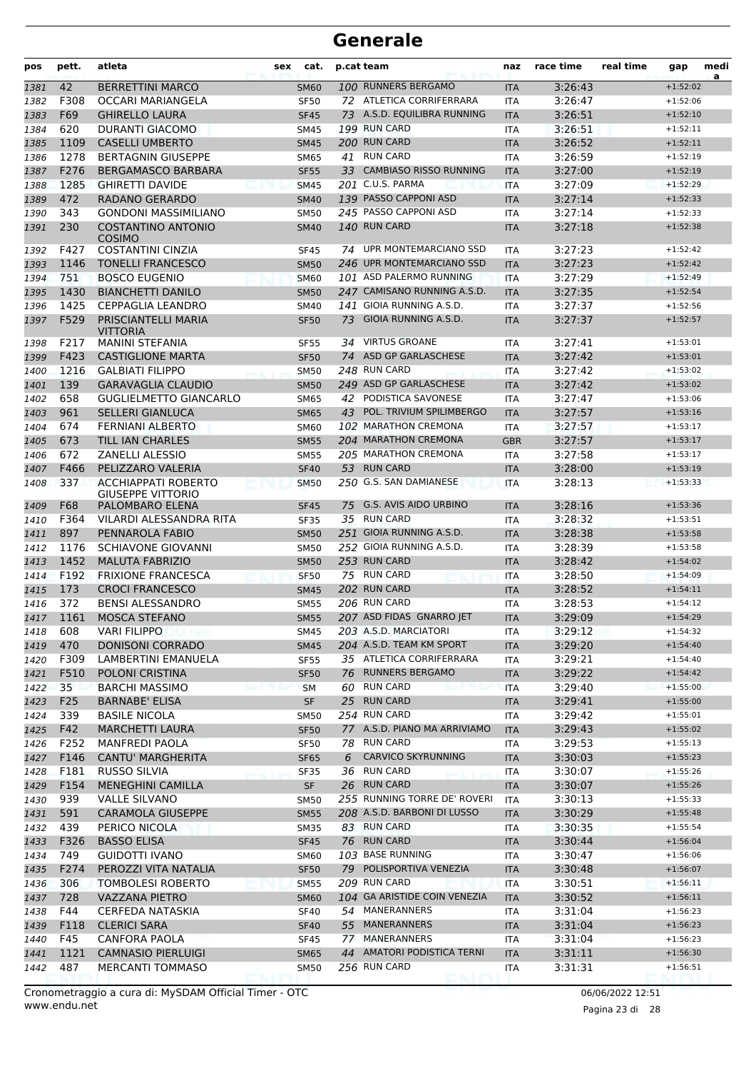# Generale

| pos | pett. | atleta | sex | cat. | p.cat | team | naz | race time | real time | gap | media |
|---|---|---|---|---|---|---|---|---|---|---|---|
| 1381 | 42 | BERRETTINI MARCO | | SM60 | 100 | RUNNERS BERGAMO | ITA | 3:26:43 | | +1:52:02 | |
| 1382 | F308 | OCCARI MARIANGELA | | SF50 | 72 | ATLETICA CORRIFERRARA | ITA | 3:26:47 | | +1:52:06 | |
| 1383 | F69 | GHIRELLO LAURA | | SF45 | 73 | A.S.D. EQUILIBRA RUNNING | ITA | 3:26:51 | | +1:52:10 | |
| 1384 | 620 | DURANTI GIACOMO | | SM45 | 199 | RUN CARD | ITA | 3:26:51 | | +1:52:11 | |
| 1385 | 1109 | CASELLI UMBERTO | | SM45 | 200 | RUN CARD | ITA | 3:26:52 | | +1:52:11 | |
| 1386 | 1278 | BERTAGNIN GIUSEPPE | | SM65 | 41 | RUN CARD | ITA | 3:26:59 | | +1:52:19 | |
| 1387 | F276 | BERGAMASCO BARBARA | | SF55 | 33 | CAMBIASO RISSO RUNNING | ITA | 3:27:00 | | +1:52:19 | |
| 1388 | 1285 | GHIRETTI DAVIDE | | SM45 | 201 | C.U.S. PARMA | ITA | 3:27:09 | | +1:52:29 | |
| 1389 | 472 | RADANO GERARDO | | SM40 | 139 | PASSO CAPPONI ASD | ITA | 3:27:14 | | +1:52:33 | |
| 1390 | 343 | GONDONI MASSIMILIANO | | SM50 | 245 | PASSO CAPPONI ASD | ITA | 3:27:14 | | +1:52:33 | |
| 1391 | 230 | COSTANTINO ANTONIO COSIMO | | SM40 | 140 | RUN CARD | ITA | 3:27:18 | | +1:52:38 | |
| 1392 | F427 | COSTANTINI CINZIA | | SF45 | 74 | UPR MONTEMARCIANO SSD | ITA | 3:27:23 | | +1:52:42 | |
| 1393 | 1146 | TONELLI FRANCESCO | | SM50 | 246 | UPR MONTEMARCIANO SSD | ITA | 3:27:23 | | +1:52:42 | |
| 1394 | 751 | BOSCO EUGENIO | | SM60 | 101 | ASD PALERMO RUNNING | ITA | 3:27:29 | | +1:52:49 | |
| 1395 | 1430 | BIANCHETTI DANILO | | SM50 | 247 | CAMISANO RUNNING A.S.D. | ITA | 3:27:35 | | +1:52:54 | |
| 1396 | 1425 | CEPPAGLIA LEANDRO | | SM40 | 141 | GIOIA RUNNING A.S.D. | ITA | 3:27:37 | | +1:52:56 | |
| 1397 | F529 | PRISCIANTELLI MARIA VITTORIA | | SF50 | 73 | GIOIA RUNNING A.S.D. | ITA | 3:27:37 | | +1:52:57 | |
| 1398 | F217 | MANINI STEFANIA | | SF55 | 34 | VIRTUS GROANE | ITA | 3:27:41 | | +1:53:01 | |
| 1399 | F423 | CASTIGLIONE MARTA | | SF50 | 74 | ASD GP GARLASCHESE | ITA | 3:27:42 | | +1:53:01 | |
| 1400 | 1216 | GALBIATI FILIPPO | | SM50 | 248 | RUN CARD | ITA | 3:27:42 | | +1:53:02 | |
| 1401 | 139 | GARAVAGLIA CLAUDIO | | SM50 | 249 | ASD GP GARLASCHESE | ITA | 3:27:42 | | +1:53:02 | |
| 1402 | 658 | GUGLIELMETTO GIANCARLO | | SM65 | 42 | PODISTICA SAVONESE | ITA | 3:27:47 | | +1:53:06 | |
| 1403 | 961 | SELLERI GIANLUCA | | SM65 | 43 | POL. TRIVIUM SPILIMBERGO | ITA | 3:27:57 | | +1:53:16 | |
| 1404 | 674 | FERNIANI ALBERTO | | SM60 | 102 | MARATHON CREMONA | ITA | 3:27:57 | | +1:53:17 | |
| 1405 | 673 | TILL IAN CHARLES | | SM55 | 204 | MARATHON CREMONA | GBR | 3:27:57 | | +1:53:17 | |
| 1406 | 672 | ZANELLI ALESSIO | | SM55 | 205 | MARATHON CREMONA | ITA | 3:27:58 | | +1:53:17 | |
| 1407 | F466 | PELIZZARO VALERIA | | SF40 | 53 | RUN CARD | ITA | 3:28:00 | | +1:53:19 | |
| 1408 | 337 | ACCHIAPPATI ROBERTO GIUSEPPE VITTORIO | | SM50 | 250 | G.S. SAN DAMIANESE | ITA | 3:28:13 | | +1:53:33 | |
| 1409 | F68 | PALOMBARO ELENA | | SF45 | 75 | G.S. AVIS AIDO URBINO | ITA | 3:28:16 | | +1:53:36 | |
| 1410 | F364 | VILARDI ALESSANDRA RITA | | SF35 | 35 | RUN CARD | ITA | 3:28:32 | | +1:53:51 | |
| 1411 | 897 | PENNAROLA FABIO | | SM50 | 251 | GIOIA RUNNING A.S.D. | ITA | 3:28:38 | | +1:53:58 | |
| 1412 | 1176 | SCHIAVONE GIOVANNI | | SM50 | 252 | GIOIA RUNNING A.S.D. | ITA | 3:28:39 | | +1:53:58 | |
| 1413 | 1452 | MALUTA FABRIZIO | | SM50 | 253 | RUN CARD | ITA | 3:28:42 | | +1:54:02 | |
| 1414 | F192 | FRIXIONE FRANCESCA | | SF50 | 75 | RUN CARD | ITA | 3:28:50 | | +1:54:09 | |
| 1415 | 173 | CROCI FRANCESCO | | SM45 | 202 | RUN CARD | ITA | 3:28:52 | | +1:54:11 | |
| 1416 | 372 | BENSI ALESSANDRO | | SM55 | 206 | RUN CARD | ITA | 3:28:53 | | +1:54:12 | |
| 1417 | 1161 | MOSCA STEFANO | | SM55 | 207 | ASD FIDAS GNARRO JET | ITA | 3:29:09 | | +1:54:29 | |
| 1418 | 608 | VARI FILIPPO | | SM45 | 203 | A.S.D. MARCIATORI | ITA | 3:29:12 | | +1:54:32 | |
| 1419 | 470 | DONISONI CORRADO | | SM45 | 204 | A.S.D. TEAM KM SPORT | ITA | 3:29:20 | | +1:54:40 | |
| 1420 | F309 | LAMBERTINI EMANUELA | | SF55 | 35 | ATLETICA CORRIFERRARA | ITA | 3:29:21 | | +1:54:40 | |
| 1421 | F510 | POLONI CRISTINA | | SF50 | 76 | RUNNERS BERGAMO | ITA | 3:29:22 | | +1:54:42 | |
| 1422 | 35 | BARCHI MASSIMO | | SM | 60 | RUN CARD | ITA | 3:29:40 | | +1:55:00 | |
| 1423 | F25 | BARNABE' ELISA | | SF | 25 | RUN CARD | ITA | 3:29:41 | | +1:55:00 | |
| 1424 | 339 | BASILE NICOLA | | SM50 | 254 | RUN CARD | ITA | 3:29:42 | | +1:55:01 | |
| 1425 | F42 | MARCHETTI LAURA | | SF50 | 77 | A.S.D. PIANO MA ARRIVIAMO | ITA | 3:29:43 | | +1:55:02 | |
| 1426 | F252 | MANFREDI PAOLA | | SF50 | 78 | RUN CARD | ITA | 3:29:53 | | +1:55:13 | |
| 1427 | F146 | CANTU' MARGHERITA | | SF65 | 6 | CARVICO SKYRUNNING | ITA | 3:30:03 | | +1:55:23 | |
| 1428 | F181 | RUSSO SILVIA | | SF35 | 36 | RUN CARD | ITA | 3:30:07 | | +1:55:26 | |
| 1429 | F154 | MENEGHINI CAMILLA | | SF | 26 | RUN CARD | ITA | 3:30:07 | | +1:55:26 | |
| 1430 | 939 | VALLE SILVANO | | SM50 | 255 | RUNNING TORRE DE' ROVERI | ITA | 3:30:13 | | +1:55:33 | |
| 1431 | 591 | CARAMOLA GIUSEPPE | | SM55 | 208 | A.S.D. BARBONI DI LUSSO | ITA | 3:30:29 | | +1:55:48 | |
| 1432 | 439 | PERICO NICOLA | | SM35 | 83 | RUN CARD | ITA | 3:30:35 | | +1:55:54 | |
| 1433 | F326 | BASSO ELISA | | SF45 | 76 | RUN CARD | ITA | 3:30:44 | | +1:56:04 | |
| 1434 | 749 | GUIDOTTI IVANO | | SM60 | 103 | BASE RUNNING | ITA | 3:30:47 | | +1:56:06 | |
| 1435 | F274 | PEROZZI VITA NATALIA | | SF50 | 79 | POLISPORTIVA VENEZIA | ITA | 3:30:48 | | +1:56:07 | |
| 1436 | 306 | TOMBOLESI ROBERTO | | SM55 | 209 | RUN CARD | ITA | 3:30:51 | | +1:56:11 | |
| 1437 | 728 | VAZZANA PIETRO | | SM60 | 104 | GA ARISTIDE COIN VENEZIA | ITA | 3:30:52 | | +1:56:11 | |
| 1438 | F44 | CERFEDA NATASKIA | | SF40 | 54 | MANERANNERS | ITA | 3:31:04 | | +1:56:23 | |
| 1439 | F118 | CLERICI SARA | | SF40 | 55 | MANERANNERS | ITA | 3:31:04 | | +1:56:23 | |
| 1440 | F45 | CANFORA PAOLA | | SF45 | 77 | MANERANNERS | ITA | 3:31:04 | | +1:56:23 | |
| 1441 | 1121 | CAMNASIO PIERLUIGI | | SM65 | 44 | AMATORI PODISTICA TERNI | ITA | 3:31:11 | | +1:56:30 | |
| 1442 | 487 | MERCANTI TOMMASO | | SM50 | 256 | RUN CARD | ITA | 3:31:31 | | +1:56:51 | |

Cronometraggio a cura di: MySDAM Official Timer - OTC
www.endu.net

06/06/2022 12:51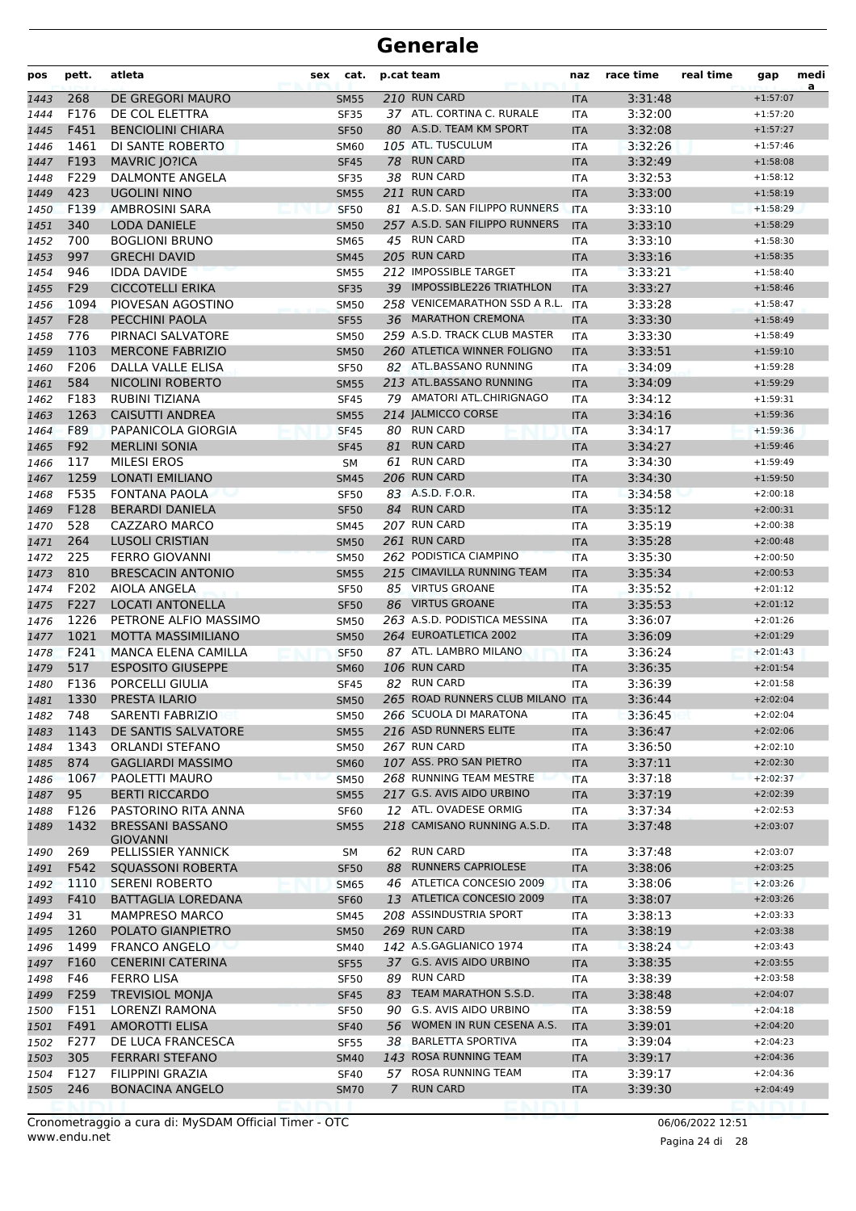# Generale

| pos | pett. | atleta | sex | cat. | p.cat | team | naz | race time | real time | gap | media |
|---|---|---|---|---|---|---|---|---|---|---|---|
| 1443 | 268 | DE GREGORI MAURO | | SM55 | 210 | RUN CARD | ITA | 3:31:48 | | +1:57:07 | |
| 1444 | F176 | DE COL ELETTRA | | SF35 | 37 | ATL. CORTINA C. RURALE | ITA | 3:32:00 | | +1:57:20 | |
| 1445 | F451 | BENCIOLINI CHIARA | | SF50 | 80 | A.S.D. TEAM KM SPORT | ITA | 3:32:08 | | +1:57:27 | |
| 1446 | 1461 | DI SANTE ROBERTO | | SM60 | 105 | ATL. TUSCULUM | ITA | 3:32:26 | | +1:57:46 | |
| 1447 | F193 | MAVRIC JO?ICA | | SF45 | 78 | RUN CARD | ITA | 3:32:49 | | +1:58:08 | |
| 1448 | F229 | DALMONTE ANGELA | | SF35 | 38 | RUN CARD | ITA | 3:32:53 | | +1:58:12 | |
| 1449 | 423 | UGOLINI NINO | | SM55 | 211 | RUN CARD | ITA | 3:33:00 | | +1:58:19 | |
| 1450 | F139 | AMBROSINI SARA | | SF50 | 81 | A.S.D. SAN FILIPPO RUNNERS | ITA | 3:33:10 | | +1:58:29 | |
| 1451 | 340 | LODA DANIELE | | SM50 | 257 | A.S.D. SAN FILIPPO RUNNERS | ITA | 3:33:10 | | +1:58:29 | |
| 1452 | 700 | BOGLIONI BRUNO | | SM65 | 45 | RUN CARD | ITA | 3:33:10 | | +1:58:30 | |
| 1453 | 997 | GRECHI DAVID | | SM45 | 205 | RUN CARD | ITA | 3:33:16 | | +1:58:35 | |
| 1454 | 946 | IDDA DAVIDE | | SM55 | 212 | IMPOSSIBLE TARGET | ITA | 3:33:21 | | +1:58:40 | |
| 1455 | F29 | CICCOTELLI ERIKA | | SF35 | 39 | IMPOSSIBLE226 TRIATHLON | ITA | 3:33:27 | | +1:58:46 | |
| 1456 | 1094 | PIOVESAN AGOSTINO | | SM50 | 258 | VENICEMARATHON SSD A R.L. | ITA | 3:33:28 | | +1:58:47 | |
| 1457 | F28 | PECCHINI PAOLA | | SF55 | 36 | MARATHON CREMONA | ITA | 3:33:30 | | +1:58:49 | |
| 1458 | 776 | PIRNACI SALVATORE | | SM50 | 259 | A.S.D. TRACK CLUB MASTER | ITA | 3:33:30 | | +1:58:49 | |
| 1459 | 1103 | MERCONE FABRIZIO | | SM50 | 260 | ATLETICA WINNER FOLIGNO | ITA | 3:33:51 | | +1:59:10 | |
| 1460 | F206 | DALLA VALLE ELISA | | SF50 | 82 | ATL.BASSANO RUNNING | ITA | 3:34:09 | | +1:59:28 | |
| 1461 | 584 | NICOLINI ROBERTO | | SM55 | 213 | ATL.BASSANO RUNNING | ITA | 3:34:09 | | +1:59:29 | |
| 1462 | F183 | RUBINI TIZIANA | | SF45 | 79 | AMATORI ATL.CHIRIGNAGO | ITA | 3:34:12 | | +1:59:31 | |
| 1463 | 1263 | CAISUTTI ANDREA | | SM55 | 214 | JALMICCO CORSE | ITA | 3:34:16 | | +1:59:36 | |
| 1464 | F89 | PAPANICOLA GIORGIA | | SF45 | 80 | RUN CARD | ITA | 3:34:17 | | +1:59:36 | |
| 1465 | F92 | MERLINI SONIA | | SF45 | 81 | RUN CARD | ITA | 3:34:27 | | +1:59:46 | |
| 1466 | 117 | MILESI EROS | | SM | 61 | RUN CARD | ITA | 3:34:30 | | +1:59:49 | |
| 1467 | 1259 | LONATI EMILIANO | | SM45 | 206 | RUN CARD | ITA | 3:34:30 | | +1:59:50 | |
| 1468 | F535 | FONTANA PAOLA | | SF50 | 83 | A.S.D. F.O.R. | ITA | 3:34:58 | | +2:00:18 | |
| 1469 | F128 | BERARDI DANIELA | | SF50 | 84 | RUN CARD | ITA | 3:35:12 | | +2:00:31 | |
| 1470 | 528 | CAZZARO MARCO | | SM45 | 207 | RUN CARD | ITA | 3:35:19 | | +2:00:38 | |
| 1471 | 264 | LUSOLI CRISTIAN | | SM50 | 261 | RUN CARD | ITA | 3:35:28 | | +2:00:48 | |
| 1472 | 225 | FERRO GIOVANNI | | SM50 | 262 | PODISTICA CIAMPINO | ITA | 3:35:30 | | +2:00:50 | |
| 1473 | 810 | BRESCACIN ANTONIO | | SM55 | 215 | CIMAVILLA RUNNING TEAM | ITA | 3:35:34 | | +2:00:53 | |
| 1474 | F202 | AIOLA ANGELA | | SF50 | 85 | VIRTUS GROANE | ITA | 3:35:52 | | +2:01:12 | |
| 1475 | F227 | LOCATI ANTONELLA | | SF50 | 86 | VIRTUS GROANE | ITA | 3:35:53 | | +2:01:12 | |
| 1476 | 1226 | PETRONE ALFIO MASSIMO | | SM50 | 263 | A.S.D. PODISTICA MESSINA | ITA | 3:36:07 | | +2:01:26 | |
| 1477 | 1021 | MOTTA MASSIMILIANO | | SM50 | 264 | EUROATLETICA 2002 | ITA | 3:36:09 | | +2:01:29 | |
| 1478 | F241 | MANCA ELENA CAMILLA | | SF50 | 87 | ATL. LAMBRO MILANO | ITA | 3:36:24 | | +2:01:43 | |
| 1479 | 517 | ESPOSITO GIUSEPPE | | SM60 | 106 | RUN CARD | ITA | 3:36:35 | | +2:01:54 | |
| 1480 | F136 | PORCELLI GIULIA | | SF45 | 82 | RUN CARD | ITA | 3:36:39 | | +2:01:58 | |
| 1481 | 1330 | PRESTA ILARIO | | SM50 | 265 | ROAD RUNNERS CLUB MILANO | ITA | 3:36:44 | | +2:02:04 | |
| 1482 | 748 | SARENTI FABRIZIO | | SM50 | 266 | SCUOLA DI MARATONA | ITA | 3:36:45 | | +2:02:04 | |
| 1483 | 1143 | DE SANTIS SALVATORE | | SM55 | 216 | ASD RUNNERS ELITE | ITA | 3:36:47 | | +2:02:06 | |
| 1484 | 1343 | ORLANDI STEFANO | | SM50 | 267 | RUN CARD | ITA | 3:36:50 | | +2:02:10 | |
| 1485 | 874 | GAGLIARDI MASSIMO | | SM60 | 107 | ASS. PRO SAN PIETRO | ITA | 3:37:11 | | +2:02:30 | |
| 1486 | 1067 | PAOLETTI MAURO | | SM50 | 268 | RUNNING TEAM MESTRE | ITA | 3:37:18 | | +2:02:37 | |
| 1487 | 95 | BERTI RICCARDO | | SM55 | 217 | G.S. AVIS AIDO URBINO | ITA | 3:37:19 | | +2:02:39 | |
| 1488 | F126 | PASTORINO RITA ANNA | | SF60 | 12 | ATL. OVADESE ORMIG | ITA | 3:37:34 | | +2:02:53 | |
| 1489 | 1432 | BRESSANI BASSANO GIOVANNI | | SM55 | 218 | CAMISANO RUNNING A.S.D. | ITA | 3:37:48 | | +2:03:07 | |
| 1490 | 269 | PELLISSIER YANNICK | | SM | 62 | RUN CARD | ITA | 3:37:48 | | +2:03:07 | |
| 1491 | F542 | SQUASSONI ROBERTA | | SF50 | 88 | RUNNERS CAPRIOLESE | ITA | 3:38:06 | | +2:03:25 | |
| 1492 | 1110 | SERENI ROBERTO | | SM65 | 46 | ATLETICA CONCESIO 2009 | ITA | 3:38:06 | | +2:03:26 | |
| 1493 | F410 | BATTAGLIA LOREDANA | | SF60 | 13 | ATLETICA CONCESIO 2009 | ITA | 3:38:07 | | +2:03:26 | |
| 1494 | 31 | MAMPRESO MARCO | | SM45 | 208 | ASSINDUSTRIA SPORT | ITA | 3:38:13 | | +2:03:33 | |
| 1495 | 1260 | POLATO GIANPIETRO | | SM50 | 269 | RUN CARD | ITA | 3:38:19 | | +2:03:38 | |
| 1496 | 1499 | FRANCO ANGELO | | SM40 | 142 | A.S.GAGLIANICO 1974 | ITA | 3:38:24 | | +2:03:43 | |
| 1497 | F160 | CENERINI CATERINA | | SF55 | 37 | G.S. AVIS AIDO URBINO | ITA | 3:38:35 | | +2:03:55 | |
| 1498 | F46 | FERRO LISA | | SF50 | 89 | RUN CARD | ITA | 3:38:39 | | +2:03:58 | |
| 1499 | F259 | TREVISIOL MONJA | | SF45 | 83 | TEAM MARATHON S.S.D. | ITA | 3:38:48 | | +2:04:07 | |
| 1500 | F151 | LORENZI RAMONA | | SF50 | 90 | G.S. AVIS AIDO URBINO | ITA | 3:38:59 | | +2:04:18 | |
| 1501 | F491 | AMOROTTI ELISA | | SF40 | 56 | WOMEN IN RUN CESENA A.S. | ITA | 3:39:01 | | +2:04:20 | |
| 1502 | F277 | DE LUCA FRANCESCA | | SF55 | 38 | BARLETTA SPORTIVA | ITA | 3:39:04 | | +2:04:23 | |
| 1503 | 305 | FERRARI STEFANO | | SM40 | 143 | ROSA RUNNING TEAM | ITA | 3:39:17 | | +2:04:36 | |
| 1504 | F127 | FILIPPINI GRAZIA | | SF40 | 57 | ROSA RUNNING TEAM | ITA | 3:39:17 | | +2:04:36 | |
| 1505 | 246 | BONACINA ANGELO | | SM70 | 7 | RUN CARD | ITA | 3:39:30 | | +2:04:49 | |

Cronometraggio a cura di: MySDAM Official Timer - OTC
www.endu.net

06/06/2022 12:51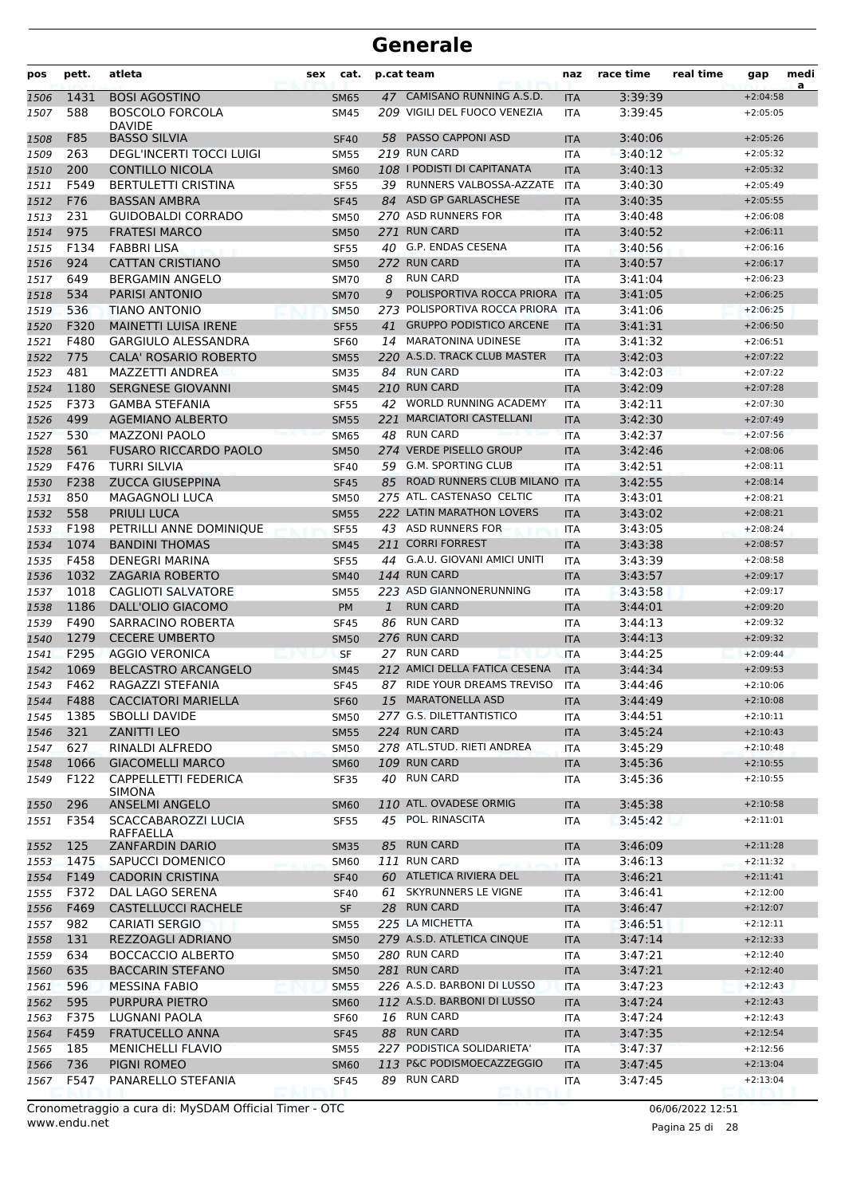# Generale

| pos | pett. | atleta | sex | cat. | p.cat | team | naz | race time | real time | gap | medi a |
|---|---|---|---|---|---|---|---|---|---|---|---|
| 1506 | 1431 | BOSI AGOSTINO | | SM65 | 47 | CAMISANO RUNNING A.S.D. | ITA | 3:39:39 | | +2:04:58 | |
| 1507 | 588 | BOSCOLO FORCOLA DAVIDE | | SM45 | 209 | VIGILI DEL FUOCO VENEZIA | ITA | 3:39:45 | | +2:05:05 | |
| 1508 | F85 | BASSO SILVIA | | SF40 | 58 | PASSO CAPPONI ASD | ITA | 3:40:06 | | +2:05:26 | |
| 1509 | 263 | DEGL'INCERTI TOCCI LUIGI | | SM55 | 219 | RUN CARD | ITA | 3:40:12 | | +2:05:32 | |
| 1510 | 200 | CONTILLO NICOLA | | SM60 | 108 | I PODISTI DI CAPITANATA | ITA | 3:40:13 | | +2:05:32 | |
| 1511 | F549 | BERTULETTI CRISTINA | | SF55 | 39 | RUNNERS VALBOSSA-AZZATE | ITA | 3:40:30 | | +2:05:49 | |
| 1512 | F76 | BASSAN AMBRA | | SF45 | 84 | ASD GP GARLASCHESE | ITA | 3:40:35 | | +2:05:55 | |
| 1513 | 231 | GUIDOBALDI CORRADO | | SM50 | 270 | ASD RUNNERS FOR | ITA | 3:40:48 | | +2:06:08 | |
| 1514 | 975 | FRATESI MARCO | | SM50 | 271 | RUN CARD | ITA | 3:40:52 | | +2:06:11 | |
| 1515 | F134 | FABBRI LISA | | SF55 | 40 | G.P. ENDAS CESENA | ITA | 3:40:56 | | +2:06:16 | |
| 1516 | 924 | CATTAN CRISTIANO | | SM50 | 272 | RUN CARD | ITA | 3:40:57 | | +2:06:17 | |
| 1517 | 649 | BERGAMIN ANGELO | | SM70 | 8 | RUN CARD | ITA | 3:41:04 | | +2:06:23 | |
| 1518 | 534 | PARISI ANTONIO | | SM70 | 9 | POLISPORTIVA ROCCA PRIORA | ITA | 3:41:05 | | +2:06:25 | |
| 1519 | 536 | TIANO ANTONIO | | SM50 | 273 | POLISPORTIVA ROCCA PRIORA | ITA | 3:41:06 | | +2:06:25 | |
| 1520 | F320 | MAINETTI LUISA IRENE | | SF55 | 41 | GRUPPO PODISTICO ARCENE | ITA | 3:41:31 | | +2:06:50 | |
| 1521 | F480 | GARGIULO ALESSANDRA | | SF60 | 14 | MARATONINA UDINESE | ITA | 3:41:32 | | +2:06:51 | |
| 1522 | 775 | CALA' ROSARIO ROBERTO | | SM55 | 220 | A.S.D. TRACK CLUB MASTER | ITA | 3:42:03 | | +2:07:22 | |
| 1523 | 481 | MAZZETTI ANDREA | | SM35 | 84 | RUN CARD | ITA | 3:42:03 | | +2:07:22 | |
| 1524 | 1180 | SERGNESE GIOVANNI | | SM45 | 210 | RUN CARD | ITA | 3:42:09 | | +2:07:28 | |
| 1525 | F373 | GAMBA STEFANIA | | SF55 | 42 | WORLD RUNNING ACADEMY | ITA | 3:42:11 | | +2:07:30 | |
| 1526 | 499 | AGEMIANO ALBERTO | | SM55 | 221 | MARCIATORI CASTELLANI | ITA | 3:42:30 | | +2:07:49 | |
| 1527 | 530 | MAZZONI PAOLO | | SM65 | 48 | RUN CARD | ITA | 3:42:37 | | +2:07:56 | |
| 1528 | 561 | FUSARO RICCARDO PAOLO | | SM50 | 274 | VERDE PISELLO GROUP | ITA | 3:42:46 | | +2:08:06 | |
| 1529 | F476 | TURRI SILVIA | | SF40 | 59 | G.M. SPORTING CLUB | ITA | 3:42:51 | | +2:08:11 | |
| 1530 | F238 | ZUCCA GIUSEPPINA | | SF45 | 85 | ROAD RUNNERS CLUB MILANO | ITA | 3:42:55 | | +2:08:14 | |
| 1531 | 850 | MAGAGNOLI LUCA | | SM50 | 275 | ATL. CASTENASO CELTIC | ITA | 3:43:01 | | +2:08:21 | |
| 1532 | 558 | PRIULI LUCA | | SM55 | 222 | LATIN MARATHON LOVERS | ITA | 3:43:02 | | +2:08:21 | |
| 1533 | F198 | PETRILLI ANNE DOMINIQUE | | SF55 | 43 | ASD RUNNERS FOR | ITA | 3:43:05 | | +2:08:24 | |
| 1534 | 1074 | BANDINI THOMAS | | SM45 | 211 | CORRI FORREST | ITA | 3:43:38 | | +2:08:57 | |
| 1535 | F458 | DENEGRI MARINA | | SF55 | 44 | G.A.U. GIOVANI AMICI UNITI | ITA | 3:43:39 | | +2:08:58 | |
| 1536 | 1032 | ZAGARIA ROBERTO | | SM40 | 144 | RUN CARD | ITA | 3:43:57 | | +2:09:17 | |
| 1537 | 1018 | CAGLIOTI SALVATORE | | SM55 | 223 | ASD GIANNONERUNNING | ITA | 3:43:58 | | +2:09:17 | |
| 1538 | 1186 | DALL'OLIO GIACOMO | | PM | 1 | RUN CARD | ITA | 3:44:01 | | +2:09:20 | |
| 1539 | F490 | SARRACINO ROBERTA | | SF45 | 86 | RUN CARD | ITA | 3:44:13 | | +2:09:32 | |
| 1540 | 1279 | CECERE UMBERTO | | SM50 | 276 | RUN CARD | ITA | 3:44:13 | | +2:09:32 | |
| 1541 | F295 | AGGIO VERONICA | | SF | 27 | RUN CARD | ITA | 3:44:25 | | +2:09:44 | |
| 1542 | 1069 | BELCASTRO ARCANGELO | | SM45 | 212 | AMICI DELLA FATICA CESENA | ITA | 3:44:34 | | +2:09:53 | |
| 1543 | F462 | RAGAZZI STEFANIA | | SF45 | 87 | RIDE YOUR DREAMS TREVISO | ITA | 3:44:46 | | +2:10:06 | |
| 1544 | F488 | CACCIATORI MARIELLA | | SF60 | 15 | MARATONELLA ASD | ITA | 3:44:49 | | +2:10:08 | |
| 1545 | 1385 | SBOLLI DAVIDE | | SM50 | 277 | G.S. DILETTANTISTICO | ITA | 3:44:51 | | +2:10:11 | |
| 1546 | 321 | ZANITTI LEO | | SM55 | 224 | RUN CARD | ITA | 3:45:24 | | +2:10:43 | |
| 1547 | 627 | RINALDI ALFREDO | | SM50 | 278 | ATL.STUD. RIETI ANDREA | ITA | 3:45:29 | | +2:10:48 | |
| 1548 | 1066 | GIACOMELLI MARCO | | SM60 | 109 | RUN CARD | ITA | 3:45:36 | | +2:10:55 | |
| 1549 | F122 | CAPPELLETTI FEDERICA SIMONA | | SF35 | 40 | RUN CARD | ITA | 3:45:36 | | +2:10:55 | |
| 1550 | 296 | ANSELMI ANGELO | | SM60 | 110 | ATL. OVADESE ORMIG | ITA | 3:45:38 | | +2:10:58 | |
| 1551 | F354 | SCACCABAROZZI LUCIA RAFFAELLA | | SF55 | 45 | POL. RINASCITA | ITA | 3:45:42 | | +2:11:01 | |
| 1552 | 125 | ZANFARDIN DARIO | | SM35 | 85 | RUN CARD | ITA | 3:46:09 | | +2:11:28 | |
| 1553 | 1475 | SAPUCCI DOMENICO | | SM60 | 111 | RUN CARD | ITA | 3:46:13 | | +2:11:32 | |
| 1554 | F149 | CADORIN CRISTINA | | SF40 | 60 | ATLETICA RIVIERA DEL | ITA | 3:46:21 | | +2:11:41 | |
| 1555 | F372 | DAL LAGO SERENA | | SF40 | 61 | SKYRUNNERS LE VIGNE | ITA | 3:46:41 | | +2:12:00 | |
| 1556 | F469 | CASTELLUCCI RACHELE | | SF | 28 | RUN CARD | ITA | 3:46:47 | | +2:12:07 | |
| 1557 | 982 | CARIATI SERGIO | | SM55 | 225 | LA MICHETTA | ITA | 3:46:51 | | +2:12:11 | |
| 1558 | 131 | REZZOAGLI ADRIANO | | SM50 | 279 | A.S.D. ATLETICA CINQUE | ITA | 3:47:14 | | +2:12:33 | |
| 1559 | 634 | BOCCACCIO ALBERTO | | SM50 | 280 | RUN CARD | ITA | 3:47:21 | | +2:12:40 | |
| 1560 | 635 | BACCARIN STEFANO | | SM50 | 281 | RUN CARD | ITA | 3:47:21 | | +2:12:40 | |
| 1561 | 596 | MESSINA FABIO | | SM55 | 226 | A.S.D. BARBONI DI LUSSO | ITA | 3:47:23 | | +2:12:43 | |
| 1562 | 595 | PURPURA PIETRO | | SM60 | 112 | A.S.D. BARBONI DI LUSSO | ITA | 3:47:24 | | +2:12:43 | |
| 1563 | F375 | LUGNANI PAOLA | | SF60 | 16 | RUN CARD | ITA | 3:47:24 | | +2:12:43 | |
| 1564 | F459 | FRATUCELLO ANNA | | SF45 | 88 | RUN CARD | ITA | 3:47:35 | | +2:12:54 | |
| 1565 | 185 | MENICHELLI FLAVIO | | SM55 | 227 | PODISTICA SOLIDARIETA' | ITA | 3:47:37 | | +2:12:56 | |
| 1566 | 736 | PIGNI ROMEO | | SM60 | 113 | P&C PODISMOECAZZEGGIO | ITA | 3:47:45 | | +2:13:04 | |
| 1567 | F547 | PANARELLO STEFANIA | | SF45 | 89 | RUN CARD | ITA | 3:47:45 | | +2:13:04 | |

Cronometraggio a cura di: MySDAM Official Timer - OTC
www.endu.net

06/06/2022 12:51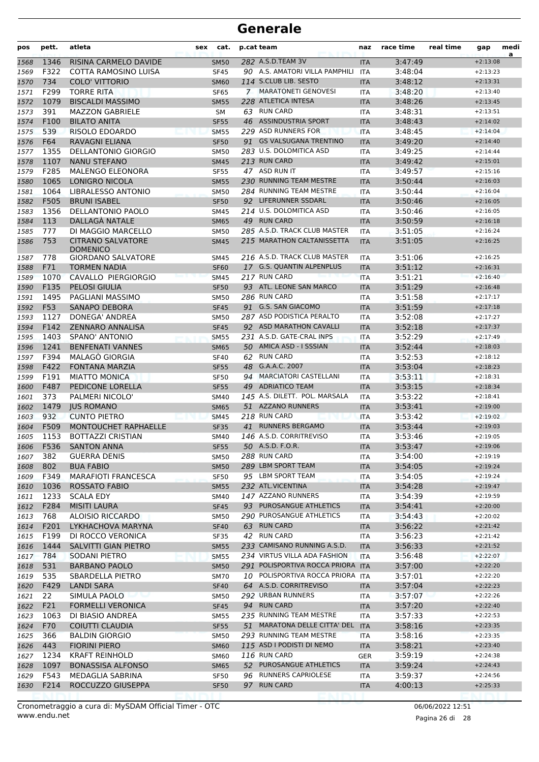# Generale

| pos | pett. | atleta | sex | cat. | p.cat | team | naz | race time | real time | gap | media |
|---|---|---|---|---|---|---|---|---|---|---|---|
| 1568 | 1346 | RISINA CARMELO DAVIDE | | SM50 | 282 | A.S.D.TEAM 3V | ITA | 3:47:49 | | +2:13:08 | |
| 1569 | F322 | COTTA RAMOSINO LUISA | | SF45 | 90 | A.S. AMATORI VILLA PAMPHILI | ITA | 3:48:04 | | +2:13:23 | |
| 1570 | 734 | COLO' VITTORIO | | SM60 | 114 | S.CLUB LIB. SESTO | ITA | 3:48:12 | | +2:13:31 | |
| 1571 | F299 | TORRE RITA | | SF65 | 7 | MARATONETI GENOVESI | ITA | 3:48:20 | | +2:13:40 | |
| 1572 | 1079 | BISCALDI MASSIMO | | SM55 | 228 | ATLETICA INTESA | ITA | 3:48:26 | | +2:13:45 | |
| 1573 | 391 | MAZZON GABRIELE | | SM | 63 | RUN CARD | ITA | 3:48:31 | | +2:13:51 | |
| 1574 | F100 | BILATO ANITA | | SF55 | 46 | ASSINDUSTRIA SPORT | ITA | 3:48:43 | | +2:14:02 | |
| 1575 | 539 | RISOLO EDOARDO | | SM55 | 229 | ASD RUNNERS FOR | ITA | 3:48:45 | | +2:14:04 | |
| 1576 | F64 | RAVAGNI ELIANA | | SF50 | 91 | GS VALSUGANA TRENTINO | ITA | 3:49:20 | | +2:14:40 | |
| 1577 | 1355 | DELLANTONIO GIORGIO | | SM50 | 283 | U.S. DOLOMITICA ASD | ITA | 3:49:25 | | +2:14:44 | |
| 1578 | 1107 | NANU STEFANO | | SM45 | 213 | RUN CARD | ITA | 3:49:42 | | +2:15:01 | |
| 1579 | F285 | MALENGO ELEONORA | | SF55 | 47 | ASD RUN IT | ITA | 3:49:57 | | +2:15:16 | |
| 1580 | 1065 | LONIGRO NICOLA | | SM55 | 230 | RUNNING TEAM MESTRE | ITA | 3:50:44 | | +2:16:03 | |
| 1581 | 1064 | LIBRALESSO ANTONIO | | SM50 | 284 | RUNNING TEAM MESTRE | ITA | 3:50:44 | | +2:16:04 | |
| 1582 | F505 | BRUNI ISABEL | | SF50 | 92 | LIFERUNNER SSDARL | ITA | 3:50:46 | | +2:16:05 | |
| 1583 | 1356 | DELLANTONIO PAOLO | | SM45 | 214 | U.S. DOLOMITICA ASD | ITA | 3:50:46 | | +2:16:05 | |
| 1584 | 113 | DALLAGÀ NATALE | | SM65 | 49 | RUN CARD | ITA | 3:50:59 | | +2:16:18 | |
| 1585 | 777 | DI MAGGIO MARCELLO | | SM50 | 285 | A.S.D. TRACK CLUB MASTER | ITA | 3:51:05 | | +2:16:24 | |
| 1586 | 753 | CITRANO SALVATORE DOMENICO | | SM45 | 215 | MARATHON CALTANISSETTA | ITA | 3:51:05 | | +2:16:25 | |
| 1587 | 778 | GIORDANO SALVATORE | | SM45 | 216 | A.S.D. TRACK CLUB MASTER | ITA | 3:51:06 | | +2:16:25 | |
| 1588 | F71 | TORMEN NADIA | | SF60 | 17 | G.S. QUANTIN ALPENPLUS | ITA | 3:51:12 | | +2:16:31 | |
| 1589 | 1070 | CAVALLO PIERGIORGIO | | SM45 | 217 | RUN CARD | ITA | 3:51:21 | | +2:16:40 | |
| 1590 | F135 | PELOSI GIULIA | | SF50 | 93 | ATL. LEONE SAN MARCO | ITA | 3:51:29 | | +2:16:48 | |
| 1591 | 1495 | PAGLIANI MASSIMO | | SM50 | 286 | RUN CARD | ITA | 3:51:58 | | +2:17:17 | |
| 1592 | F53 | SANAPO DEBORA | | SF45 | 91 | G.S. SAN GIACOMO | ITA | 3:51:59 | | +2:17:18 | |
| 1593 | 1127 | DONEGA' ANDREA | | SM50 | 287 | ASD PODISTICA PERALTO | ITA | 3:52:08 | | +2:17:27 | |
| 1594 | F142 | ZENNARO ANNALISA | | SF45 | 92 | ASD MARATHON CAVALLI | ITA | 3:52:18 | | +2:17:37 | |
| 1595 | 1403 | SPANO' ANTONIO | | SM55 | 231 | A.S.D. GATE-CRAL INPS | ITA | 3:52:29 | | +2:17:49 | |
| 1596 | 1241 | BENFENATI VANNES | | SM65 | 50 | AMICA ASD - I SSSIAN | ITA | 3:52:44 | | +2:18:03 | |
| 1597 | F394 | MALAGÒ GIORGIA | | SF40 | 62 | RUN CARD | ITA | 3:52:53 | | +2:18:12 | |
| 1598 | F422 | FONTANA MARZIA | | SF55 | 48 | G.A.A.C. 2007 | ITA | 3:53:04 | | +2:18:23 | |
| 1599 | F191 | MIATTO MONICA | | SF50 | 94 | MARCIATORI CASTELLANI | ITA | 3:53:11 | | +2:18:31 | |
| 1600 | F487 | PEDICONE LORELLA | | SF55 | 49 | ADRIATICO TEAM | ITA | 3:53:15 | | +2:18:34 | |
| 1601 | 373 | PALMERI NICOLO' | | SM40 | 145 | A.S. DILETT. POL. MARSALA | ITA | 3:53:22 | | +2:18:41 | |
| 1602 | 1479 | JUS ROMANO | | SM65 | 51 | AZZANO RUNNERS | ITA | 3:53:41 | | +2:19:00 | |
| 1603 | 932 | CUNTO PIETRO | | SM45 | 218 | RUN CARD | ITA | 3:53:42 | | +2:19:02 | |
| 1604 | F509 | MONTOUCHET RAPHAELLE | | SF35 | 41 | RUNNERS BERGAMO | ITA | 3:53:44 | | +2:19:03 | |
| 1605 | 1153 | BOTTAZZI CRISTIAN | | SM40 | 146 | A.S.D. CORRITREVISO | ITA | 3:53:46 | | +2:19:05 | |
| 1606 | F536 | SANTON ANNA | | SF55 | 50 | A.S.D. F.O.R. | ITA | 3:53:47 | | +2:19:06 | |
| 1607 | 382 | GUERRA DENIS | | SM50 | 288 | RUN CARD | ITA | 3:54:00 | | +2:19:19 | |
| 1608 | 802 | BUA FABIO | | SM50 | 289 | LBM SPORT TEAM | ITA | 3:54:05 | | +2:19:24 | |
| 1609 | F349 | MARAFIOTI FRANCESCA | | SF50 | 95 | LBM SPORT TEAM | ITA | 3:54:05 | | +2:19:24 | |
| 1610 | 1036 | ROSSATO FABIO | | SM55 | 232 | ATL.VICENTINA | ITA | 3:54:28 | | +2:19:47 | |
| 1611 | 1233 | SCALA EDY | | SM40 | 147 | AZZANO RUNNERS | ITA | 3:54:39 | | +2:19:59 | |
| 1612 | F284 | MISITI LAURA | | SF45 | 93 | PUROSANGUE ATHLETICS | ITA | 3:54:41 | | +2:20:00 | |
| 1613 | 768 | ALOISIO RICCARDO | | SM50 | 290 | PUROSANGUE ATHLETICS | ITA | 3:54:43 | | +2:20:02 | |
| 1614 | F201 | LYKHACHOVA MARYNA | | SF40 | 63 | RUN CARD | ITA | 3:56:22 | | +2:21:42 | |
| 1615 | F199 | DI ROCCO VERONICA | | SF35 | 42 | RUN CARD | ITA | 3:56:23 | | +2:21:42 | |
| 1616 | 1444 | SALVITTI GIAN PIETRO | | SM55 | 233 | CAMISANO RUNNING A.S.D. | ITA | 3:56:33 | | +2:21:52 | |
| 1617 | 784 | SODANI PIETRO | | SM55 | 234 | VIRTUS VILLA ADA FASHION | ITA | 3:56:48 | | +2:22:07 | |
| 1618 | 531 | BARBANO PAOLO | | SM50 | 291 | POLISPORTIVA ROCCA PRIORA | ITA | 3:57:00 | | +2:22:20 | |
| 1619 | 535 | SBARDELLA PIETRO | | SM70 | 10 | POLISPORTIVA ROCCA PRIORA | ITA | 3:57:01 | | +2:22:20 | |
| 1620 | F429 | LANDI SARA | | SF40 | 64 | A.S.D. CORRITREVISO | ITA | 3:57:04 | | +2:22:23 | |
| 1621 | 22 | SIMULA PAOLO | | SM50 | 292 | URBAN RUNNERS | ITA | 3:57:07 | | +2:22:26 | |
| 1622 | F21 | FORMELLI VERONICA | | SF45 | 94 | RUN CARD | ITA | 3:57:20 | | +2:22:40 | |
| 1623 | 1063 | DI BIASIO ANDREA | | SM55 | 235 | RUNNING TEAM MESTRE | ITA | 3:57:33 | | +2:22:53 | |
| 1624 | F70 | COIUTTI CLAUDIA | | SF55 | 51 | MARATONA DELLE CITTA' DEL | ITA | 3:58:16 | | +2:23:35 | |
| 1625 | 366 | BALDIN GIORGIO | | SM50 | 293 | RUNNING TEAM MESTRE | ITA | 3:58:16 | | +2:23:35 | |
| 1626 | 443 | FIORINI PIERO | | SM60 | 115 | ASD I PODISTI DI NEMO | ITA | 3:58:21 | | +2:23:40 | |
| 1627 | 1234 | KRAFT REINHOLD | | SM60 | 116 | RUN CARD | GER | 3:59:19 | | +2:24:38 | |
| 1628 | 1097 | BONASSISA ALFONSO | | SM65 | 52 | PUROSANGUE ATHLETICS | ITA | 3:59:24 | | +2:24:43 | |
| 1629 | F543 | MEDAGLIA SABRINA | | SF50 | 96 | RUNNERS CAPRIOLESE | ITA | 3:59:37 | | +2:24:56 | |
| 1630 | F214 | ROCCUZZO GIUSEPPA | | SF50 | 97 | RUN CARD | ITA | 4:00:13 | | +2:25:33 | |

Cronometraggio a cura di: MySDAM Official Timer - OTC
www.endu.net

06/06/2022 12:51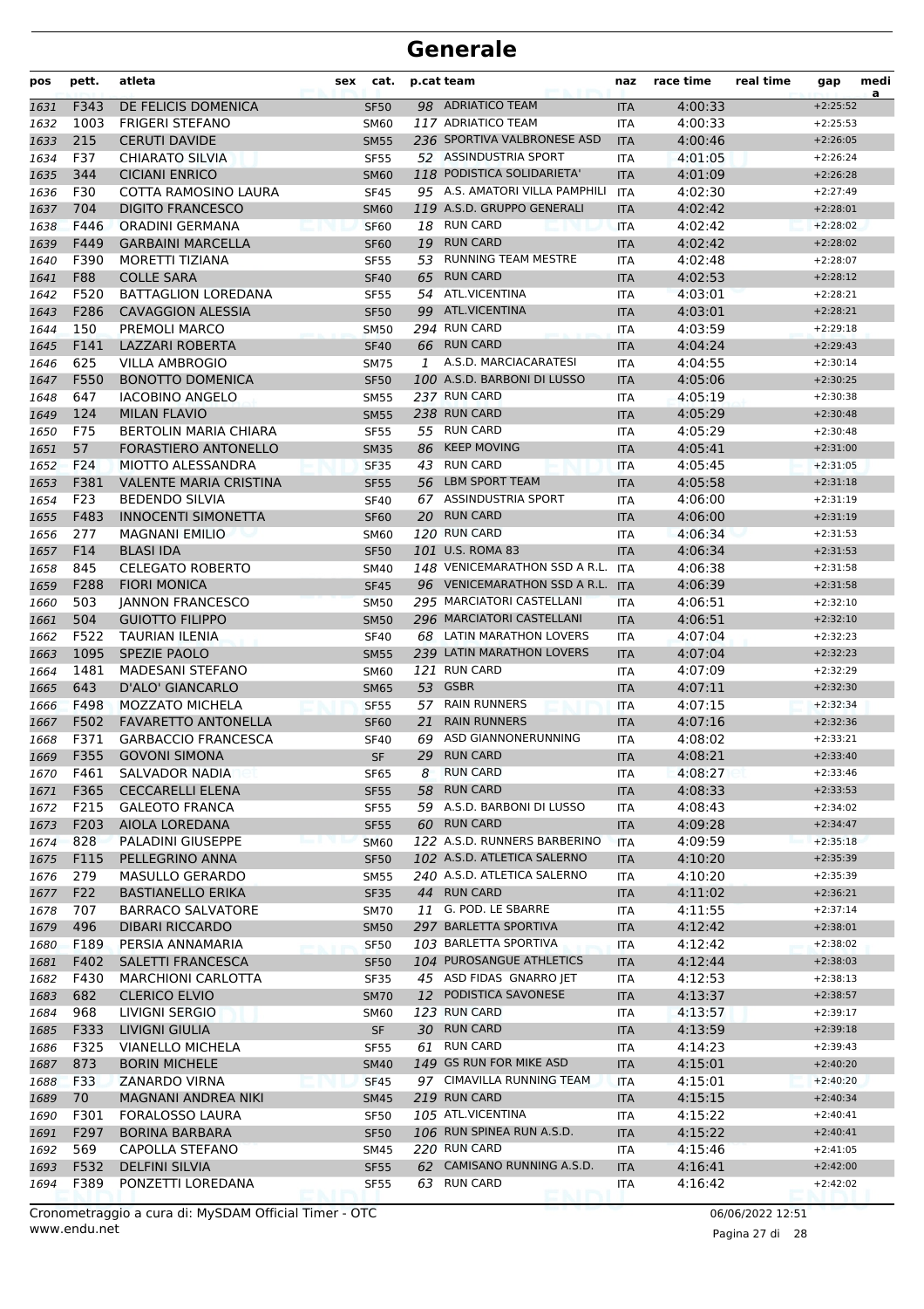# Generale

| pos | pett. | atleta | sex | cat. | p.cat | team | naz | race time | real time | gap | medi a |
|---|---|---|---|---|---|---|---|---|---|---|---|
| 1631 | F343 | DE FELICIS DOMENICA | | SF50 | 98 | ADRIATICO TEAM | ITA | 4:00:33 | | +2:25:52 | |
| 1632 | 1003 | FRIGERI STEFANO | | SM60 | 117 | ADRIATICO TEAM | ITA | 4:00:33 | | +2:25:53 | |
| 1633 | 215 | CERUTI DAVIDE | | SM55 | 236 | SPORTIVA VALBRONESE ASD | ITA | 4:00:46 | | +2:26:05 | |
| 1634 | F37 | CHIARATO SILVIA | | SF55 | 52 | ASSINDUSTRIA SPORT | ITA | 4:01:05 | | +2:26:24 | |
| 1635 | 344 | CICIANI ENRICO | | SM60 | 118 | PODISTICA SOLIDARIETA' | ITA | 4:01:09 | | +2:26:28 | |
| 1636 | F30 | COTTA RAMOSINO LAURA | | SF45 | 95 | A.S. AMATORI VILLA PAMPHILI | ITA | 4:02:30 | | +2:27:49 | |
| 1637 | 704 | DIGITO FRANCESCO | | SM60 | 119 | A.S.D. GRUPPO GENERALI | ITA | 4:02:42 | | +2:28:01 | |
| 1638 | F446 | ORADINI GERMANA | | SF60 | 18 | RUN CARD | ITA | 4:02:42 | | +2:28:02 | |
| 1639 | F449 | GARBAINI MARCELLA | | SF60 | 19 | RUN CARD | ITA | 4:02:42 | | +2:28:02 | |
| 1640 | F390 | MORETTI TIZIANA | | SF55 | 53 | RUNNING TEAM MESTRE | ITA | 4:02:48 | | +2:28:07 | |
| 1641 | F88 | COLLE SARA | | SF40 | 65 | RUN CARD | ITA | 4:02:53 | | +2:28:12 | |
| 1642 | F520 | BATTAGLION LOREDANA | | SF55 | 54 | ATL.VICENTINA | ITA | 4:03:01 | | +2:28:21 | |
| 1643 | F286 | CAVAGGION ALESSIA | | SF50 | 99 | ATL.VICENTINA | ITA | 4:03:01 | | +2:28:21 | |
| 1644 | 150 | PREMOLI MARCO | | SM50 | 294 | RUN CARD | ITA | 4:03:59 | | +2:29:18 | |
| 1645 | F141 | LAZZARI ROBERTA | | SF40 | 66 | RUN CARD | ITA | 4:04:24 | | +2:29:43 | |
| 1646 | 625 | VILLA AMBROGIO | | SM75 | 1 | A.S.D. MARCIACARATESI | ITA | 4:04:55 | | +2:30:14 | |
| 1647 | F550 | BONOTTO DOMENICA | | SF50 | 100 | A.S.D. BARBONI DI LUSSO | ITA | 4:05:06 | | +2:30:25 | |
| 1648 | 647 | IACOBINO ANGELO | | SM55 | 237 | RUN CARD | ITA | 4:05:19 | | +2:30:38 | |
| 1649 | 124 | MILAN FLAVIO | | SM55 | 238 | RUN CARD | ITA | 4:05:29 | | +2:30:48 | |
| 1650 | F75 | BERTOLIN MARIA CHIARA | | SF55 | 55 | RUN CARD | ITA | 4:05:29 | | +2:30:48 | |
| 1651 | 57 | FORASTIERO ANTONELLO | | SM35 | 86 | KEEP MOVING | ITA | 4:05:41 | | +2:31:00 | |
| 1652 | F24 | MIOTTO ALESSANDRA | | SF35 | 43 | RUN CARD | ITA | 4:05:45 | | +2:31:05 | |
| 1653 | F381 | VALENTE MARIA CRISTINA | | SF55 | 56 | LBM SPORT TEAM | ITA | 4:05:58 | | +2:31:18 | |
| 1654 | F23 | BEDENDO SILVIA | | SF40 | 67 | ASSINDUSTRIA SPORT | ITA | 4:06:00 | | +2:31:19 | |
| 1655 | F483 | INNOCENTI SIMONETTA | | SF60 | 20 | RUN CARD | ITA | 4:06:00 | | +2:31:19 | |
| 1656 | 277 | MAGNANI EMILIO | | SM60 | 120 | RUN CARD | ITA | 4:06:34 | | +2:31:53 | |
| 1657 | F14 | BLASI IDA | | SF50 | 101 | U.S. ROMA 83 | ITA | 4:06:34 | | +2:31:53 | |
| 1658 | 845 | CELEGATO ROBERTO | | SM40 | 148 | VENICEMARATHON SSD A R.L. | ITA | 4:06:38 | | +2:31:58 | |
| 1659 | F288 | FIORI MONICA | | SF45 | 96 | VENICEMARATHON SSD A R.L. | ITA | 4:06:39 | | +2:31:58 | |
| 1660 | 503 | JANNON FRANCESCO | | SM50 | 295 | MARCIATORI CASTELLANI | ITA | 4:06:51 | | +2:32:10 | |
| 1661 | 504 | GUIOTTO FILIPPO | | SM50 | 296 | MARCIATORI CASTELLANI | ITA | 4:06:51 | | +2:32:10 | |
| 1662 | F522 | TAURIAN ILENIA | | SF40 | 68 | LATIN MARATHON LOVERS | ITA | 4:07:04 | | +2:32:23 | |
| 1663 | 1095 | SPEZIE PAOLO | | SM55 | 239 | LATIN MARATHON LOVERS | ITA | 4:07:04 | | +2:32:23 | |
| 1664 | 1481 | MADESANI STEFANO | | SM60 | 121 | RUN CARD | ITA | 4:07:09 | | +2:32:29 | |
| 1665 | 643 | D'ALO' GIANCARLO | | SM65 | 53 | GSBR | ITA | 4:07:11 | | +2:32:30 | |
| 1666 | F498 | MOZZATO MICHELA | | SF55 | 57 | RAIN RUNNERS | ITA | 4:07:15 | | +2:32:34 | |
| 1667 | F502 | FAVARETTO ANTONELLA | | SF60 | 21 | RAIN RUNNERS | ITA | 4:07:16 | | +2:32:36 | |
| 1668 | F371 | GARBACCIO FRANCESCA | | SF40 | 69 | ASD GIANNONERUNNING | ITA | 4:08:02 | | +2:33:21 | |
| 1669 | F355 | GOVONI SIMONA | | SF | 29 | RUN CARD | ITA | 4:08:21 | | +2:33:40 | |
| 1670 | F461 | SALVADOR NADIA | | SF65 | 8 | RUN CARD | ITA | 4:08:27 | | +2:33:46 | |
| 1671 | F365 | CECCARELLI ELENA | | SF55 | 58 | RUN CARD | ITA | 4:08:33 | | +2:33:53 | |
| 1672 | F215 | GALEOTO FRANCA | | SF55 | 59 | A.S.D. BARBONI DI LUSSO | ITA | 4:08:43 | | +2:34:02 | |
| 1673 | F203 | AIOLA LOREDANA | | SF55 | 60 | RUN CARD | ITA | 4:09:28 | | +2:34:47 | |
| 1674 | 828 | PALADINI GIUSEPPE | | SM60 | 122 | A.S.D. RUNNERS BARBERINO | ITA | 4:09:59 | | +2:35:18 | |
| 1675 | F115 | PELLEGRINO ANNA | | SF50 | 102 | A.S.D. ATLETICA SALERNO | ITA | 4:10:20 | | +2:35:39 | |
| 1676 | 279 | MASULLO GERARDO | | SM55 | 240 | A.S.D. ATLETICA SALERNO | ITA | 4:10:20 | | +2:35:39 | |
| 1677 | F22 | BASTIANELLO ERIKA | | SF35 | 44 | RUN CARD | ITA | 4:11:02 | | +2:36:21 | |
| 1678 | 707 | BARRACO SALVATORE | | SM70 | 11 | G. POD. LE SBARRE | ITA | 4:11:55 | | +2:37:14 | |
| 1679 | 496 | DIBARI RICCARDO | | SM50 | 297 | BARLETTA SPORTIVA | ITA | 4:12:42 | | +2:38:01 | |
| 1680 | F189 | PERSIA ANNAMARIA | | SF50 | 103 | BARLETTA SPORTIVA | ITA | 4:12:42 | | +2:38:02 | |
| 1681 | F402 | SALETTI FRANCESCA | | SF50 | 104 | PUROSANGUE ATHLETICS | ITA | 4:12:44 | | +2:38:03 | |
| 1682 | F430 | MARCHIONI CARLOTTA | | SF35 | 45 | ASD FIDAS GNARRO JET | ITA | 4:12:53 | | +2:38:13 | |
| 1683 | 682 | CLERICO ELVIO | | SM70 | 12 | PODISTICA SAVONESE | ITA | 4:13:37 | | +2:38:57 | |
| 1684 | 968 | LIVIGNI SERGIO | | SM60 | 123 | RUN CARD | ITA | 4:13:57 | | +2:39:17 | |
| 1685 | F333 | LIVIGNI GIULIA | | SF | 30 | RUN CARD | ITA | 4:13:59 | | +2:39:18 | |
| 1686 | F325 | VIANELLO MICHELA | | SF55 | 61 | RUN CARD | ITA | 4:14:23 | | +2:39:43 | |
| 1687 | 873 | BORIN MICHELE | | SM40 | 149 | GS RUN FOR MIKE ASD | ITA | 4:15:01 | | +2:40:20 | |
| 1688 | F33 | ZANARDO VIRNA | | SF45 | 97 | CIMAVILLA RUNNING TEAM | ITA | 4:15:01 | | +2:40:20 | |
| 1689 | 70 | MAGNANI ANDREA NIKI | | SM45 | 219 | RUN CARD | ITA | 4:15:15 | | +2:40:34 | |
| 1690 | F301 | FORALOSSO LAURA | | SF50 | 105 | ATL.VICENTINA | ITA | 4:15:22 | | +2:40:41 | |
| 1691 | F297 | BORINA BARBARA | | SF50 | 106 | RUN SPINEA RUN A.S.D. | ITA | 4:15:22 | | +2:40:41 | |
| 1692 | 569 | CAPOLLA STEFANO | | SM45 | 220 | RUN CARD | ITA | 4:15:46 | | +2:41:05 | |
| 1693 | F532 | DELFINI SILVIA | | SF55 | 62 | CAMISANO RUNNING A.S.D. | ITA | 4:16:41 | | +2:42:00 | |
| 1694 | F389 | PONZETTI LOREDANA | | SF55 | 63 | RUN CARD | ITA | 4:16:42 | | +2:42:02 | |

Cronometraggio a cura di: MySDAM Official Timer - OTC
www.endu.net

06/06/2022 12:51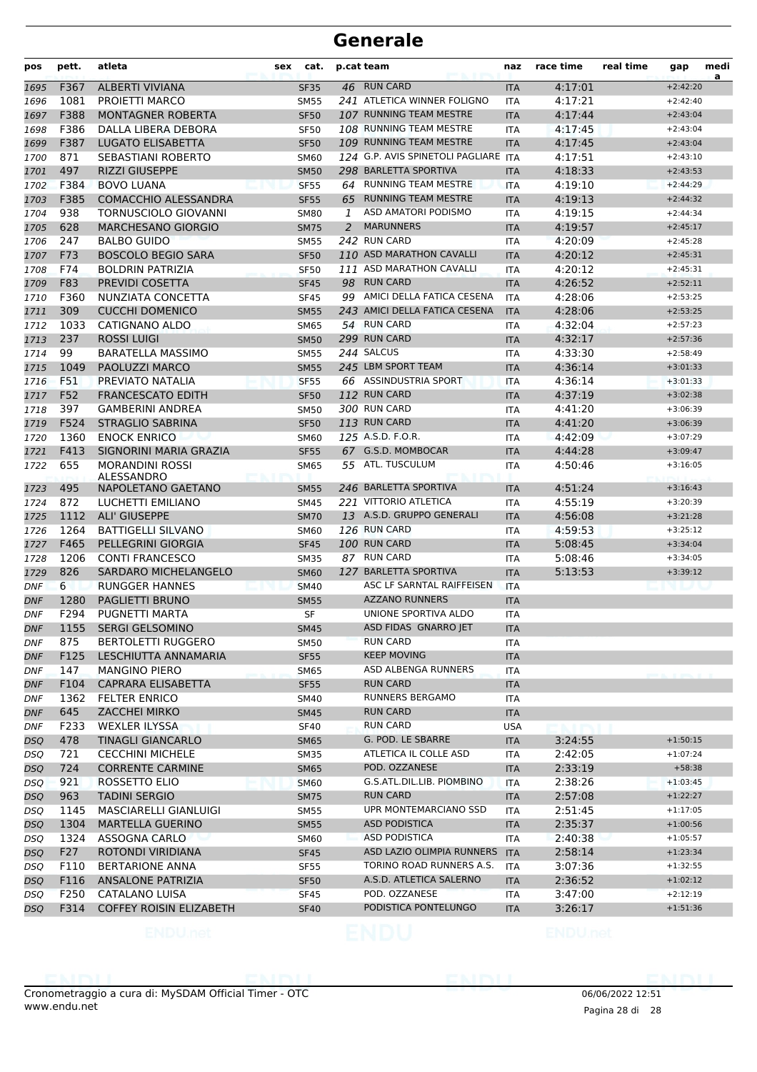# Generale

| pos | pett. | atleta | sex | cat. | p.cat | team | naz | race time | real time | gap | media |
|---|---|---|---|---|---|---|---|---|---|---|---|
| 1695 | F367 | ALBERTI VIVIANA | | SF35 | 46 | RUN CARD | ITA | 4:17:01 | | +2:42:20 | |
| 1696 | 1081 | PROIETTI MARCO | | SM55 | 241 | ATLETICA WINNER FOLIGNO | ITA | 4:17:21 | | +2:42:40 | |
| 1697 | F388 | MONTAGNER ROBERTA | | SF50 | 107 | RUNNING TEAM MESTRE | ITA | 4:17:44 | | +2:43:04 | |
| 1698 | F386 | DALLA LIBERA DEBORA | | SF50 | 108 | RUNNING TEAM MESTRE | ITA | 4:17:45 | | +2:43:04 | |
| 1699 | F387 | LUGATO ELISABETTA | | SF50 | 109 | RUNNING TEAM MESTRE | ITA | 4:17:45 | | +2:43:04 | |
| 1700 | 871 | SEBASTIANI ROBERTO | | SM60 | 124 | G.P. AVIS SPINETOLI PAGLIARE | ITA | 4:17:51 | | +2:43:10 | |
| 1701 | 497 | RIZZI GIUSEPPE | | SM50 | 298 | BARLETTA SPORTIVA | ITA | 4:18:33 | | +2:43:53 | |
| 1702 | F384 | BOVO LUANA | | SF55 | 64 | RUNNING TEAM MESTRE | ITA | 4:19:10 | | +2:44:29 | |
| 1703 | F385 | COMACCHIO ALESSANDRA | | SF55 | 65 | RUNNING TEAM MESTRE | ITA | 4:19:13 | | +2:44:32 | |
| 1704 | 938 | TORNUSCIOLO GIOVANNI | | SM80 | 1 | ASD AMATORI PODISMO | ITA | 4:19:15 | | +2:44:34 | |
| 1705 | 628 | MARCHESANO GIORGIO | | SM75 | 2 | MARUNNERS | ITA | 4:19:57 | | +2:45:17 | |
| 1706 | 247 | BALBO GUIDO | | SM55 | 242 | RUN CARD | ITA | 4:20:09 | | +2:45:28 | |
| 1707 | F73 | BOSCOLO BEGIO SARA | | SF50 | 110 | ASD MARATHON CAVALLI | ITA | 4:20:12 | | +2:45:31 | |
| 1708 | F74 | BOLDRIN PATRIZIA | | SF50 | 111 | ASD MARATHON CAVALLI | ITA | 4:20:12 | | +2:45:31 | |
| 1709 | F83 | PREVIDI COSETTA | | SF45 | 98 | RUN CARD | ITA | 4:26:52 | | +2:52:11 | |
| 1710 | F360 | NUNZIATA CONCETTA | | SF45 | 99 | AMICI DELLA FATICA CESENA | ITA | 4:28:06 | | +2:53:25 | |
| 1711 | 309 | CUCCHI DOMENICO | | SM55 | 243 | AMICI DELLA FATICA CESENA | ITA | 4:28:06 | | +2:53:25 | |
| 1712 | 1033 | CATIGNANO ALDO | | SM65 | 54 | RUN CARD | ITA | 4:32:04 | | +2:57:23 | |
| 1713 | 237 | ROSSI LUIGI | | SM50 | 299 | RUN CARD | ITA | 4:32:17 | | +2:57:36 | |
| 1714 | 99 | BARATELLA MASSIMO | | SM55 | 244 | SALCUS | ITA | 4:33:30 | | +2:58:49 | |
| 1715 | 1049 | PAOLUZZI MARCO | | SM55 | 245 | LBM SPORT TEAM | ITA | 4:36:14 | | +3:01:33 | |
| 1716 | F51 | PREVIATO NATALIA | | SF55 | 66 | ASSINDUSTRIA SPORT | ITA | 4:36:14 | | +3:01:33 | |
| 1717 | F52 | FRANCESCATO EDITH | | SF50 | 112 | RUN CARD | ITA | 4:37:19 | | +3:02:38 | |
| 1718 | 397 | GAMBERINI ANDREA | | SM50 | 300 | RUN CARD | ITA | 4:41:20 | | +3:06:39 | |
| 1719 | F524 | STRAGLIO SABRINA | | SF50 | 113 | RUN CARD | ITA | 4:41:20 | | +3:06:39 | |
| 1720 | 1360 | ENOCK ENRICO | | SM60 | 125 | A.S.D. F.O.R. | ITA | 4:42:09 | | +3:07:29 | |
| 1721 | F413 | SIGNORINI MARIA GRAZIA | | SF55 | 67 | G.S.D. MOMBOCAR | ITA | 4:44:28 | | +3:09:47 | |
| 1722 | 655 | MORANDINI ROSSI ALESSANDRO | | SM65 | 55 | ATL. TUSCULUM | ITA | 4:50:46 | | +3:16:05 | |
| 1723 | 495 | NAPOLETANO GAETANO | | SM55 | 246 | BARLETTA SPORTIVA | ITA | 4:51:24 | | +3:16:43 | |
| 1724 | 872 | LUCHETTI EMILIANO | | SM45 | 221 | VITTORIO ATLETICA | ITA | 4:55:19 | | +3:20:39 | |
| 1725 | 1112 | ALI' GIUSEPPE | | SM70 | 13 | A.S.D. GRUPPO GENERALI | ITA | 4:56:08 | | +3:21:28 | |
| 1726 | 1264 | BATTIGELLI SILVANO | | SM60 | 126 | RUN CARD | ITA | 4:59:53 | | +3:25:12 | |
| 1727 | F465 | PELLEGRINI GIORGIA | | SF45 | 100 | RUN CARD | ITA | 5:08:45 | | +3:34:04 | |
| 1728 | 1206 | CONTI FRANCESCO | | SM35 | 87 | RUN CARD | ITA | 5:08:46 | | +3:34:05 | |
| 1729 | 826 | SARDARO MICHELANGELO | | SM60 | 127 | BARLETTA SPORTIVA | ITA | 5:13:53 | | +3:39:12 | |
| DNF | 6 | RUNGGER HANNES | | SM40 | | ASC LF SARNTAL RAIFFEISEN | ITA | | | | |
| DNF | 1280 | PAGLIETTI BRUNO | | SM55 | | AZZANO RUNNERS | ITA | | | | |
| DNF | F294 | PUGNETTI MARTA | | SF | | UNIONE SPORTIVA ALDO | ITA | | | | |
| DNF | 1155 | SERGI GELSOMINO | | SM45 | | ASD FIDAS GNARRO JET | ITA | | | | |
| DNF | 875 | BERTOLETTI RUGGERO | | SM50 | | RUN CARD | ITA | | | | |
| DNF | F125 | LESCHIUTTA ANNAMARIA | | SF55 | | KEEP MOVING | ITA | | | | |
| DNF | 147 | MANGINO PIERO | | SM65 | | ASD ALBENGA RUNNERS | ITA | | | | |
| DNF | F104 | CAPRARA ELISABETTA | | SF55 | | RUN CARD | ITA | | | | |
| DNF | 1362 | FELTER ENRICO | | SM40 | | RUNNERS BERGAMO | ITA | | | | |
| DNF | 645 | ZACCHEI MIRKO | | SM45 | | RUN CARD | ITA | | | | |
| DNF | F233 | WEXLER ILYSSA | | SF40 | | RUN CARD | USA | | | | |
| DSQ | 478 | TINAGLI GIANCARLO | | SM65 | | G. POD. LE SBARRE | ITA | 3:24:55 | | +1:50:15 | |
| DSQ | 721 | CECCHINI MICHELE | | SM35 | | ATLETICA IL COLLE ASD | ITA | 2:42:05 | | +1:07:24 | |
| DSQ | 724 | CORRENTE CARMINE | | SM65 | | POD. OZZANESE | ITA | 2:33:19 | | +58:38 | |
| DSQ | 921 | ROSSETTO ELIO | | SM60 | | G.S.ATL.DIL.LIB. PIOMBINO | ITA | 2:38:26 | | +1:03:45 | |
| DSQ | 963 | TADINI SERGIO | | SM75 | | RUN CARD | ITA | 2:57:08 | | +1:22:27 | |
| DSQ | 1145 | MASCIARELLI GIANLUIGI | | SM55 | | UPR MONTEMARCIANO SSD | ITA | 2:51:45 | | +1:17:05 | |
| DSQ | 1304 | MARTELLA GUERINO | | SM55 | | ASD PODISTICA | ITA | 2:35:37 | | +1:00:56 | |
| DSQ | 1324 | ASSOGNA CARLO | | SM60 | | ASD PODISTICA | ITA | 2:40:38 | | +1:05:57 | |
| DSQ | F27 | ROTONDI VIRIDIANA | | SF45 | | ASD LAZIO OLIMPIA RUNNERS | ITA | 2:58:14 | | +1:23:34 | |
| DSQ | F110 | BERTARIONE ANNA | | SF55 | | TORINO ROAD RUNNERS A.S. | ITA | 3:07:36 | | +1:32:55 | |
| DSQ | F116 | ANSALONE PATRIZIA | | SF50 | | A.S.D. ATLETICA SALERNO | ITA | 2:36:52 | | +1:02:12 | |
| DSQ | F250 | CATALANO LUISA | | SF45 | | POD. OZZANESE | ITA | 3:47:00 | | +2:12:19 | |
| DSQ | F314 | COFFEY ROISIN ELIZABETH | | SF40 | | PODISTICA PONTELUNGO | ITA | 3:26:17 | | +1:51:36 | |

Cronometraggio a cura di: MySDAM Official Timer - OTC
www.endu.net

06/06/2022 12:51